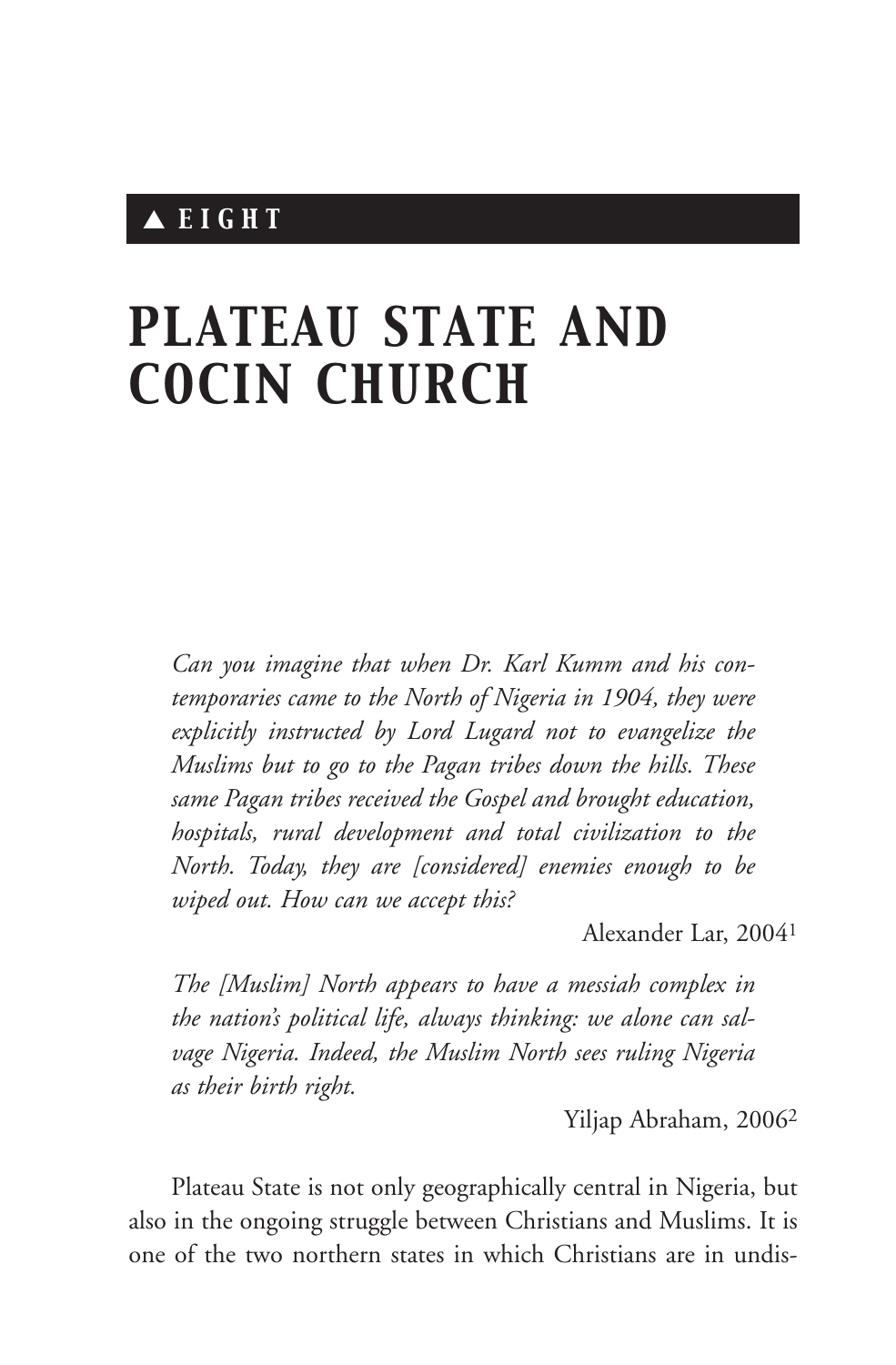▲ **EIGHT**

# PLATEAU STATE AND COCIN CHURCH

> *Can you imagine that when Dr. Karl Kumm and his contemporaries came to the North of Nigeria in 1904, they were explicitly instructed by Lord Lugard not to evangelize the Muslims but to go to the Pagan tribes down the hills. These same Pagan tribes received the Gospel and brought education, hospitals, rural development and total civilization to the North. Today, they are [considered] enemies enough to be wiped out. How can we accept this?*
>
> Alexander Lar, 2004[1]

> *The [Muslim] North appears to have a messiah complex in the nation's political life, always thinking: we alone can salvage Nigeria. Indeed, the Muslim North sees ruling Nigeria as their birth right.*
>
> Yiljap Abraham, 2006[2]

Plateau State is not only geographically central in Nigeria, but also in the ongoing struggle between Christians and Muslims. It is one of the two northern states in which Christians are in undis-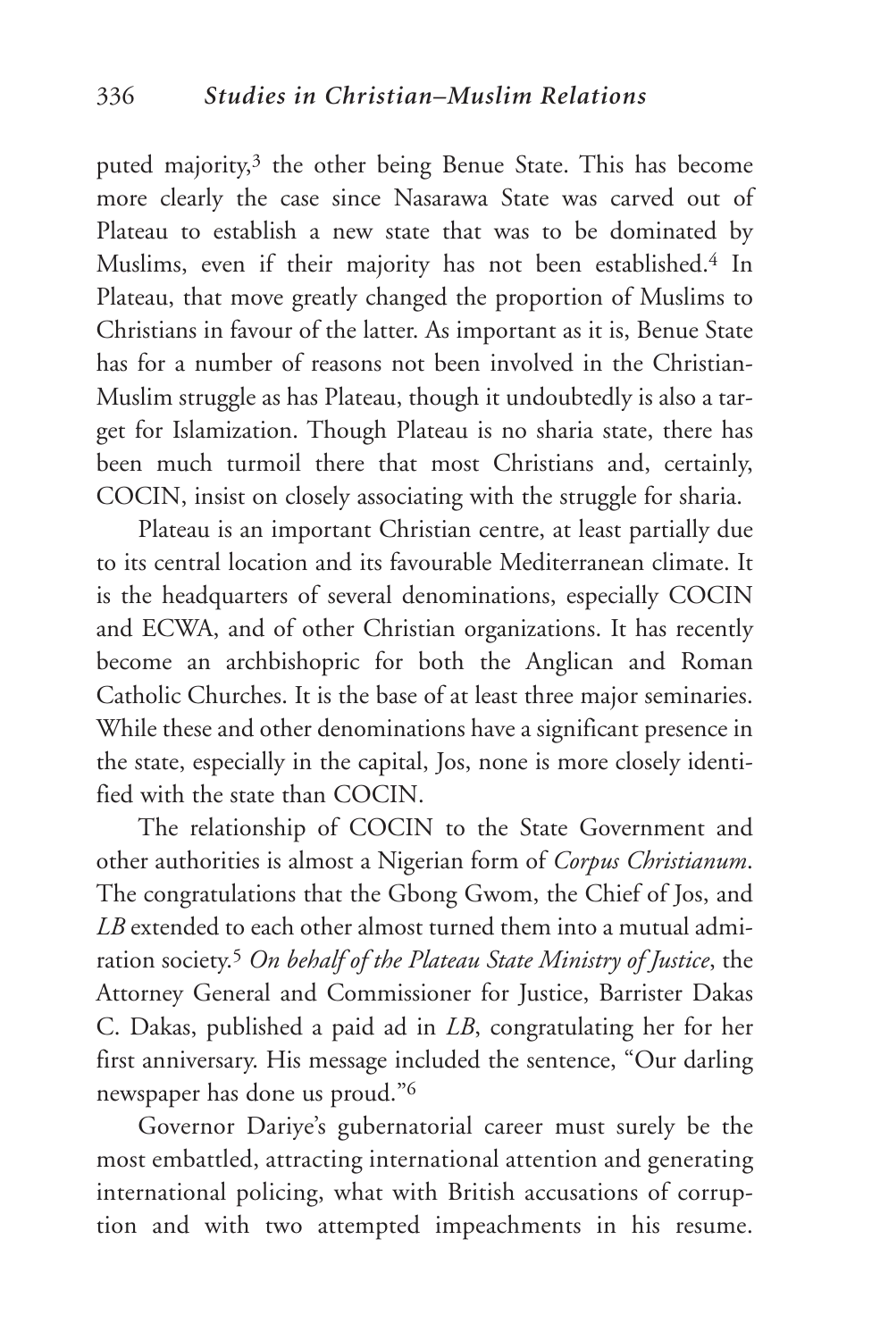puted majority,[3] the other being Benue State. This has become more clearly the case since Nasarawa State was carved out of Plateau to establish a new state that was to be dominated by Muslims, even if their majority has not been established.[4] In Plateau, that move greatly changed the proportion of Muslims to Christians in favour of the latter. As important as it is, Benue State has for a number of reasons not been involved in the Christian-Muslim struggle as has Plateau, though it undoubtedly is also a target for Islamization. Though Plateau is no sharia state, there has been much turmoil there that most Christians and, certainly, COCIN, insist on closely associating with the struggle for sharia.

Plateau is an important Christian centre, at least partially due to its central location and its favourable Mediterranean climate. It is the headquarters of several denominations, especially COCIN and ECWA, and of other Christian organizations. It has recently become an archbishopric for both the Anglican and Roman Catholic Churches. It is the base of at least three major seminaries. While these and other denominations have a significant presence in the state, especially in the capital, Jos, none is more closely identified with the state than COCIN.

The relationship of COCIN to the State Government and other authorities is almost a Nigerian form of *Corpus Christianum*. The congratulations that the Gbong Gwom, the Chief of Jos, and *LB* extended to each other almost turned them into a mutual admiration society.[5] *On behalf of the Plateau State Ministry of Justice*, the Attorney General and Commissioner for Justice, Barrister Dakas C. Dakas, published a paid ad in *LB*, congratulating her for her first anniversary. His message included the sentence, "Our darling newspaper has done us proud."[6]

Governor Dariye's gubernatorial career must surely be the most embattled, attracting international attention and generating international policing, what with British accusations of corruption and with two attempted impeachments in his resume.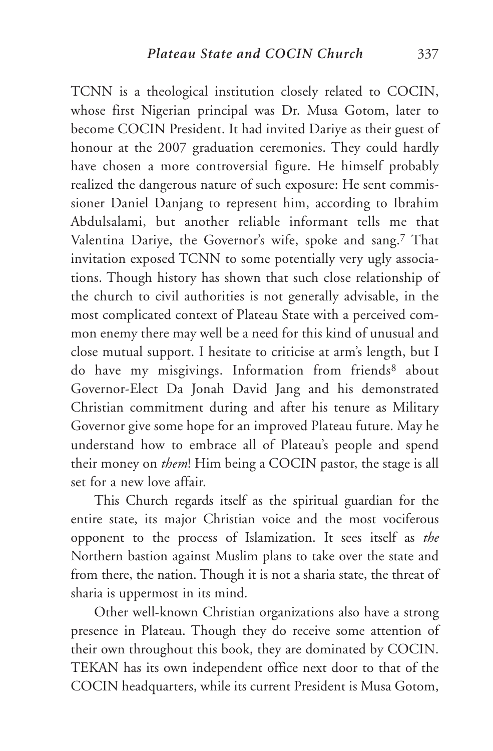TCNN is a theological institution closely related to COCIN, whose first Nigerian principal was Dr. Musa Gotom, later to become COCIN President. It had invited Dariye as their guest of honour at the 2007 graduation ceremonies. They could hardly have chosen a more controversial figure. He himself probably realized the dangerous nature of such exposure: He sent commissioner Daniel Danjang to represent him, according to Ibrahim Abdulsalami, but another reliable informant tells me that Valentina Dariye, the Governor's wife, spoke and sang.[7] That invitation exposed TCNN to some potentially very ugly associations. Though history has shown that such close relationship of the church to civil authorities is not generally advisable, in the most complicated context of Plateau State with a perceived common enemy there may well be a need for this kind of unusual and close mutual support. I hesitate to criticise at arm's length, but I do have my misgivings. Information from friends[8] about Governor-Elect Da Jonah David Jang and his demonstrated Christian commitment during and after his tenure as Military Governor give some hope for an improved Plateau future. May he understand how to embrace all of Plateau's people and spend their money on *them*! Him being a COCIN pastor, the stage is all set for a new love affair.

This Church regards itself as the spiritual guardian for the entire state, its major Christian voice and the most vociferous opponent to the process of Islamization. It sees itself as *the* Northern bastion against Muslim plans to take over the state and from there, the nation. Though it is not a sharia state, the threat of sharia is uppermost in its mind.

Other well-known Christian organizations also have a strong presence in Plateau. Though they do receive some attention of their own throughout this book, they are dominated by COCIN. TEKAN has its own independent office next door to that of the COCIN headquarters, while its current President is Musa Gotom,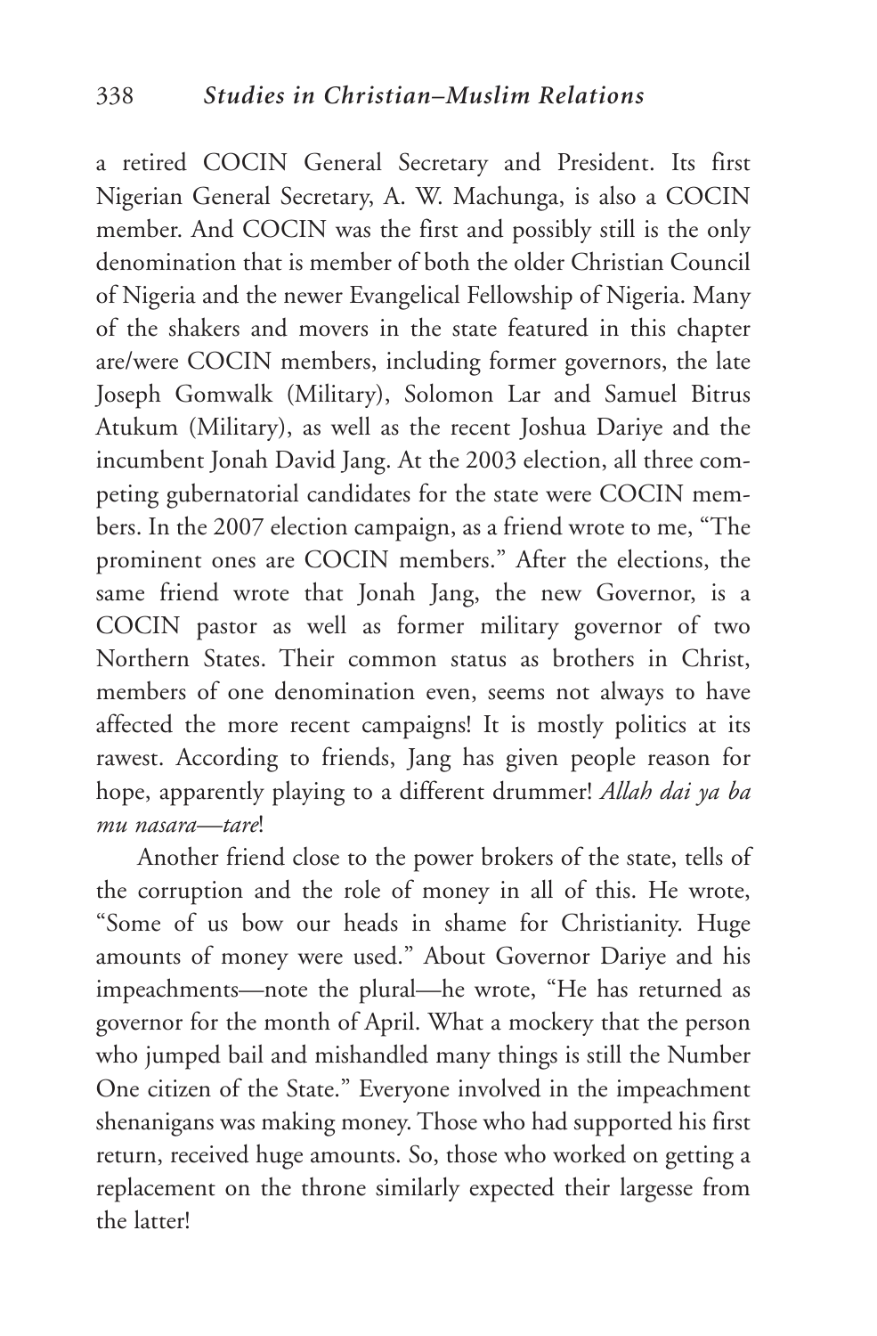a retired COCIN General Secretary and President. Its first Nigerian General Secretary, A. W. Machunga, is also a COCIN member. And COCIN was the first and possibly still is the only denomination that is member of both the older Christian Council of Nigeria and the newer Evangelical Fellowship of Nigeria. Many of the shakers and movers in the state featured in this chapter are/were COCIN members, including former governors, the late Joseph Gomwalk (Military), Solomon Lar and Samuel Bitrus Atukum (Military), as well as the recent Joshua Dariye and the incumbent Jonah David Jang. At the 2003 election, all three competing gubernatorial candidates for the state were COCIN members. In the 2007 election campaign, as a friend wrote to me, "The prominent ones are COCIN members." After the elections, the same friend wrote that Jonah Jang, the new Governor, is a COCIN pastor as well as former military governor of two Northern States. Their common status as brothers in Christ, members of one denomination even, seems not always to have affected the more recent campaigns! It is mostly politics at its rawest. According to friends, Jang has given people reason for hope, apparently playing to a different drummer! *Allah dai ya ba mu nasara—tare*!

Another friend close to the power brokers of the state, tells of the corruption and the role of money in all of this. He wrote, "Some of us bow our heads in shame for Christianity. Huge amounts of money were used." About Governor Dariye and his impeachments—note the plural—he wrote, "He has returned as governor for the month of April. What a mockery that the person who jumped bail and mishandled many things is still the Number One citizen of the State." Everyone involved in the impeachment shenanigans was making money. Those who had supported his first return, received huge amounts. So, those who worked on getting a replacement on the throne similarly expected their largesse from the latter!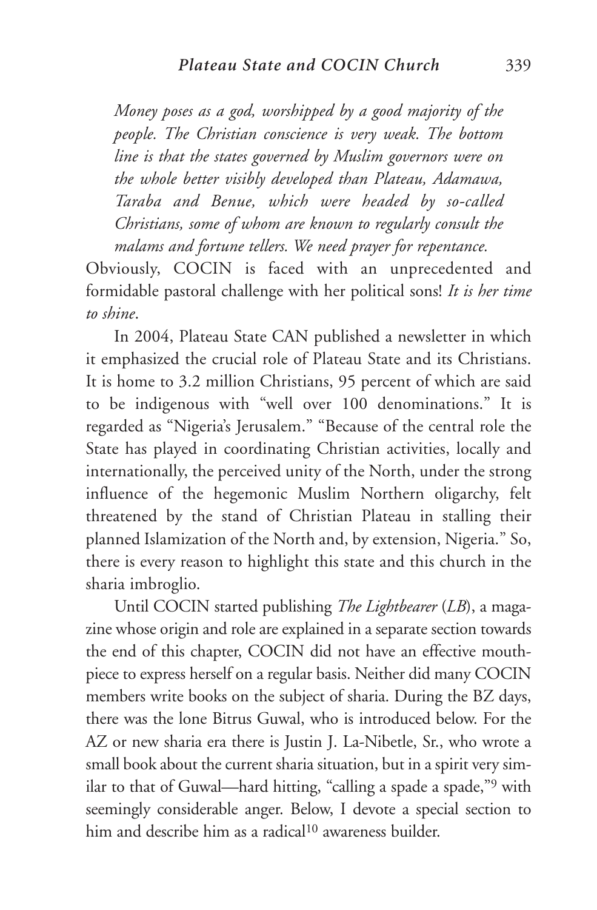> *Money poses as a god, worshipped by a good majority of the people. The Christian conscience is very weak. The bottom line is that the states governed by Muslim governors were on the whole better visibly developed than Plateau, Adamawa, Taraba and Benue, which were headed by so-called Christians, some of whom are known to regularly consult the malams and fortune tellers. We need prayer for repentance.*

Obviously, COCIN is faced with an unprecedented and formidable pastoral challenge with her political sons! *It is her time to shine*.

In 2004, Plateau State CAN published a newsletter in which it emphasized the crucial role of Plateau State and its Christians. It is home to 3.2 million Christians, 95 percent of which are said to be indigenous with "well over 100 denominations." It is regarded as "Nigeria's Jerusalem." "Because of the central role the State has played in coordinating Christian activities, locally and internationally, the perceived unity of the North, under the strong influence of the hegemonic Muslim Northern oligarchy, felt threatened by the stand of Christian Plateau in stalling their planned Islamization of the North and, by extension, Nigeria." So, there is every reason to highlight this state and this church in the sharia imbroglio.

Until COCIN started publishing *The Lightbearer* (*LB*), a magazine whose origin and role are explained in a separate section towards the end of this chapter, COCIN did not have an effective mouthpiece to express herself on a regular basis. Neither did many COCIN members write books on the subject of sharia. During the BZ days, there was the lone Bitrus Guwal, who is introduced below. For the AZ or new sharia era there is Justin J. La-Nibetle, Sr., who wrote a small book about the current sharia situation, but in a spirit very similar to that of Guwal—hard hitting, "calling a spade a spade,"[9] with seemingly considerable anger. Below, I devote a special section to him and describe him as a radical[10] awareness builder.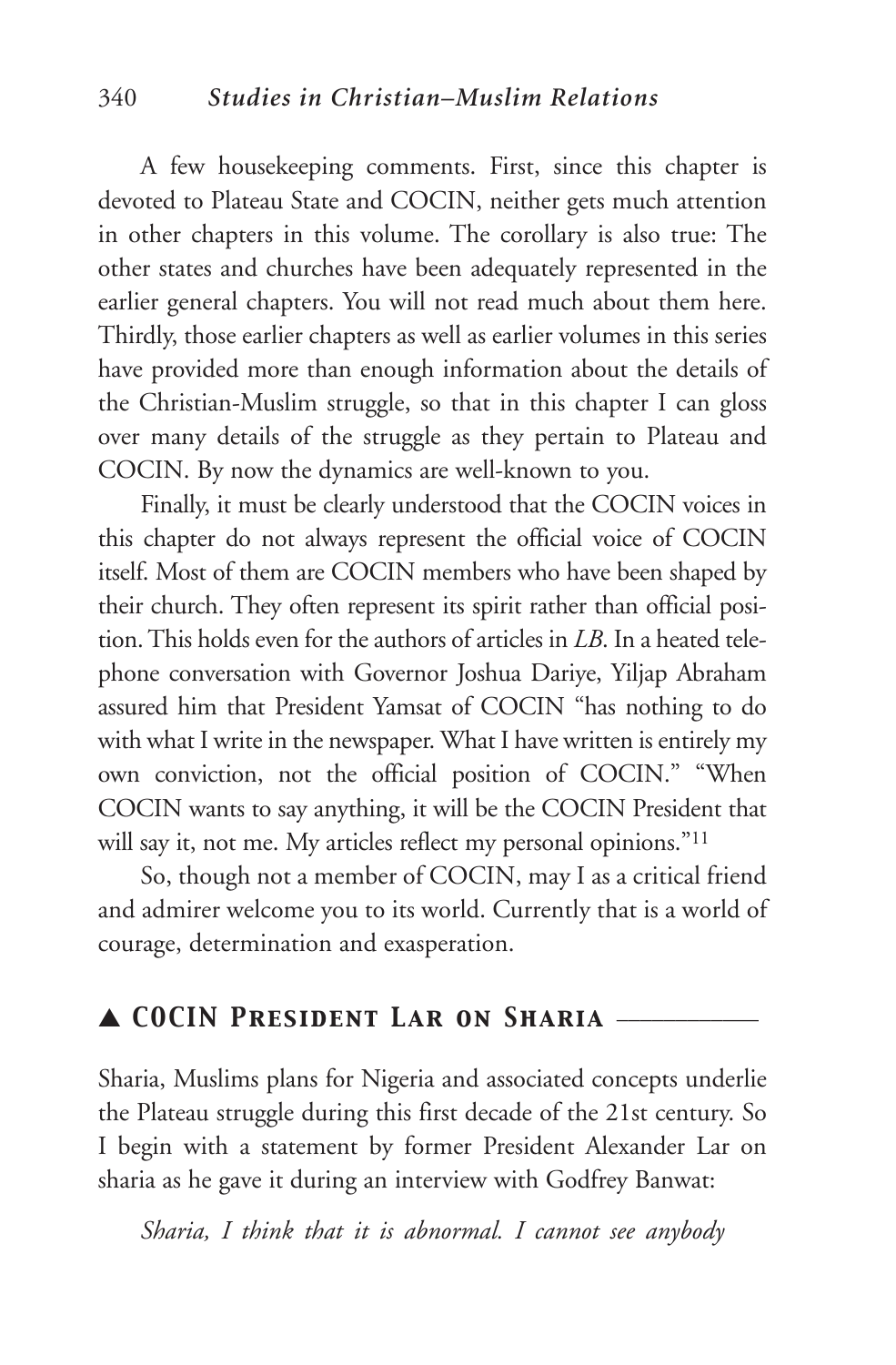A few housekeeping comments. First, since this chapter is devoted to Plateau State and COCIN, neither gets much attention in other chapters in this volume. The corollary is also true: The other states and churches have been adequately represented in the earlier general chapters. You will not read much about them here. Thirdly, those earlier chapters as well as earlier volumes in this series have provided more than enough information about the details of the Christian-Muslim struggle, so that in this chapter I can gloss over many details of the struggle as they pertain to Plateau and COCIN. By now the dynamics are well-known to you.

Finally, it must be clearly understood that the COCIN voices in this chapter do not always represent the official voice of COCIN itself. Most of them are COCIN members who have been shaped by their church. They often represent its spirit rather than official position. This holds even for the authors of articles in *LB*. In a heated telephone conversation with Governor Joshua Dariye, Yiljap Abraham assured him that President Yamsat of COCIN "has nothing to do with what I write in the newspaper. What I have written is entirely my own conviction, not the official position of COCIN." "When COCIN wants to say anything, it will be the COCIN President that will say it, not me. My articles reflect my personal opinions."[11]

So, though not a member of COCIN, may I as a critical friend and admirer welcome you to its world. Currently that is a world of courage, determination and exasperation.

## ▲ COCIN President Lar on Sharia

Sharia, Muslims plans for Nigeria and associated concepts underlie the Plateau struggle during this first decade of the 21st century. So I begin with a statement by former President Alexander Lar on sharia as he gave it during an interview with Godfrey Banwat:

*Sharia, I think that it is abnormal. I cannot see anybody*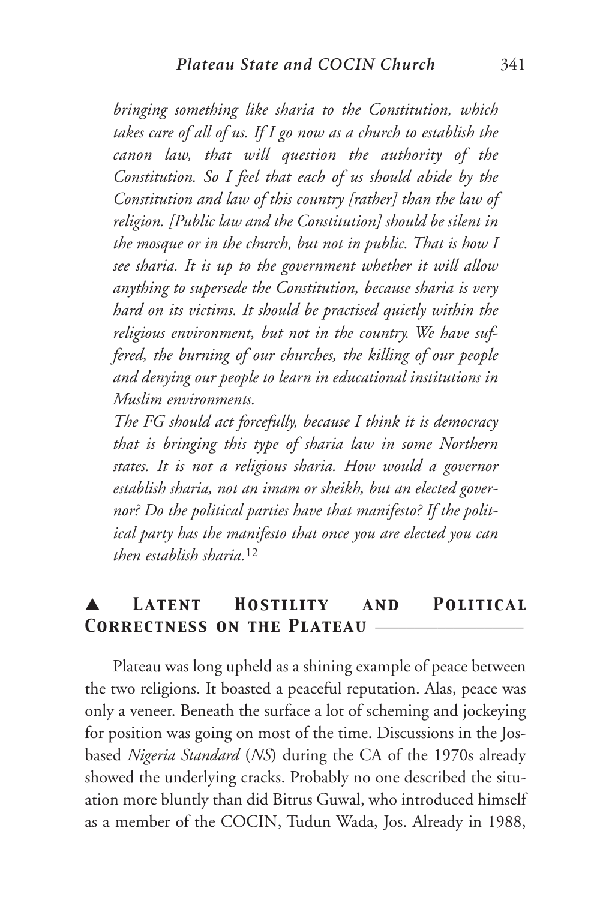*bringing something like sharia to the Constitution, which takes care of all of us. If I go now as a church to establish the canon law, that will question the authority of the Constitution. So I feel that each of us should abide by the Constitution and law of this country [rather] than the law of religion. [Public law and the Constitution] should be silent in the mosque or in the church, but not in public. That is how I see sharia. It is up to the government whether it will allow anything to supersede the Constitution, because sharia is very hard on its victims. It should be practised quietly within the religious environment, but not in the country. We have suffered, the burning of our churches, the killing of our people and denying our people to learn in educational institutions in Muslim environments.*

*The FG should act forcefully, because I think it is democracy that is bringing this type of sharia law in some Northern states. It is not a religious sharia. How would a governor establish sharia, not an imam or sheikh, but an elected governor? Do the political parties have that manifesto? If the political party has the manifesto that once you are elected you can then establish sharia.*[12]

## ▲ Latent Hostility and Political Correctness on the Plateau

Plateau was long upheld as a shining example of peace between the two religions. It boasted a peaceful reputation. Alas, peace was only a veneer. Beneath the surface a lot of scheming and jockeying for position was going on most of the time. Discussions in the Jos-based *Nigeria Standard* (*NS*) during the CA of the 1970s already showed the underlying cracks. Probably no one described the situation more bluntly than did Bitrus Guwal, who introduced himself as a member of the COCIN, Tudun Wada, Jos. Already in 1988,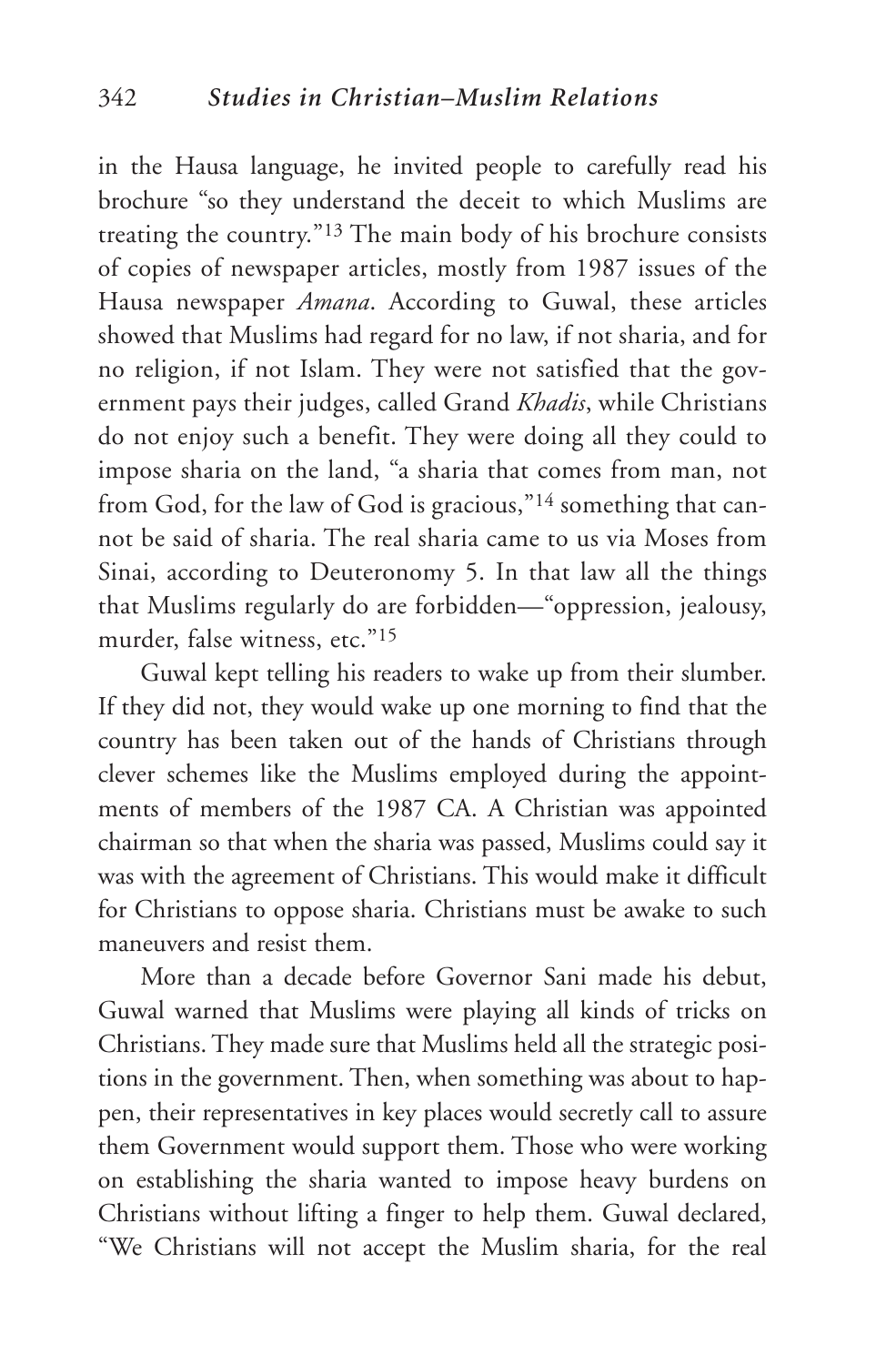in the Hausa language, he invited people to carefully read his brochure "so they understand the deceit to which Muslims are treating the country."[13] The main body of his brochure consists of copies of newspaper articles, mostly from 1987 issues of the Hausa newspaper *Amana*. According to Guwal, these articles showed that Muslims had regard for no law, if not sharia, and for no religion, if not Islam. They were not satisfied that the government pays their judges, called Grand *Khadis*, while Christians do not enjoy such a benefit. They were doing all they could to impose sharia on the land, "a sharia that comes from man, not from God, for the law of God is gracious,"[14] something that cannot be said of sharia. The real sharia came to us via Moses from Sinai, according to Deuteronomy 5. In that law all the things that Muslims regularly do are forbidden—"oppression, jealousy, murder, false witness, etc."[15]

Guwal kept telling his readers to wake up from their slumber. If they did not, they would wake up one morning to find that the country has been taken out of the hands of Christians through clever schemes like the Muslims employed during the appointments of members of the 1987 CA. A Christian was appointed chairman so that when the sharia was passed, Muslims could say it was with the agreement of Christians. This would make it difficult for Christians to oppose sharia. Christians must be awake to such maneuvers and resist them.

More than a decade before Governor Sani made his debut, Guwal warned that Muslims were playing all kinds of tricks on Christians. They made sure that Muslims held all the strategic positions in the government. Then, when something was about to happen, their representatives in key places would secretly call to assure them Government would support them. Those who were working on establishing the sharia wanted to impose heavy burdens on Christians without lifting a finger to help them. Guwal declared, "We Christians will not accept the Muslim sharia, for the real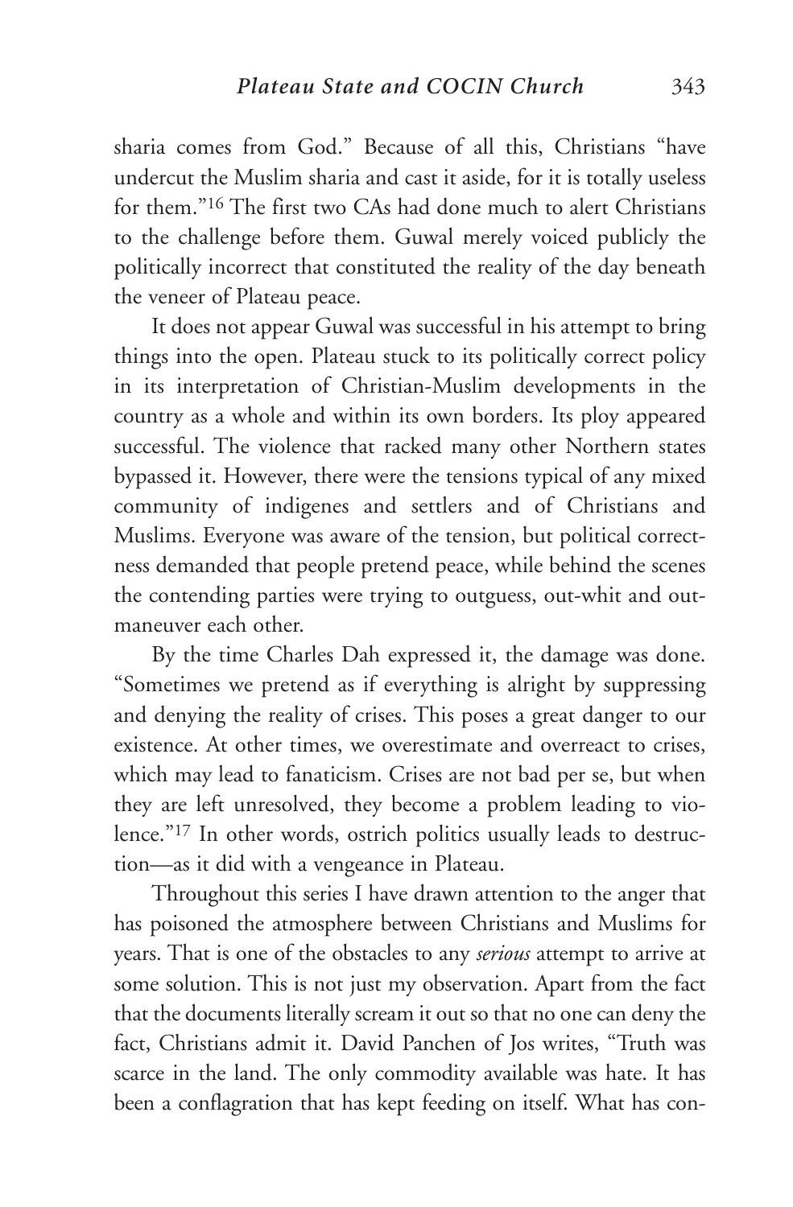sharia comes from God." Because of all this, Christians "have undercut the Muslim sharia and cast it aside, for it is totally useless for them."[16] The first two CAs had done much to alert Christians to the challenge before them. Guwal merely voiced publicly the politically incorrect that constituted the reality of the day beneath the veneer of Plateau peace.

It does not appear Guwal was successful in his attempt to bring things into the open. Plateau stuck to its politically correct policy in its interpretation of Christian-Muslim developments in the country as a whole and within its own borders. Its ploy appeared successful. The violence that racked many other Northern states bypassed it. However, there were the tensions typical of any mixed community of indigenes and settlers and of Christians and Muslims. Everyone was aware of the tension, but political correctness demanded that people pretend peace, while behind the scenes the contending parties were trying to outguess, out-whit and outmaneuver each other.

By the time Charles Dah expressed it, the damage was done. "Sometimes we pretend as if everything is alright by suppressing and denying the reality of crises. This poses a great danger to our existence. At other times, we overestimate and overreact to crises, which may lead to fanaticism. Crises are not bad per se, but when they are left unresolved, they become a problem leading to violence."[17] In other words, ostrich politics usually leads to destruction—as it did with a vengeance in Plateau.

Throughout this series I have drawn attention to the anger that has poisoned the atmosphere between Christians and Muslims for years. That is one of the obstacles to any *serious* attempt to arrive at some solution. This is not just my observation. Apart from the fact that the documents literally scream it out so that no one can deny the fact, Christians admit it. David Panchen of Jos writes, "Truth was scarce in the land. The only commodity available was hate. It has been a conflagration that has kept feeding on itself. What has con-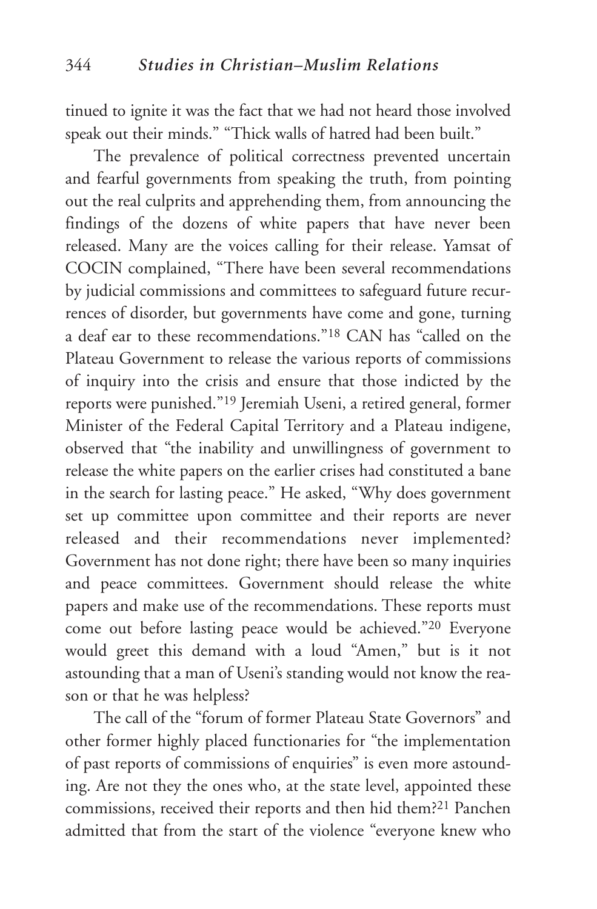tinued to ignite it was the fact that we had not heard those involved speak out their minds." "Thick walls of hatred had been built."

The prevalence of political correctness prevented uncertain and fearful governments from speaking the truth, from pointing out the real culprits and apprehending them, from announcing the findings of the dozens of white papers that have never been released. Many are the voices calling for their release. Yamsat of COCIN complained, "There have been several recommendations by judicial commissions and committees to safeguard future recurrences of disorder, but governments have come and gone, turning a deaf ear to these recommendations."[18] CAN has "called on the Plateau Government to release the various reports of commissions of inquiry into the crisis and ensure that those indicted by the reports were punished."[19] Jeremiah Useni, a retired general, former Minister of the Federal Capital Territory and a Plateau indigene, observed that "the inability and unwillingness of government to release the white papers on the earlier crises had constituted a bane in the search for lasting peace." He asked, "Why does government set up committee upon committee and their reports are never released and their recommendations never implemented? Government has not done right; there have been so many inquiries and peace committees. Government should release the white papers and make use of the recommendations. These reports must come out before lasting peace would be achieved."[20] Everyone would greet this demand with a loud "Amen," but is it not astounding that a man of Useni's standing would not know the reason or that he was helpless?

The call of the "forum of former Plateau State Governors" and other former highly placed functionaries for "the implementation of past reports of commissions of enquiries" is even more astounding. Are not they the ones who, at the state level, appointed these commissions, received their reports and then hid them?[21] Panchen admitted that from the start of the violence "everyone knew who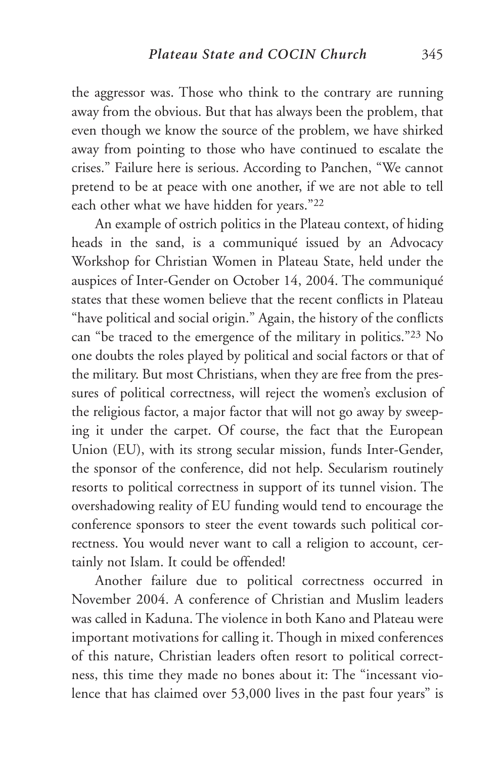the aggressor was. Those who think to the contrary are running away from the obvious. But that has always been the problem, that even though we know the source of the problem, we have shirked away from pointing to those who have continued to escalate the crises." Failure here is serious. According to Panchen, "We cannot pretend to be at peace with one another, if we are not able to tell each other what we have hidden for years."[22]

An example of ostrich politics in the Plateau context, of hiding heads in the sand, is a communiqué issued by an Advocacy Workshop for Christian Women in Plateau State, held under the auspices of Inter-Gender on October 14, 2004. The communiqué states that these women believe that the recent conflicts in Plateau "have political and social origin." Again, the history of the conflicts can "be traced to the emergence of the military in politics."[23] No one doubts the roles played by political and social factors or that of the military. But most Christians, when they are free from the pressures of political correctness, will reject the women's exclusion of the religious factor, a major factor that will not go away by sweeping it under the carpet. Of course, the fact that the European Union (EU), with its strong secular mission, funds Inter-Gender, the sponsor of the conference, did not help. Secularism routinely resorts to political correctness in support of its tunnel vision. The overshadowing reality of EU funding would tend to encourage the conference sponsors to steer the event towards such political correctness. You would never want to call a religion to account, certainly not Islam. It could be offended!

Another failure due to political correctness occurred in November 2004. A conference of Christian and Muslim leaders was called in Kaduna. The violence in both Kano and Plateau were important motivations for calling it. Though in mixed conferences of this nature, Christian leaders often resort to political correctness, this time they made no bones about it: The "incessant violence that has claimed over 53,000 lives in the past four years" is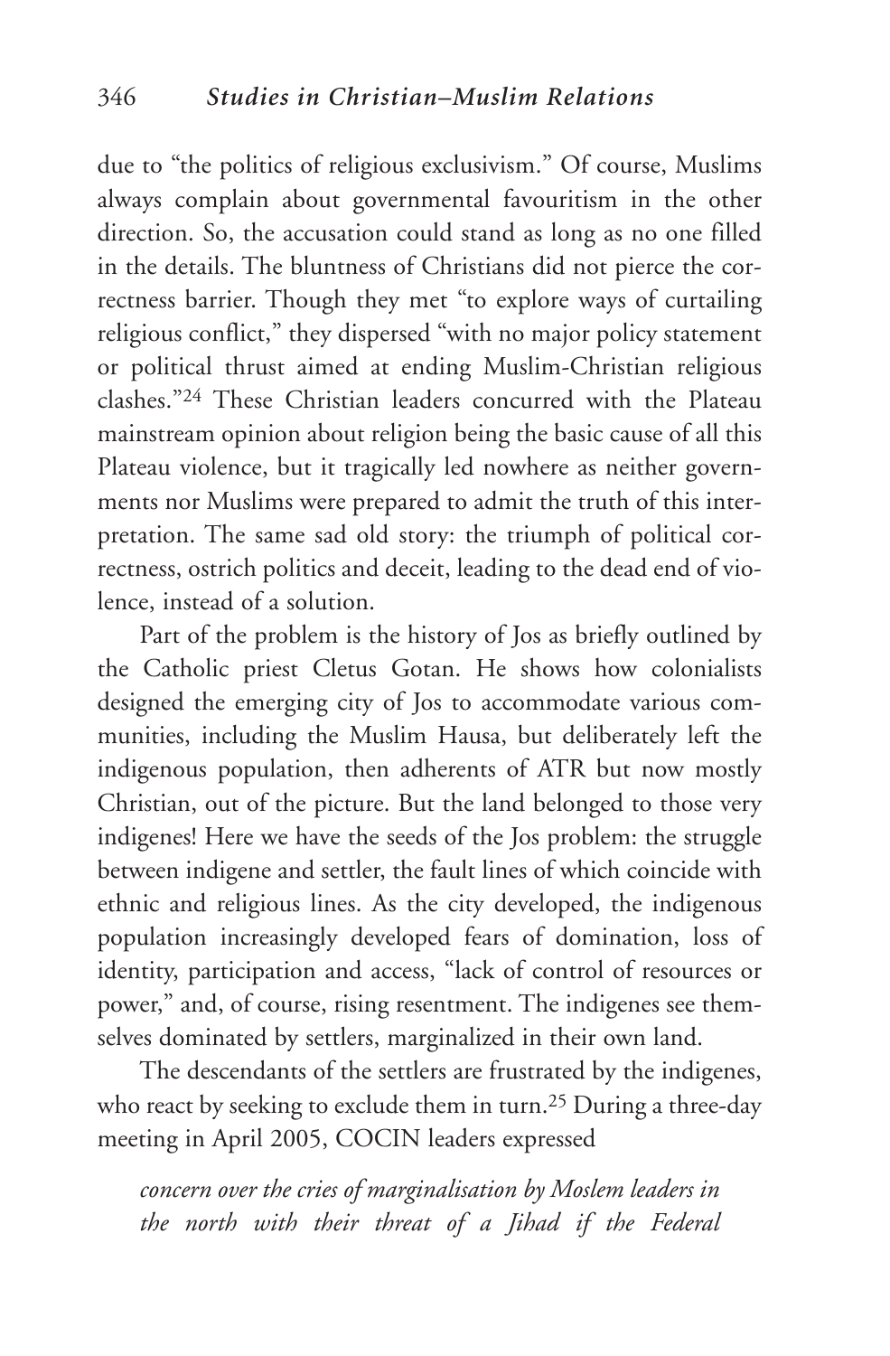due to "the politics of religious exclusivism." Of course, Muslims always complain about governmental favouritism in the other direction. So, the accusation could stand as long as no one filled in the details. The bluntness of Christians did not pierce the correctness barrier. Though they met "to explore ways of curtailing religious conflict," they dispersed "with no major policy statement or political thrust aimed at ending Muslim-Christian religious clashes."[24] These Christian leaders concurred with the Plateau mainstream opinion about religion being the basic cause of all this Plateau violence, but it tragically led nowhere as neither governments nor Muslims were prepared to admit the truth of this interpretation. The same sad old story: the triumph of political correctness, ostrich politics and deceit, leading to the dead end of violence, instead of a solution.

Part of the problem is the history of Jos as briefly outlined by the Catholic priest Cletus Gotan. He shows how colonialists designed the emerging city of Jos to accommodate various communities, including the Muslim Hausa, but deliberately left the indigenous population, then adherents of ATR but now mostly Christian, out of the picture. But the land belonged to those very indigenes! Here we have the seeds of the Jos problem: the struggle between indigene and settler, the fault lines of which coincide with ethnic and religious lines. As the city developed, the indigenous population increasingly developed fears of domination, loss of identity, participation and access, "lack of control of resources or power," and, of course, rising resentment. The indigenes see themselves dominated by settlers, marginalized in their own land.

The descendants of the settlers are frustrated by the indigenes, who react by seeking to exclude them in turn.[25] During a three-day meeting in April 2005, COCIN leaders expressed

> *concern over the cries of marginalisation by Moslem leaders in the north with their threat of a Jihad if the Federal*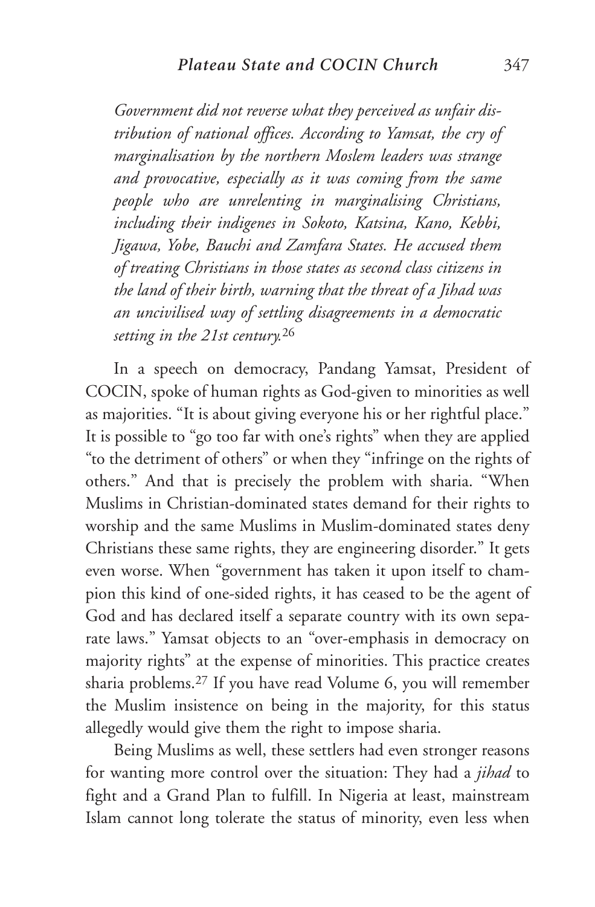*Government did not reverse what they perceived as unfair distribution of national offices. According to Yamsat, the cry of marginalisation by the northern Moslem leaders was strange and provocative, especially as it was coming from the same people who are unrelenting in marginalising Christians, including their indigenes in Sokoto, Katsina, Kano, Kebbi, Jigawa, Yobe, Bauchi and Zamfara States. He accused them of treating Christians in those states as second class citizens in the land of their birth, warning that the threat of a Jihad was an uncivilised way of settling disagreements in a democratic setting in the 21st century.*[26]

In a speech on democracy, Pandang Yamsat, President of COCIN, spoke of human rights as God-given to minorities as well as majorities. "It is about giving everyone his or her rightful place." It is possible to "go too far with one's rights" when they are applied "to the detriment of others" or when they "infringe on the rights of others." And that is precisely the problem with sharia. "When Muslims in Christian-dominated states demand for their rights to worship and the same Muslims in Muslim-dominated states deny Christians these same rights, they are engineering disorder." It gets even worse. When "government has taken it upon itself to champion this kind of one-sided rights, it has ceased to be the agent of God and has declared itself a separate country with its own separate laws." Yamsat objects to an "over-emphasis in democracy on majority rights" at the expense of minorities. This practice creates sharia problems.[27] If you have read Volume 6, you will remember the Muslim insistence on being in the majority, for this status allegedly would give them the right to impose sharia.

Being Muslims as well, these settlers had even stronger reasons for wanting more control over the situation: They had a *jihad* to fight and a Grand Plan to fulfill. In Nigeria at least, mainstream Islam cannot long tolerate the status of minority, even less when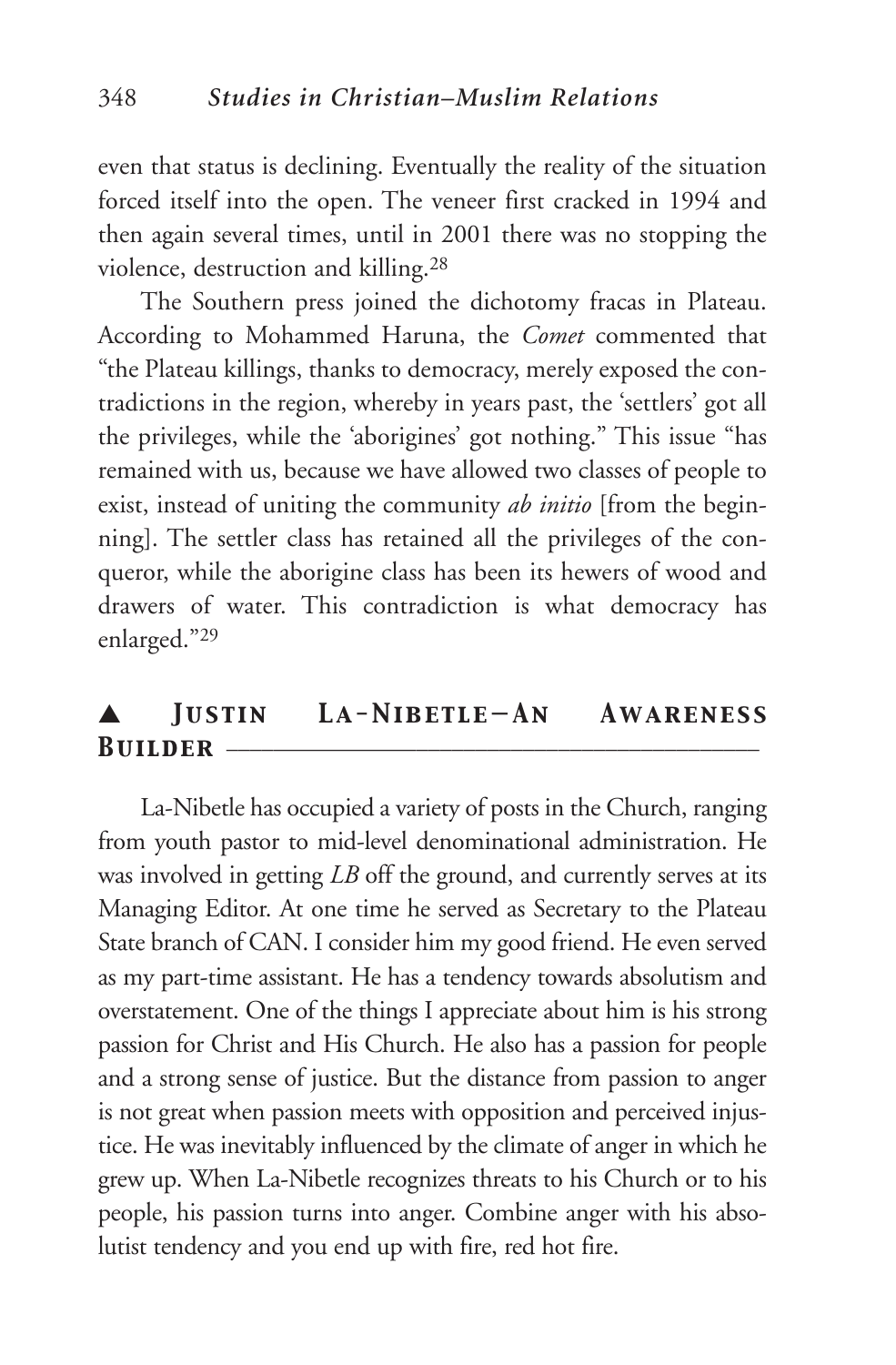even that status is declining. Eventually the reality of the situation forced itself into the open. The veneer first cracked in 1994 and then again several times, until in 2001 there was no stopping the violence, destruction and killing.[28]

The Southern press joined the dichotomy fracas in Plateau. According to Mohammed Haruna, the *Comet* commented that "the Plateau killings, thanks to democracy, merely exposed the contradictions in the region, whereby in years past, the 'settlers' got all the privileges, while the 'aborigines' got nothing." This issue "has remained with us, because we have allowed two classes of people to exist, instead of uniting the community *ab initio* [from the beginning]. The settler class has retained all the privileges of the conqueror, while the aborigine class has been its hewers of wood and drawers of water. This contradiction is what democracy has enlarged."[29]

## ▲ Justin La-Nibetle—An Awareness Builder

La-Nibetle has occupied a variety of posts in the Church, ranging from youth pastor to mid-level denominational administration. He was involved in getting *LB* off the ground, and currently serves at its Managing Editor. At one time he served as Secretary to the Plateau State branch of CAN. I consider him my good friend. He even served as my part-time assistant. He has a tendency towards absolutism and overstatement. One of the things I appreciate about him is his strong passion for Christ and His Church. He also has a passion for people and a strong sense of justice. But the distance from passion to anger is not great when passion meets with opposition and perceived injustice. He was inevitably influenced by the climate of anger in which he grew up. When La-Nibetle recognizes threats to his Church or to his people, his passion turns into anger. Combine anger with his absolutist tendency and you end up with fire, red hot fire.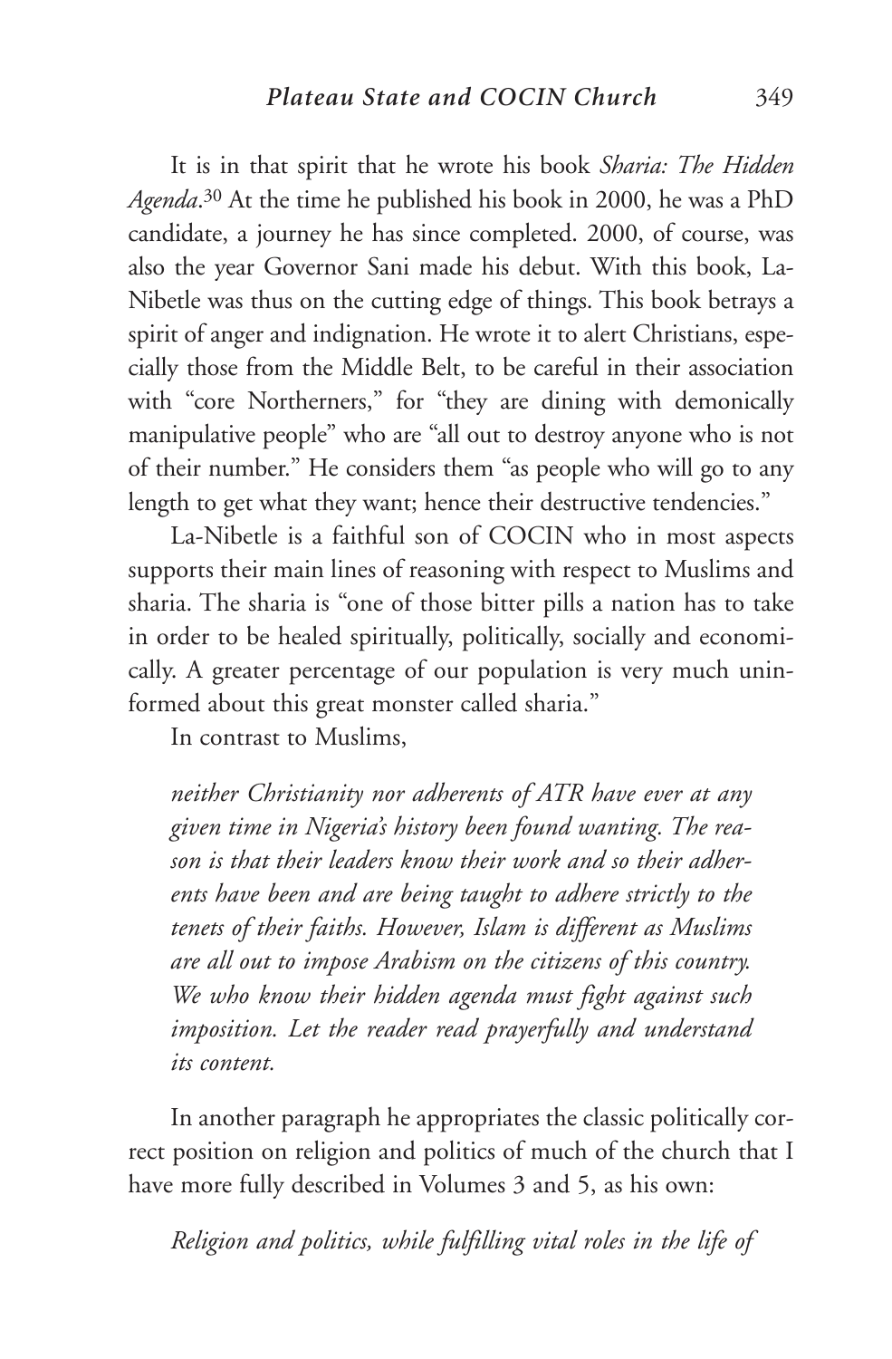It is in that spirit that he wrote his book *Sharia: The Hidden Agenda*.[30] At the time he published his book in 2000, he was a PhD candidate, a journey he has since completed. 2000, of course, was also the year Governor Sani made his debut. With this book, La-Nibetle was thus on the cutting edge of things. This book betrays a spirit of anger and indignation. He wrote it to alert Christians, especially those from the Middle Belt, to be careful in their association with "core Northerners," for "they are dining with demonically manipulative people" who are "all out to destroy anyone who is not of their number." He considers them "as people who will go to any length to get what they want; hence their destructive tendencies."

La-Nibetle is a faithful son of COCIN who in most aspects supports their main lines of reasoning with respect to Muslims and sharia. The sharia is "one of those bitter pills a nation has to take in order to be healed spiritually, politically, socially and economically. A greater percentage of our population is very much uninformed about this great monster called sharia."

In contrast to Muslims,

> *neither Christianity nor adherents of ATR have ever at any given time in Nigeria's history been found wanting. The reason is that their leaders know their work and so their adherents have been and are being taught to adhere strictly to the tenets of their faiths. However, Islam is different as Muslims are all out to impose Arabism on the citizens of this country. We who know their hidden agenda must fight against such imposition. Let the reader read prayerfully and understand its content.*

In another paragraph he appropriates the classic politically correct position on religion and politics of much of the church that I have more fully described in Volumes 3 and 5, as his own:

> *Religion and politics, while fulfilling vital roles in the life of*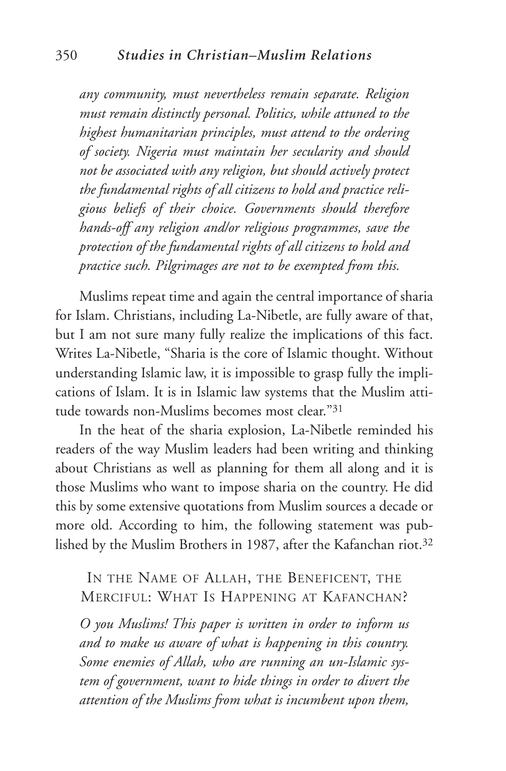*any community, must nevertheless remain separate. Religion must remain distinctly personal. Politics, while attuned to the highest humanitarian principles, must attend to the ordering of society. Nigeria must maintain her secularity and should not be associated with any religion, but should actively protect the fundamental rights of all citizens to hold and practice religious beliefs of their choice. Governments should therefore hands-off any religion and/or religious programmes, save the protection of the fundamental rights of all citizens to hold and practice such. Pilgrimages are not to be exempted from this.*

Muslims repeat time and again the central importance of sharia for Islam. Christians, including La-Nibetle, are fully aware of that, but I am not sure many fully realize the implications of this fact. Writes La-Nibetle, "Sharia is the core of Islamic thought. Without understanding Islamic law, it is impossible to grasp fully the implications of Islam. It is in Islamic law systems that the Muslim attitude towards non-Muslims becomes most clear."[31]

In the heat of the sharia explosion, La-Nibetle reminded his readers of the way Muslim leaders had been writing and thinking about Christians as well as planning for them all along and it is those Muslims who want to impose sharia on the country. He did this by some extensive quotations from Muslim sources a decade or more old. According to him, the following statement was published by the Muslim Brothers in 1987, after the Kafanchan riot.[32]

In the Name of Allah, the Beneficent, the Merciful: What Is Happening at Kafanchan?

*O you Muslims! This paper is written in order to inform us and to make us aware of what is happening in this country. Some enemies of Allah, who are running an un-Islamic system of government, want to hide things in order to divert the attention of the Muslims from what is incumbent upon them,*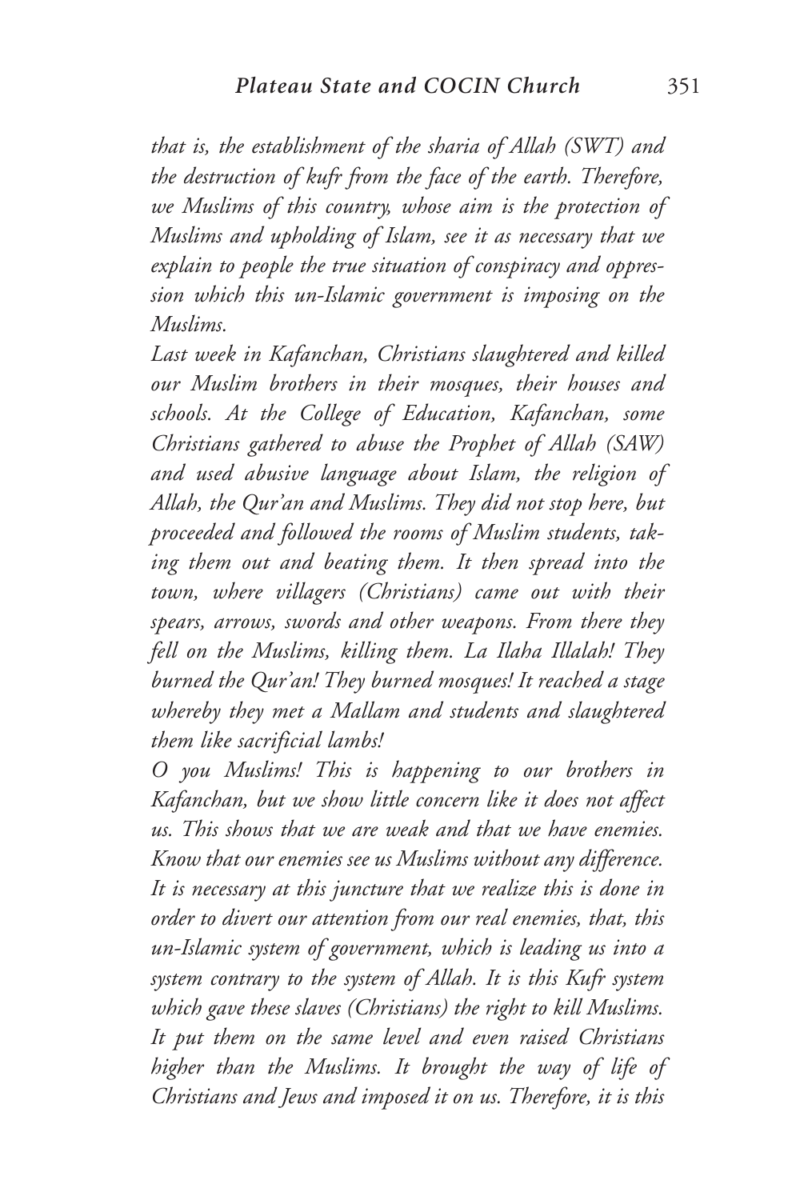*that is, the establishment of the sharia of Allah (SWT) and the destruction of kufr from the face of the earth. Therefore, we Muslims of this country, whose aim is the protection of Muslims and upholding of Islam, see it as necessary that we explain to people the true situation of conspiracy and oppression which this un-Islamic government is imposing on the Muslims.*

*Last week in Kafanchan, Christians slaughtered and killed our Muslim brothers in their mosques, their houses and schools. At the College of Education, Kafanchan, some Christians gathered to abuse the Prophet of Allah (SAW) and used abusive language about Islam, the religion of Allah, the Qur'an and Muslims. They did not stop here, but proceeded and followed the rooms of Muslim students, taking them out and beating them. It then spread into the town, where villagers (Christians) came out with their spears, arrows, swords and other weapons. From there they fell on the Muslims, killing them. La Ilaha Illalah! They burned the Qur'an! They burned mosques! It reached a stage whereby they met a Mallam and students and slaughtered them like sacrificial lambs!*

*O you Muslims! This is happening to our brothers in Kafanchan, but we show little concern like it does not affect us. This shows that we are weak and that we have enemies. Know that our enemies see us Muslims without any difference. It is necessary at this juncture that we realize this is done in order to divert our attention from our real enemies, that, this un-Islamic system of government, which is leading us into a system contrary to the system of Allah. It is this Kufr system which gave these slaves (Christians) the right to kill Muslims. It put them on the same level and even raised Christians higher than the Muslims. It brought the way of life of Christians and Jews and imposed it on us. Therefore, it is this*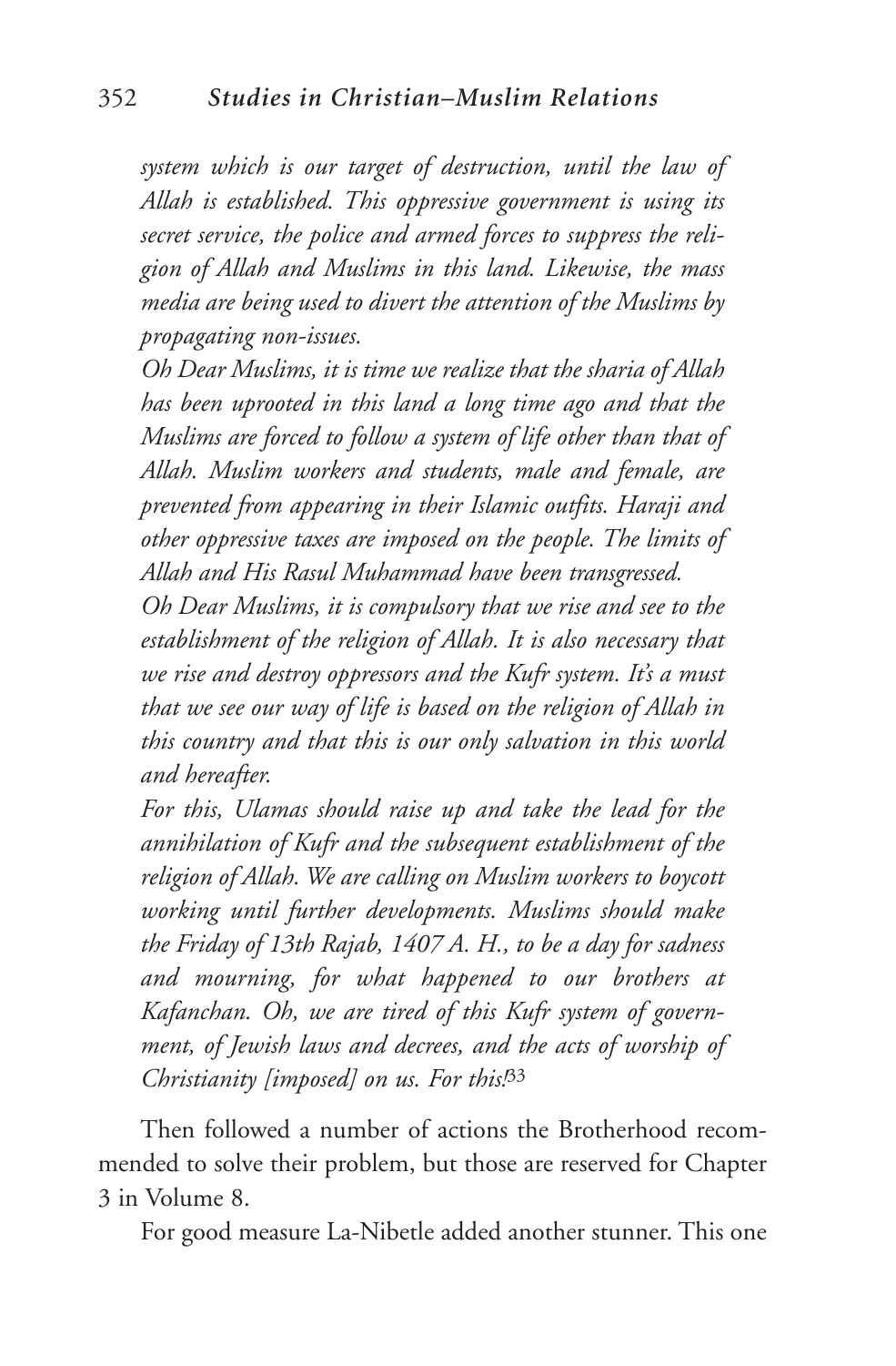*system which is our target of destruction, until the law of Allah is established. This oppressive government is using its secret service, the police and armed forces to suppress the religion of Allah and Muslims in this land. Likewise, the mass media are being used to divert the attention of the Muslims by propagating non-issues.*

*Oh Dear Muslims, it is time we realize that the sharia of Allah has been uprooted in this land a long time ago and that the Muslims are forced to follow a system of life other than that of Allah. Muslim workers and students, male and female, are prevented from appearing in their Islamic outfits. Haraji and other oppressive taxes are imposed on the people. The limits of Allah and His Rasul Muhammad have been transgressed.*

*Oh Dear Muslims, it is compulsory that we rise and see to the establishment of the religion of Allah. It is also necessary that we rise and destroy oppressors and the Kufr system. It's a must that we see our way of life is based on the religion of Allah in this country and that this is our only salvation in this world and hereafter.*

*For this, Ulamas should raise up and take the lead for the annihilation of Kufr and the subsequent establishment of the religion of Allah. We are calling on Muslim workers to boycott working until further developments. Muslims should make the Friday of 13th Rajab, 1407 A. H., to be a day for sadness and mourning, for what happened to our brothers at Kafanchan. Oh, we are tired of this Kufr system of government, of Jewish laws and decrees, and the acts of worship of Christianity [imposed] on us. For this!*[33]

Then followed a number of actions the Brotherhood recommended to solve their problem, but those are reserved for Chapter 3 in Volume 8.

For good measure La-Nibetle added another stunner. This one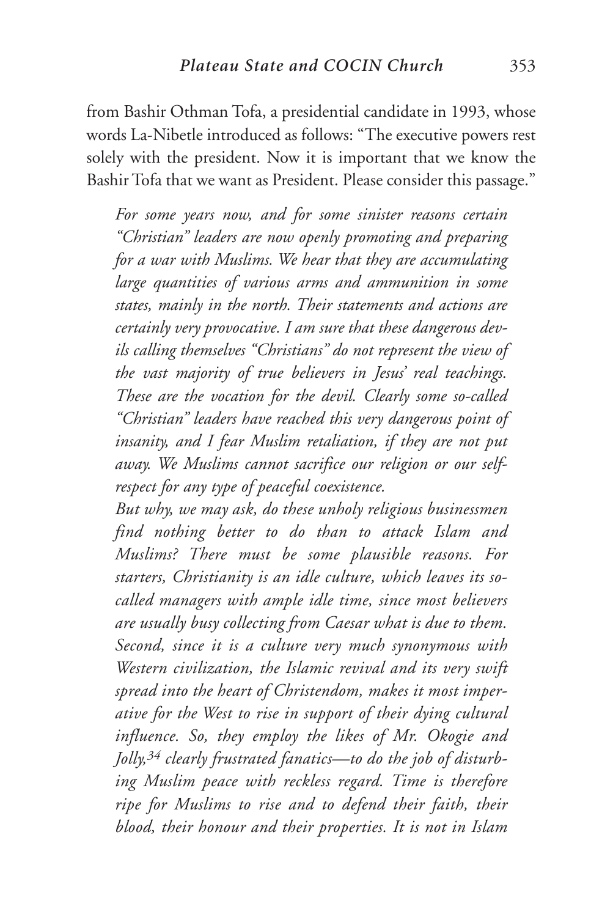from Bashir Othman Tofa, a presidential candidate in 1993, whose words La-Nibetle introduced as follows: "The executive powers rest solely with the president. Now it is important that we know the Bashir Tofa that we want as President. Please consider this passage."

> *For some years now, and for some sinister reasons certain "Christian" leaders are now openly promoting and preparing for a war with Muslims. We hear that they are accumulating large quantities of various arms and ammunition in some states, mainly in the north. Their statements and actions are certainly very provocative. I am sure that these dangerous devils calling themselves "Christians" do not represent the view of the vast majority of true believers in Jesus' real teachings. These are the vocation for the devil. Clearly some so-called "Christian" leaders have reached this very dangerous point of insanity, and I fear Muslim retaliation, if they are not put away. We Muslims cannot sacrifice our religion or our self-respect for any type of peaceful coexistence.*
>
> *But why, we may ask, do these unholy religious businessmen find nothing better to do than to attack Islam and Muslims? There must be some plausible reasons. For starters, Christianity is an idle culture, which leaves its so-called managers with ample idle time, since most believers are usually busy collecting from Caesar what is due to them. Second, since it is a culture very much synonymous with Western civilization, the Islamic revival and its very swift spread into the heart of Christendom, makes it most imperative for the West to rise in support of their dying cultural influence. So, they employ the likes of Mr. Okogie and Jolly,[34] clearly frustrated fanatics—to do the job of disturbing Muslim peace with reckless regard. Time is therefore ripe for Muslims to rise and to defend their faith, their blood, their honour and their properties. It is not in Islam*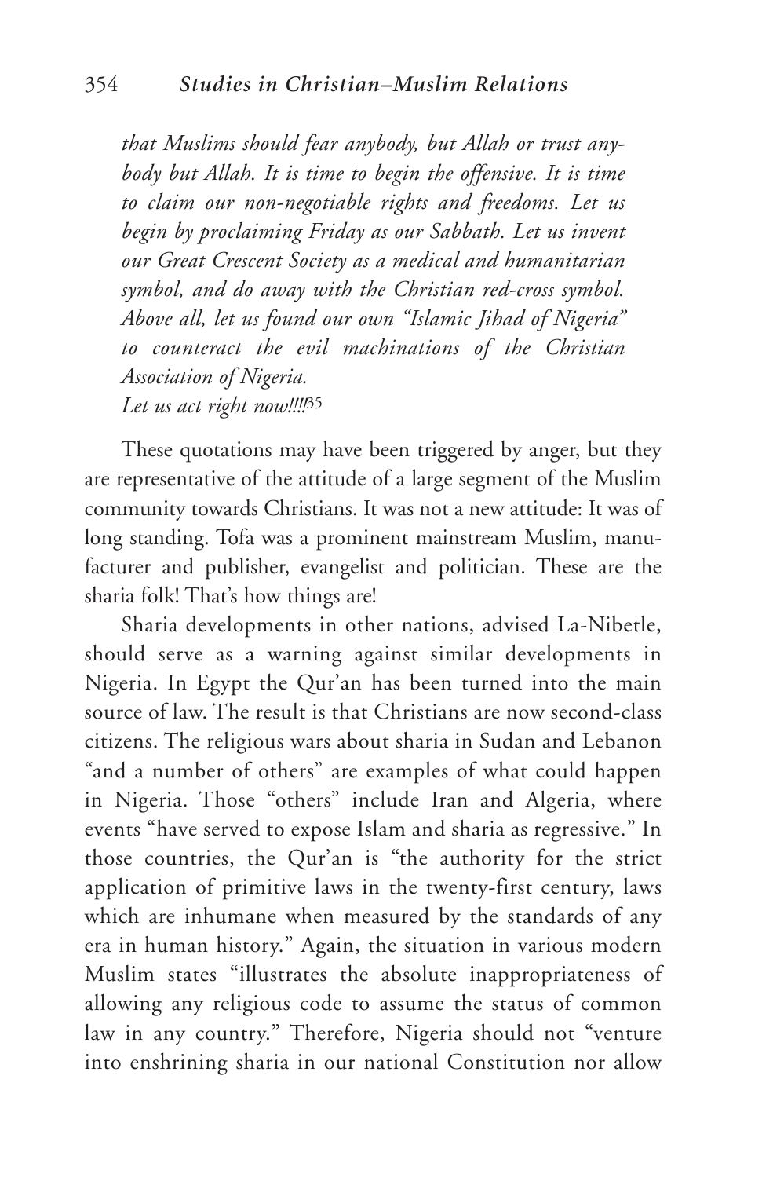*that Muslims should fear anybody, but Allah or trust anybody but Allah. It is time to begin the offensive. It is time to claim our non-negotiable rights and freedoms. Let us begin by proclaiming Friday as our Sabbath. Let us invent our Great Crescent Society as a medical and humanitarian symbol, and do away with the Christian red-cross symbol. Above all, let us found our own "Islamic Jihad of Nigeria" to counteract the evil machinations of the Christian Association of Nigeria.*
*Let us act right now!!!!*[35]

These quotations may have been triggered by anger, but they are representative of the attitude of a large segment of the Muslim community towards Christians. It was not a new attitude: It was of long standing. Tofa was a prominent mainstream Muslim, manufacturer and publisher, evangelist and politician. These are the sharia folk! That's how things are!

Sharia developments in other nations, advised La-Nibetle, should serve as a warning against similar developments in Nigeria. In Egypt the Qur'an has been turned into the main source of law. The result is that Christians are now second-class citizens. The religious wars about sharia in Sudan and Lebanon "and a number of others" are examples of what could happen in Nigeria. Those "others" include Iran and Algeria, where events "have served to expose Islam and sharia as regressive." In those countries, the Qur'an is "the authority for the strict application of primitive laws in the twenty-first century, laws which are inhumane when measured by the standards of any era in human history." Again, the situation in various modern Muslim states "illustrates the absolute inappropriateness of allowing any religious code to assume the status of common law in any country." Therefore, Nigeria should not "venture into enshrining sharia in our national Constitution nor allow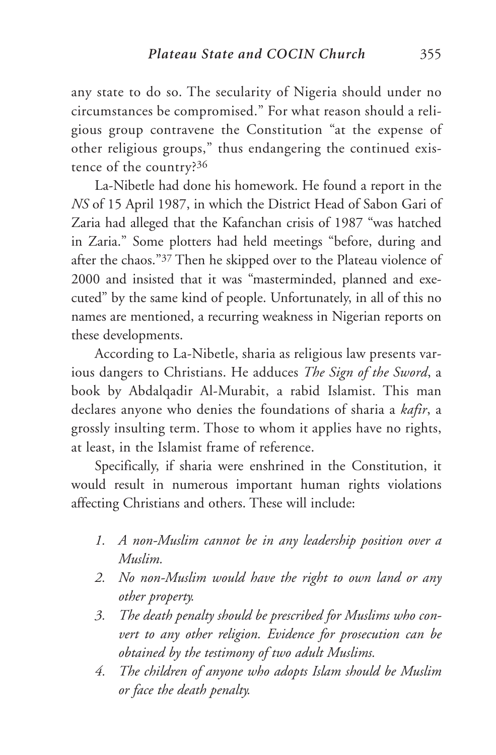any state to do so. The secularity of Nigeria should under no circumstances be compromised." For what reason should a religious group contravene the Constitution "at the expense of other religious groups," thus endangering the continued existence of the country?[36]

La-Nibetle had done his homework. He found a report in the *NS* of 15 April 1987, in which the District Head of Sabon Gari of Zaria had alleged that the Kafanchan crisis of 1987 "was hatched in Zaria." Some plotters had held meetings "before, during and after the chaos."[37] Then he skipped over to the Plateau violence of 2000 and insisted that it was "masterminded, planned and executed" by the same kind of people. Unfortunately, in all of this no names are mentioned, a recurring weakness in Nigerian reports on these developments.

According to La-Nibetle, sharia as religious law presents various dangers to Christians. He adduces *The Sign of the Sword*, a book by Abdalqadir Al-Murabit, a rabid Islamist. This man declares anyone who denies the foundations of sharia a *kafir*, a grossly insulting term. Those to whom it applies have no rights, at least, in the Islamist frame of reference.

Specifically, if sharia were enshrined in the Constitution, it would result in numerous important human rights violations affecting Christians and others. These will include:

1. *A non-Muslim cannot be in any leadership position over a Muslim.*
2. *No non-Muslim would have the right to own land or any other property.*
3. *The death penalty should be prescribed for Muslims who convert to any other religion. Evidence for prosecution can be obtained by the testimony of two adult Muslims.*
4. *The children of anyone who adopts Islam should be Muslim or face the death penalty.*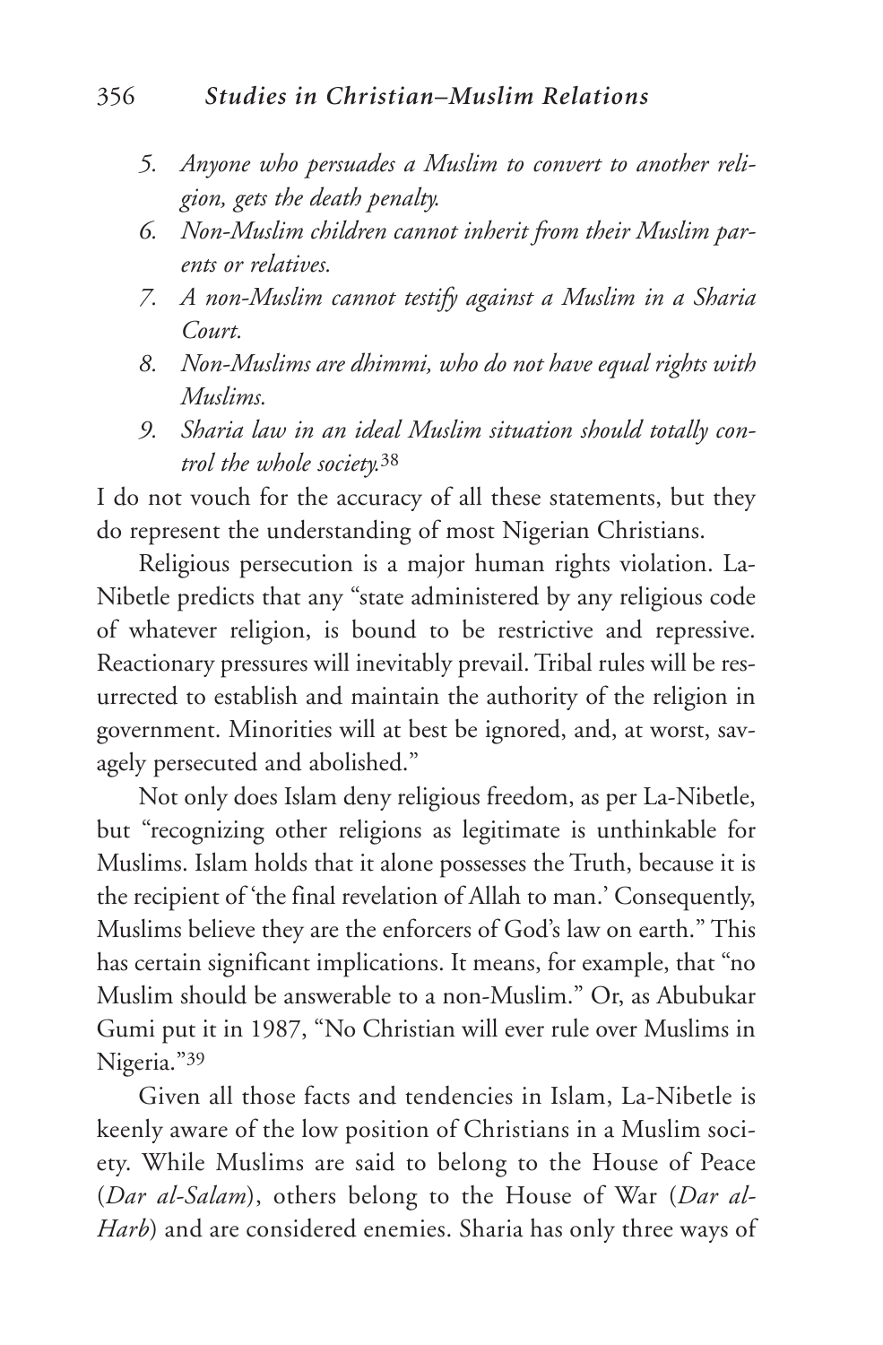5. *Anyone who persuades a Muslim to convert to another religion, gets the death penalty.*
6. *Non-Muslim children cannot inherit from their Muslim parents or relatives.*
7. *A non-Muslim cannot testify against a Muslim in a Sharia Court.*
8. *Non-Muslims are dhimmi, who do not have equal rights with Muslims.*
9. *Sharia law in an ideal Muslim situation should totally control the whole society.*[38]

I do not vouch for the accuracy of all these statements, but they do represent the understanding of most Nigerian Christians.

Religious persecution is a major human rights violation. La-Nibetle predicts that any "state administered by any religious code of whatever religion, is bound to be restrictive and repressive. Reactionary pressures will inevitably prevail. Tribal rules will be resurrected to establish and maintain the authority of the religion in government. Minorities will at best be ignored, and, at worst, savagely persecuted and abolished."

Not only does Islam deny religious freedom, as per La-Nibetle, but "recognizing other religions as legitimate is unthinkable for Muslims. Islam holds that it alone possesses the Truth, because it is the recipient of 'the final revelation of Allah to man.' Consequently, Muslims believe they are the enforcers of God's law on earth." This has certain significant implications. It means, for example, that "no Muslim should be answerable to a non-Muslim." Or, as Abubukar Gumi put it in 1987, "No Christian will ever rule over Muslims in Nigeria."[39]

Given all those facts and tendencies in Islam, La-Nibetle is keenly aware of the low position of Christians in a Muslim society. While Muslims are said to belong to the House of Peace (*Dar al-Salam*), others belong to the House of War (*Dar al-Harb*) and are considered enemies. Sharia has only three ways of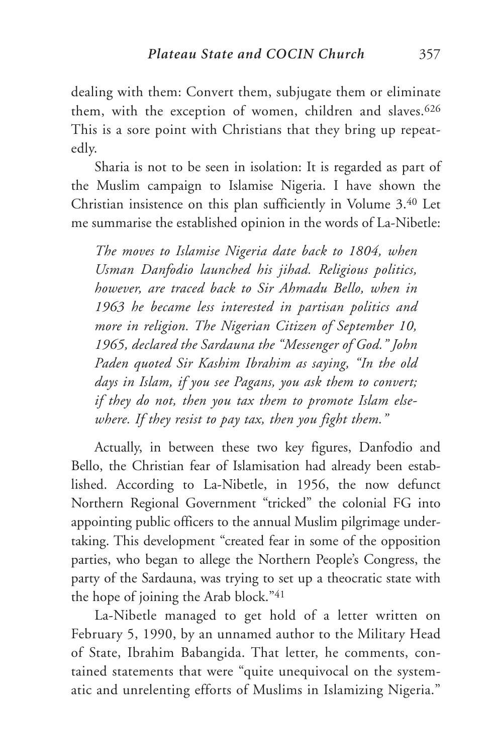dealing with them: Convert them, subjugate them or eliminate them, with the exception of women, children and slaves.[626] This is a sore point with Christians that they bring up repeatedly.

Sharia is not to be seen in isolation: It is regarded as part of the Muslim campaign to Islamise Nigeria. I have shown the Christian insistence on this plan sufficiently in Volume 3.[40] Let me summarise the established opinion in the words of La-Nibetle:

> *The moves to Islamise Nigeria date back to 1804, when Usman Danfodio launched his jihad. Religious politics, however, are traced back to Sir Ahmadu Bello, when in 1963 he became less interested in partisan politics and more in religion. The Nigerian Citizen of September 10, 1965, declared the Sardauna the "Messenger of God." John Paden quoted Sir Kashim Ibrahim as saying, "In the old days in Islam, if you see Pagans, you ask them to convert; if they do not, then you tax them to promote Islam elsewhere. If they resist to pay tax, then you fight them."*

Actually, in between these two key figures, Danfodio and Bello, the Christian fear of Islamisation had already been established. According to La-Nibetle, in 1956, the now defunct Northern Regional Government "tricked" the colonial FG into appointing public officers to the annual Muslim pilgrimage undertaking. This development "created fear in some of the opposition parties, who began to allege the Northern People's Congress, the party of the Sardauna, was trying to set up a theocratic state with the hope of joining the Arab block."[41]

La-Nibetle managed to get hold of a letter written on February 5, 1990, by an unnamed author to the Military Head of State, Ibrahim Babangida. That letter, he comments, contained statements that were "quite unequivocal on the systematic and unrelenting efforts of Muslims in Islamizing Nigeria."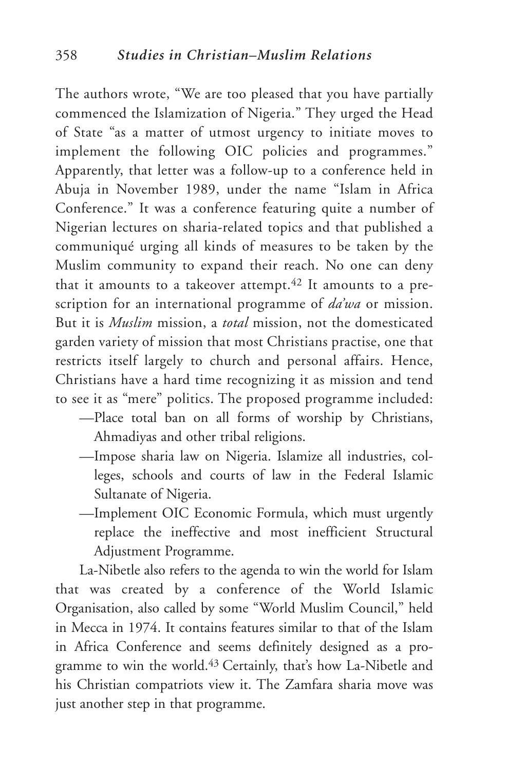The authors wrote, "We are too pleased that you have partially commenced the Islamization of Nigeria." They urged the Head of State "as a matter of utmost urgency to initiate moves to implement the following OIC policies and programmes." Apparently, that letter was a follow-up to a conference held in Abuja in November 1989, under the name "Islam in Africa Conference." It was a conference featuring quite a number of Nigerian lectures on sharia-related topics and that published a communiqué urging all kinds of measures to be taken by the Muslim community to expand their reach. No one can deny that it amounts to a takeover attempt.[42] It amounts to a prescription for an international programme of *da'wa* or mission. But it is *Muslim* mission, a *total* mission, not the domesticated garden variety of mission that most Christians practise, one that restricts itself largely to church and personal affairs. Hence, Christians have a hard time recognizing it as mission and tend to see it as "mere" politics. The proposed programme included:

—Place total ban on all forms of worship by Christians, Ahmadiyas and other tribal religions.

—Impose sharia law on Nigeria. Islamize all industries, colleges, schools and courts of law in the Federal Islamic Sultanate of Nigeria.

—Implement OIC Economic Formula, which must urgently replace the ineffective and most inefficient Structural Adjustment Programme.

La-Nibetle also refers to the agenda to win the world for Islam that was created by a conference of the World Islamic Organisation, also called by some "World Muslim Council," held in Mecca in 1974. It contains features similar to that of the Islam in Africa Conference and seems definitely designed as a programme to win the world.[43] Certainly, that's how La-Nibetle and his Christian compatriots view it. The Zamfara sharia move was just another step in that programme.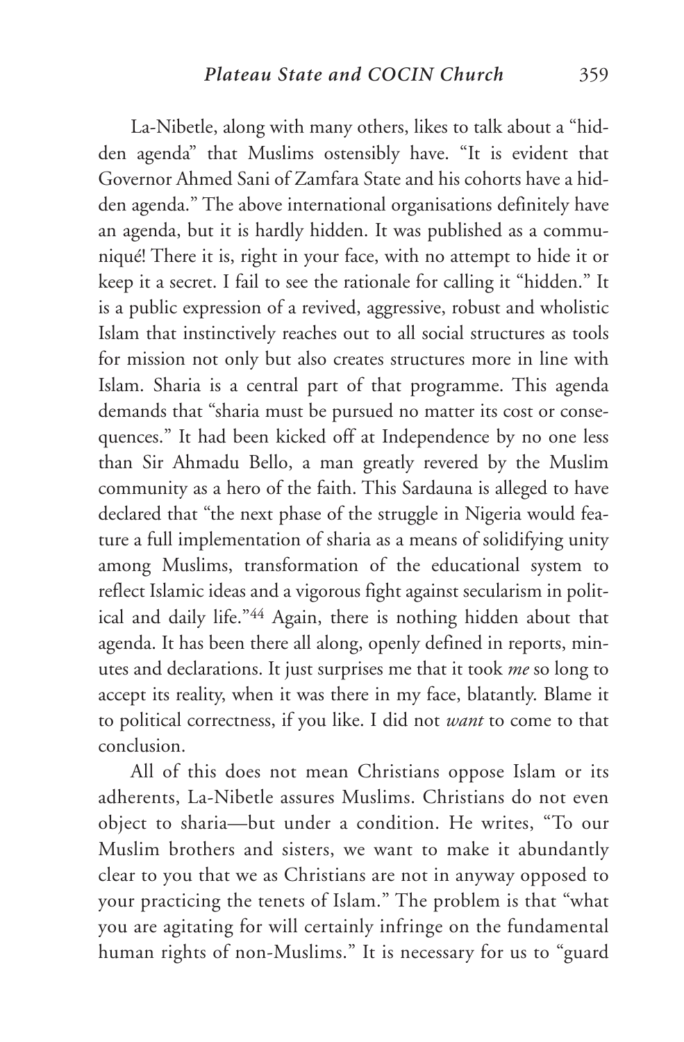La-Nibetle, along with many others, likes to talk about a "hidden agenda" that Muslims ostensibly have. "It is evident that Governor Ahmed Sani of Zamfara State and his cohorts have a hidden agenda." The above international organisations definitely have an agenda, but it is hardly hidden. It was published as a communiqué! There it is, right in your face, with no attempt to hide it or keep it a secret. I fail to see the rationale for calling it "hidden." It is a public expression of a revived, aggressive, robust and wholistic Islam that instinctively reaches out to all social structures as tools for mission not only but also creates structures more in line with Islam. Sharia is a central part of that programme. This agenda demands that "sharia must be pursued no matter its cost or consequences." It had been kicked off at Independence by no one less than Sir Ahmadu Bello, a man greatly revered by the Muslim community as a hero of the faith. This Sardauna is alleged to have declared that "the next phase of the struggle in Nigeria would feature a full implementation of sharia as a means of solidifying unity among Muslims, transformation of the educational system to reflect Islamic ideas and a vigorous fight against secularism in political and daily life."[44] Again, there is nothing hidden about that agenda. It has been there all along, openly defined in reports, minutes and declarations. It just surprises me that it took *me* so long to accept its reality, when it was there in my face, blatantly. Blame it to political correctness, if you like. I did not *want* to come to that conclusion.

All of this does not mean Christians oppose Islam or its adherents, La-Nibetle assures Muslims. Christians do not even object to sharia—but under a condition. He writes, "To our Muslim brothers and sisters, we want to make it abundantly clear to you that we as Christians are not in anyway opposed to your practicing the tenets of Islam." The problem is that "what you are agitating for will certainly infringe on the fundamental human rights of non-Muslims." It is necessary for us to "guard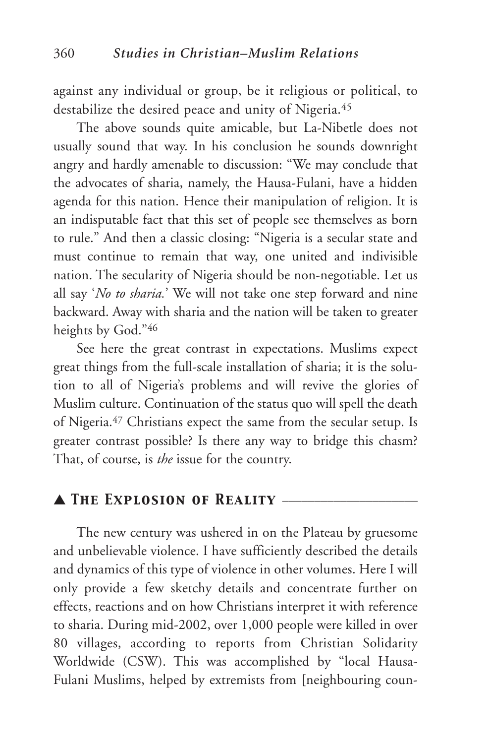against any individual or group, be it religious or political, to destabilize the desired peace and unity of Nigeria.[45]

The above sounds quite amicable, but La-Nibetle does not usually sound that way. In his conclusion he sounds downright angry and hardly amenable to discussion: "We may conclude that the advocates of sharia, namely, the Hausa-Fulani, have a hidden agenda for this nation. Hence their manipulation of religion. It is an indisputable fact that this set of people see themselves as born to rule." And then a classic closing: "Nigeria is a secular state and must continue to remain that way, one united and indivisible nation. The secularity of Nigeria should be non-negotiable. Let us all say '*No to sharia.*' We will not take one step forward and nine backward. Away with sharia and the nation will be taken to greater heights by God."[46]

See here the great contrast in expectations. Muslims expect great things from the full-scale installation of sharia; it is the solution to all of Nigeria's problems and will revive the glories of Muslim culture. Continuation of the status quo will spell the death of Nigeria.[47] Christians expect the same from the secular setup. Is greater contrast possible? Is there any way to bridge this chasm? That, of course, is *the* issue for the country.

## ▲ The Explosion of Reality

The new century was ushered in on the Plateau by gruesome and unbelievable violence. I have sufficiently described the details and dynamics of this type of violence in other volumes. Here I will only provide a few sketchy details and concentrate further on effects, reactions and on how Christians interpret it with reference to sharia. During mid-2002, over 1,000 people were killed in over 80 villages, according to reports from Christian Solidarity Worldwide (CSW). This was accomplished by "local Hausa-Fulani Muslims, helped by extremists from [neighbouring coun-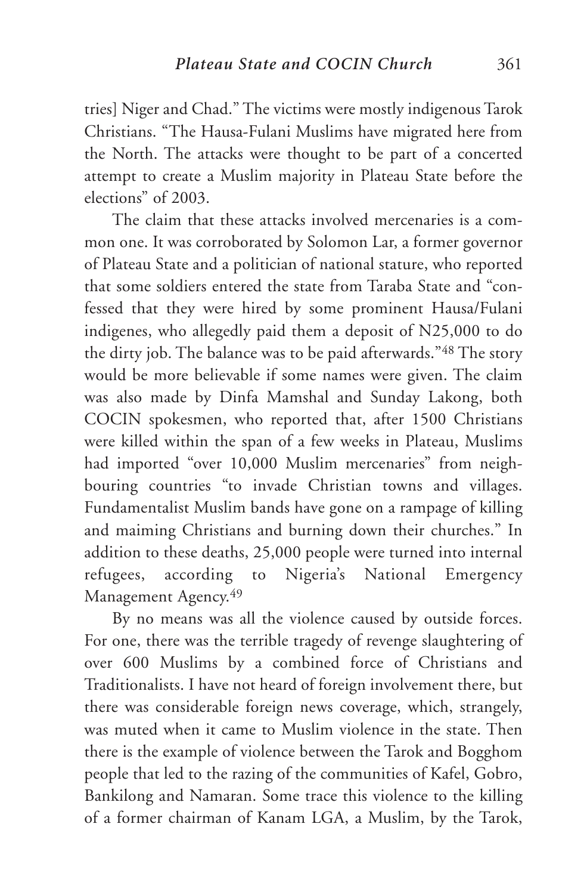tries] Niger and Chad." The victims were mostly indigenous Tarok Christians. "The Hausa-Fulani Muslims have migrated here from the North. The attacks were thought to be part of a concerted attempt to create a Muslim majority in Plateau State before the elections" of 2003.

The claim that these attacks involved mercenaries is a common one. It was corroborated by Solomon Lar, a former governor of Plateau State and a politician of national stature, who reported that some soldiers entered the state from Taraba State and "confessed that they were hired by some prominent Hausa/Fulani indigenes, who allegedly paid them a deposit of N25,000 to do the dirty job. The balance was to be paid afterwards."[48] The story would be more believable if some names were given. The claim was also made by Dinfa Mamshal and Sunday Lakong, both COCIN spokesmen, who reported that, after 1500 Christians were killed within the span of a few weeks in Plateau, Muslims had imported "over 10,000 Muslim mercenaries" from neighbouring countries "to invade Christian towns and villages. Fundamentalist Muslim bands have gone on a rampage of killing and maiming Christians and burning down their churches." In addition to these deaths, 25,000 people were turned into internal refugees, according to Nigeria's National Emergency Management Agency.[49]

By no means was all the violence caused by outside forces. For one, there was the terrible tragedy of revenge slaughtering of over 600 Muslims by a combined force of Christians and Traditionalists. I have not heard of foreign involvement there, but there was considerable foreign news coverage, which, strangely, was muted when it came to Muslim violence in the state. Then there is the example of violence between the Tarok and Bogghom people that led to the razing of the communities of Kafel, Gobro, Bankilong and Namaran. Some trace this violence to the killing of a former chairman of Kanam LGA, a Muslim, by the Tarok,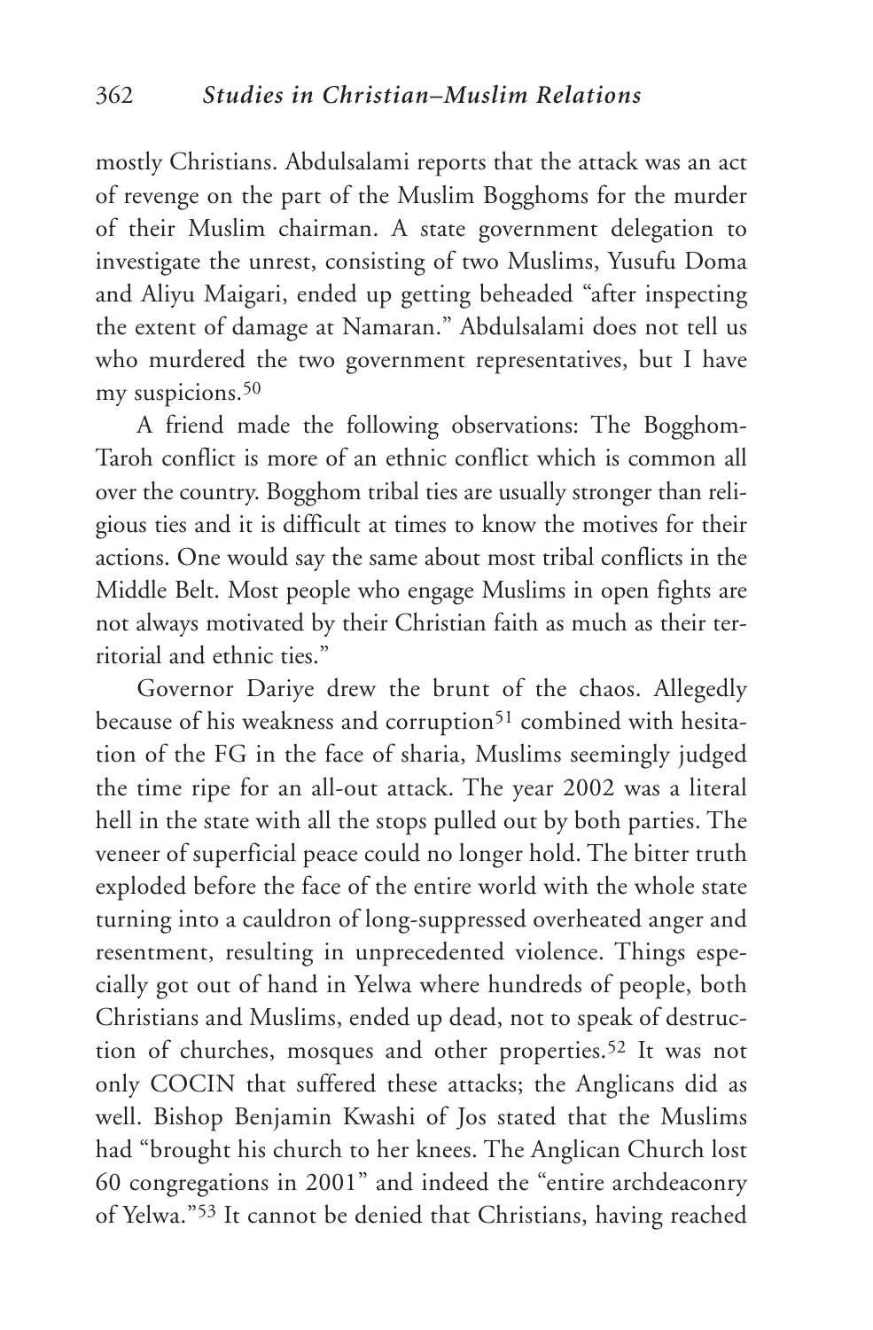mostly Christians. Abdulsalami reports that the attack was an act of revenge on the part of the Muslim Bogghoms for the murder of their Muslim chairman. A state government delegation to investigate the unrest, consisting of two Muslims, Yusufu Doma and Aliyu Maigari, ended up getting beheaded "after inspecting the extent of damage at Namaran." Abdulsalami does not tell us who murdered the two government representatives, but I have my suspicions.[50]

A friend made the following observations: The Bogghom-Taroh conflict is more of an ethnic conflict which is common all over the country. Bogghom tribal ties are usually stronger than religious ties and it is difficult at times to know the motives for their actions. One would say the same about most tribal conflicts in the Middle Belt. Most people who engage Muslims in open fights are not always motivated by their Christian faith as much as their territorial and ethnic ties."

Governor Dariye drew the brunt of the chaos. Allegedly because of his weakness and corruption[51] combined with hesitation of the FG in the face of sharia, Muslims seemingly judged the time ripe for an all-out attack. The year 2002 was a literal hell in the state with all the stops pulled out by both parties. The veneer of superficial peace could no longer hold. The bitter truth exploded before the face of the entire world with the whole state turning into a cauldron of long-suppressed overheated anger and resentment, resulting in unprecedented violence. Things especially got out of hand in Yelwa where hundreds of people, both Christians and Muslims, ended up dead, not to speak of destruction of churches, mosques and other properties.[52] It was not only COCIN that suffered these attacks; the Anglicans did as well. Bishop Benjamin Kwashi of Jos stated that the Muslims had "brought his church to her knees. The Anglican Church lost 60 congregations in 2001" and indeed the "entire archdeaconry of Yelwa."[53] It cannot be denied that Christians, having reached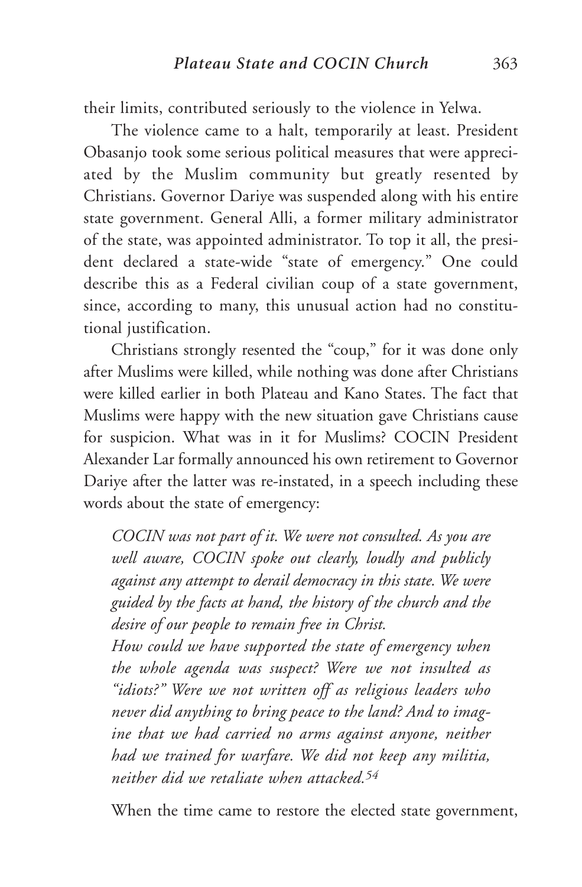their limits, contributed seriously to the violence in Yelwa.

The violence came to a halt, temporarily at least. President Obasanjo took some serious political measures that were appreciated by the Muslim community but greatly resented by Christians. Governor Dariye was suspended along with his entire state government. General Alli, a former military administrator of the state, was appointed administrator. To top it all, the president declared a state-wide "state of emergency." One could describe this as a Federal civilian coup of a state government, since, according to many, this unusual action had no constitutional justification.

Christians strongly resented the "coup," for it was done only after Muslims were killed, while nothing was done after Christians were killed earlier in both Plateau and Kano States. The fact that Muslims were happy with the new situation gave Christians cause for suspicion. What was in it for Muslims? COCIN President Alexander Lar formally announced his own retirement to Governor Dariye after the latter was re-instated, in a speech including these words about the state of emergency:

> *COCIN was not part of it. We were not consulted. As you are well aware, COCIN spoke out clearly, loudly and publicly against any attempt to derail democracy in this state. We were guided by the facts at hand, the history of the church and the desire of our people to remain free in Christ.*
>
> *How could we have supported the state of emergency when the whole agenda was suspect? Were we not insulted as "idiots?" Were we not written off as religious leaders who never did anything to bring peace to the land? And to imagine that we had carried no arms against anyone, neither had we trained for warfare. We did not keep any militia, neither did we retaliate when attacked.*[54]

When the time came to restore the elected state government,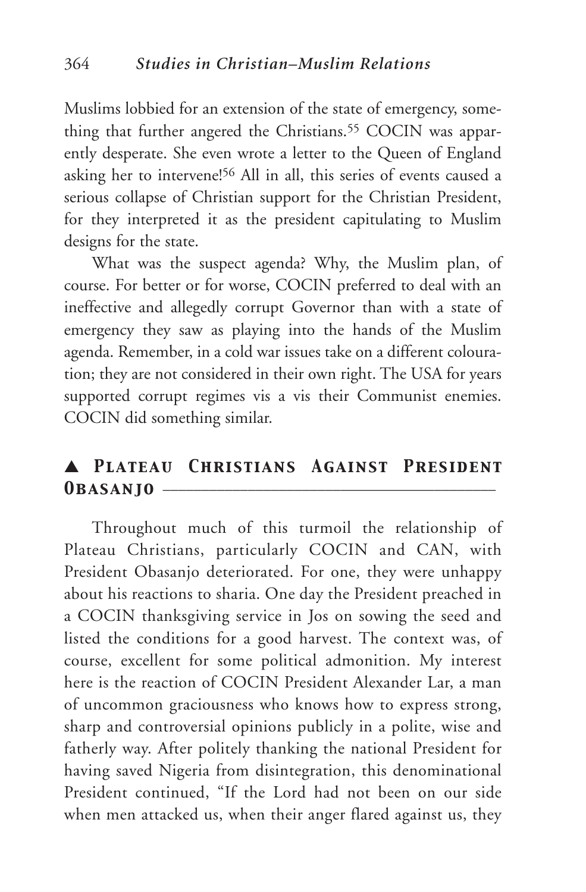Muslims lobbied for an extension of the state of emergency, something that further angered the Christians.[55] COCIN was apparently desperate. She even wrote a letter to the Queen of England asking her to intervene![56] All in all, this series of events caused a serious collapse of Christian support for the Christian President, for they interpreted it as the president capitulating to Muslim designs for the state.

What was the suspect agenda? Why, the Muslim plan, of course. For better or for worse, COCIN preferred to deal with an ineffective and allegedly corrupt Governor than with a state of emergency they saw as playing into the hands of the Muslim agenda. Remember, in a cold war issues take on a different colouration; they are not considered in their own right. The USA for years supported corrupt regimes vis a vis their Communist enemies. COCIN did something similar.

## ▲ Plateau Christians Against President Obasanjo

Throughout much of this turmoil the relationship of Plateau Christians, particularly COCIN and CAN, with President Obasanjo deteriorated. For one, they were unhappy about his reactions to sharia. One day the President preached in a COCIN thanksgiving service in Jos on sowing the seed and listed the conditions for a good harvest. The context was, of course, excellent for some political admonition. My interest here is the reaction of COCIN President Alexander Lar, a man of uncommon graciousness who knows how to express strong, sharp and controversial opinions publicly in a polite, wise and fatherly way. After politely thanking the national President for having saved Nigeria from disintegration, this denominational President continued, "If the Lord had not been on our side when men attacked us, when their anger flared against us, they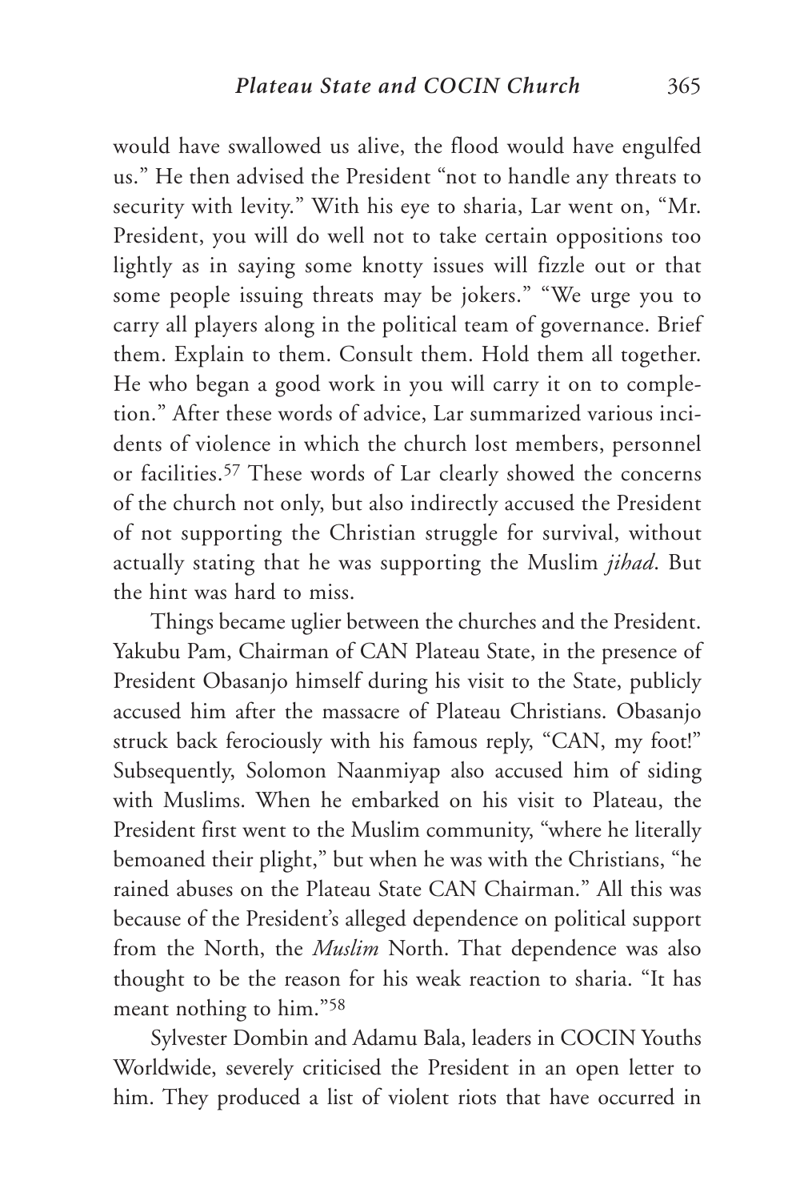would have swallowed us alive, the flood would have engulfed us." He then advised the President "not to handle any threats to security with levity." With his eye to sharia, Lar went on, "Mr. President, you will do well not to take certain oppositions too lightly as in saying some knotty issues will fizzle out or that some people issuing threats may be jokers." "We urge you to carry all players along in the political team of governance. Brief them. Explain to them. Consult them. Hold them all together. He who began a good work in you will carry it on to completion." After these words of advice, Lar summarized various incidents of violence in which the church lost members, personnel or facilities.[57] These words of Lar clearly showed the concerns of the church not only, but also indirectly accused the President of not supporting the Christian struggle for survival, without actually stating that he was supporting the Muslim *jihad*. But the hint was hard to miss.

Things became uglier between the churches and the President. Yakubu Pam, Chairman of CAN Plateau State, in the presence of President Obasanjo himself during his visit to the State, publicly accused him after the massacre of Plateau Christians. Obasanjo struck back ferociously with his famous reply, "CAN, my foot!" Subsequently, Solomon Naanmiyap also accused him of siding with Muslims. When he embarked on his visit to Plateau, the President first went to the Muslim community, "where he literally bemoaned their plight," but when he was with the Christians, "he rained abuses on the Plateau State CAN Chairman." All this was because of the President's alleged dependence on political support from the North, the *Muslim* North. That dependence was also thought to be the reason for his weak reaction to sharia. "It has meant nothing to him."[58]

Sylvester Dombin and Adamu Bala, leaders in COCIN Youths Worldwide, severely criticised the President in an open letter to him. They produced a list of violent riots that have occurred in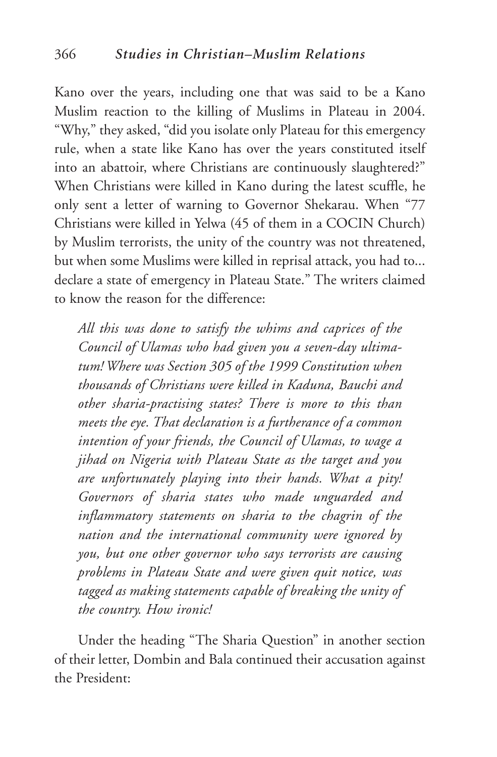Kano over the years, including one that was said to be a Kano Muslim reaction to the killing of Muslims in Plateau in 2004. "Why," they asked, "did you isolate only Plateau for this emergency rule, when a state like Kano has over the years constituted itself into an abattoir, where Christians are continuously slaughtered?" When Christians were killed in Kano during the latest scuffle, he only sent a letter of warning to Governor Shekarau. When "77 Christians were killed in Yelwa (45 of them in a COCIN Church) by Muslim terrorists, the unity of the country was not threatened, but when some Muslims were killed in reprisal attack, you had to... declare a state of emergency in Plateau State." The writers claimed to know the reason for the difference:

> *All this was done to satisfy the whims and caprices of the Council of Ulamas who had given you a seven-day ultimatum! Where was Section 305 of the 1999 Constitution when thousands of Christians were killed in Kaduna, Bauchi and other sharia-practising states? There is more to this than meets the eye. That declaration is a furtherance of a common intention of your friends, the Council of Ulamas, to wage a jihad on Nigeria with Plateau State as the target and you are unfortunately playing into their hands. What a pity! Governors of sharia states who made unguarded and inflammatory statements on sharia to the chagrin of the nation and the international community were ignored by you, but one other governor who says terrorists are causing problems in Plateau State and were given quit notice, was tagged as making statements capable of breaking the unity of the country. How ironic!*

Under the heading "The Sharia Question" in another section of their letter, Dombin and Bala continued their accusation against the President: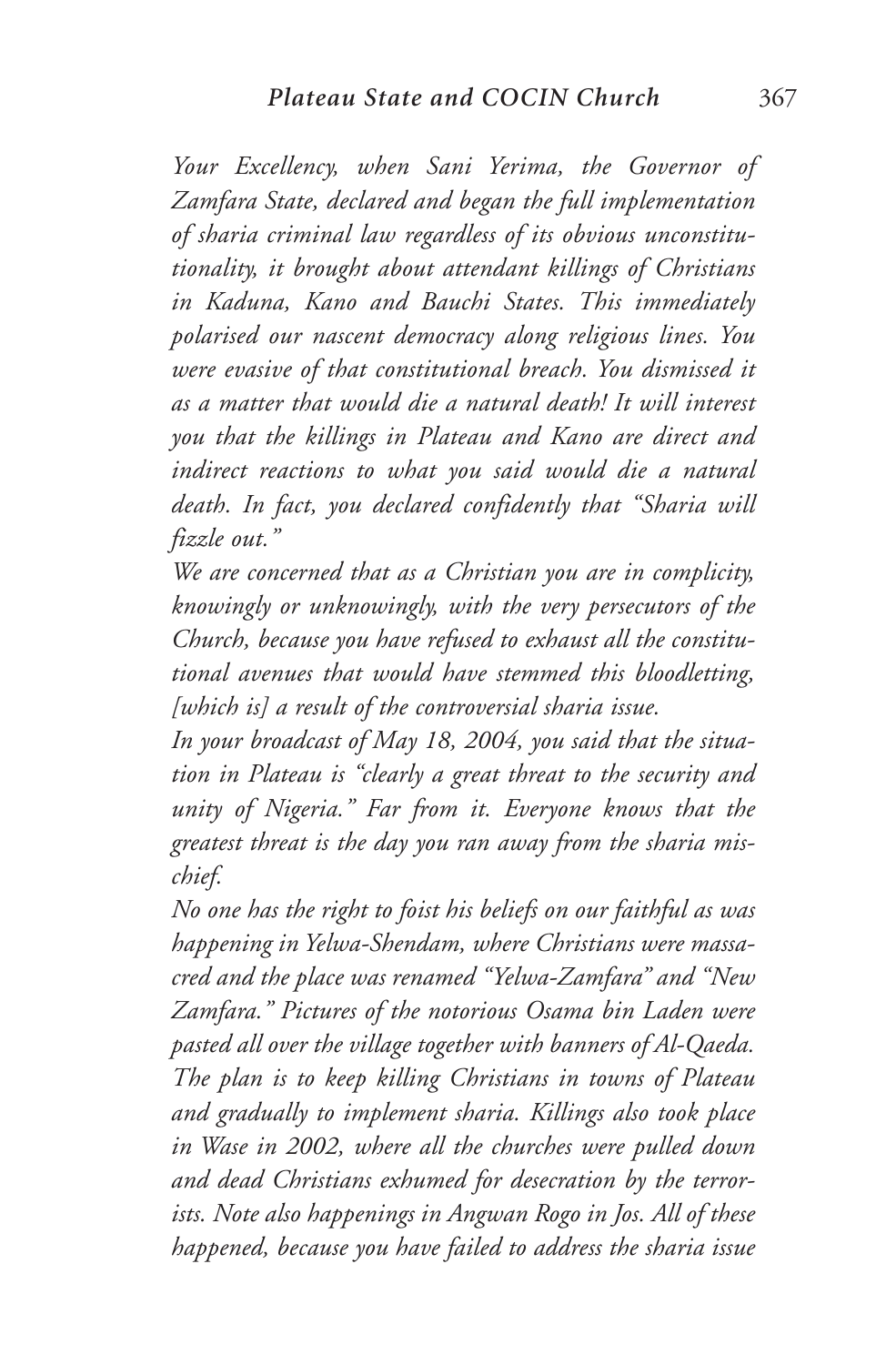*Your Excellency, when Sani Yerima, the Governor of Zamfara State, declared and began the full implementation of sharia criminal law regardless of its obvious unconstitutionality, it brought about attendant killings of Christians in Kaduna, Kano and Bauchi States. This immediately polarised our nascent democracy along religious lines. You were evasive of that constitutional breach. You dismissed it as a matter that would die a natural death! It will interest you that the killings in Plateau and Kano are direct and indirect reactions to what you said would die a natural death. In fact, you declared confidently that "Sharia will fizzle out."*

*We are concerned that as a Christian you are in complicity, knowingly or unknowingly, with the very persecutors of the Church, because you have refused to exhaust all the constitutional avenues that would have stemmed this bloodletting, [which is] a result of the controversial sharia issue.*

*In your broadcast of May 18, 2004, you said that the situation in Plateau is "clearly a great threat to the security and unity of Nigeria." Far from it. Everyone knows that the greatest threat is the day you ran away from the sharia mischief.*

*No one has the right to foist his beliefs on our faithful as was happening in Yelwa-Shendam, where Christians were massacred and the place was renamed "Yelwa-Zamfara" and "New Zamfara." Pictures of the notorious Osama bin Laden were pasted all over the village together with banners of Al-Qaeda. The plan is to keep killing Christians in towns of Plateau and gradually to implement sharia. Killings also took place in Wase in 2002, where all the churches were pulled down and dead Christians exhumed for desecration by the terrorists. Note also happenings in Angwan Rogo in Jos. All of these happened, because you have failed to address the sharia issue*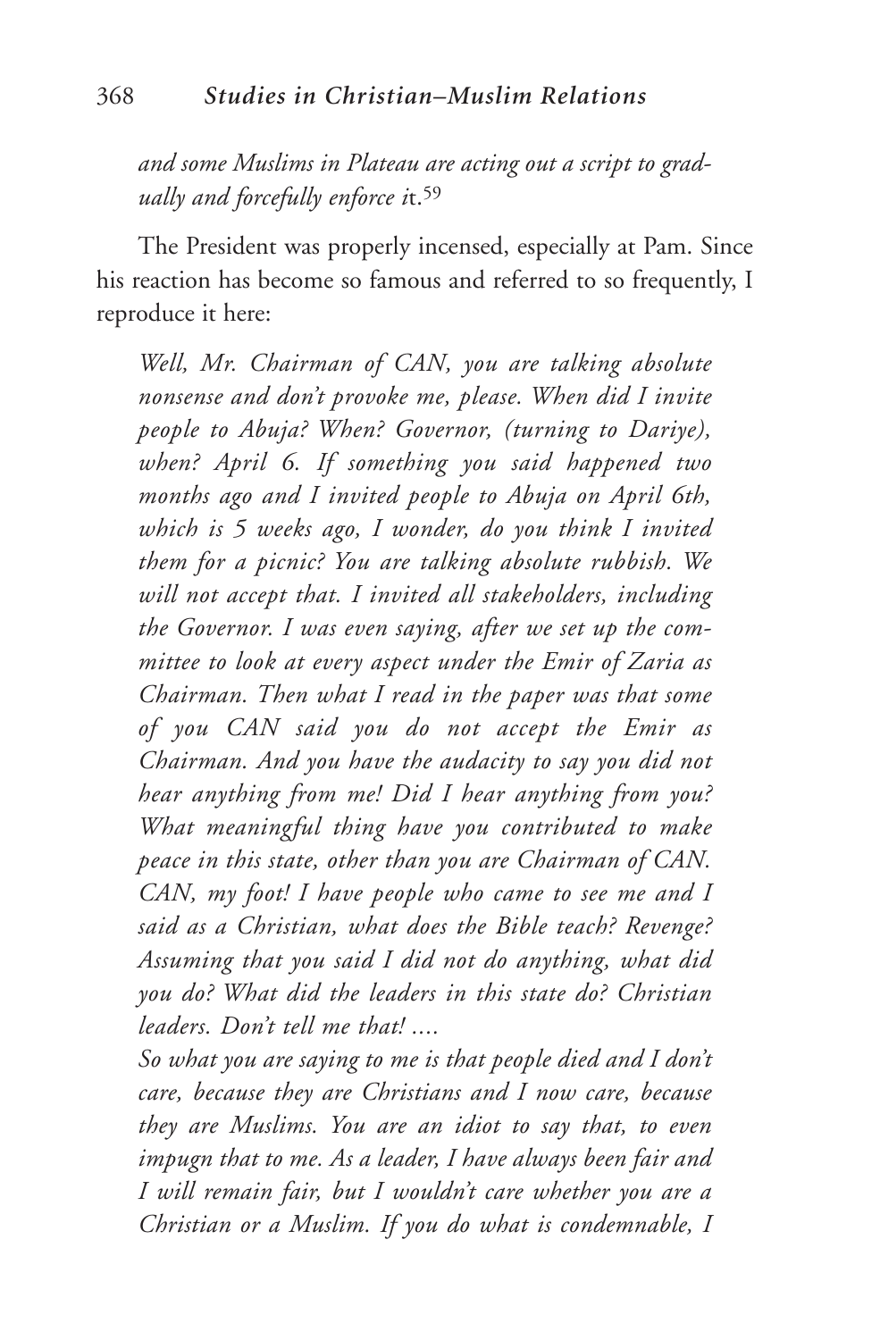*and some Muslims in Plateau are acting out a script to gradually and forcefully enforce i*t.[59]

The President was properly incensed, especially at Pam. Since his reaction has become so famous and referred to so frequently, I reproduce it here:

> *Well, Mr. Chairman of CAN, you are talking absolute nonsense and don't provoke me, please. When did I invite people to Abuja? When? Governor, (turning to Dariye), when? April 6. If something you said happened two months ago and I invited people to Abuja on April 6th, which is 5 weeks ago, I wonder, do you think I invited them for a picnic? You are talking absolute rubbish. We will not accept that. I invited all stakeholders, including the Governor. I was even saying, after we set up the committee to look at every aspect under the Emir of Zaria as Chairman. Then what I read in the paper was that some of you CAN said you do not accept the Emir as Chairman. And you have the audacity to say you did not hear anything from me! Did I hear anything from you? What meaningful thing have you contributed to make peace in this state, other than you are Chairman of CAN. CAN, my foot! I have people who came to see me and I said as a Christian, what does the Bible teach? Revenge? Assuming that you said I did not do anything, what did you do? What did the leaders in this state do? Christian leaders. Don't tell me that! ....*
>
> *So what you are saying to me is that people died and I don't care, because they are Christians and I now care, because they are Muslims. You are an idiot to say that, to even impugn that to me. As a leader, I have always been fair and I will remain fair, but I wouldn't care whether you are a Christian or a Muslim. If you do what is condemnable, I*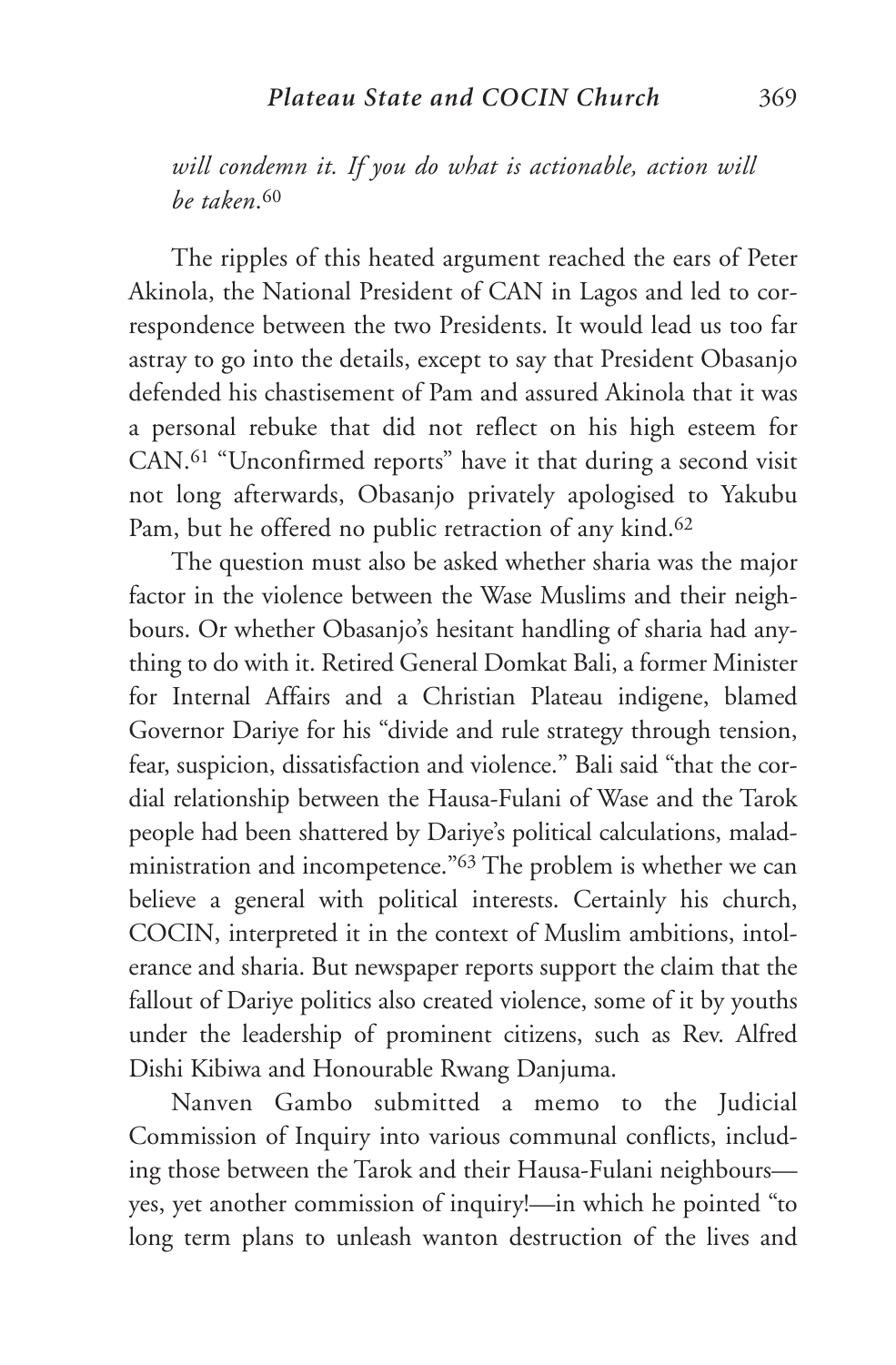*will condemn it. If you do what is actionable, action will be taken*.[60]

The ripples of this heated argument reached the ears of Peter Akinola, the National President of CAN in Lagos and led to correspondence between the two Presidents. It would lead us too far astray to go into the details, except to say that President Obasanjo defended his chastisement of Pam and assured Akinola that it was a personal rebuke that did not reflect on his high esteem for CAN.[61] "Unconfirmed reports" have it that during a second visit not long afterwards, Obasanjo privately apologised to Yakubu Pam, but he offered no public retraction of any kind.[62]

The question must also be asked whether sharia was the major factor in the violence between the Wase Muslims and their neighbours. Or whether Obasanjo's hesitant handling of sharia had anything to do with it. Retired General Domkat Bali, a former Minister for Internal Affairs and a Christian Plateau indigene, blamed Governor Dariye for his "divide and rule strategy through tension, fear, suspicion, dissatisfaction and violence." Bali said "that the cordial relationship between the Hausa-Fulani of Wase and the Tarok people had been shattered by Dariye's political calculations, maladministration and incompetence."[63] The problem is whether we can believe a general with political interests. Certainly his church, COCIN, interpreted it in the context of Muslim ambitions, intolerance and sharia. But newspaper reports support the claim that the fallout of Dariye politics also created violence, some of it by youths under the leadership of prominent citizens, such as Rev. Alfred Dishi Kibiwa and Honourable Rwang Danjuma.

Nanven Gambo submitted a memo to the Judicial Commission of Inquiry into various communal conflicts, including those between the Tarok and their Hausa-Fulani neighbours—yes, yet another commission of inquiry!—in which he pointed "to long term plans to unleash wanton destruction of the lives and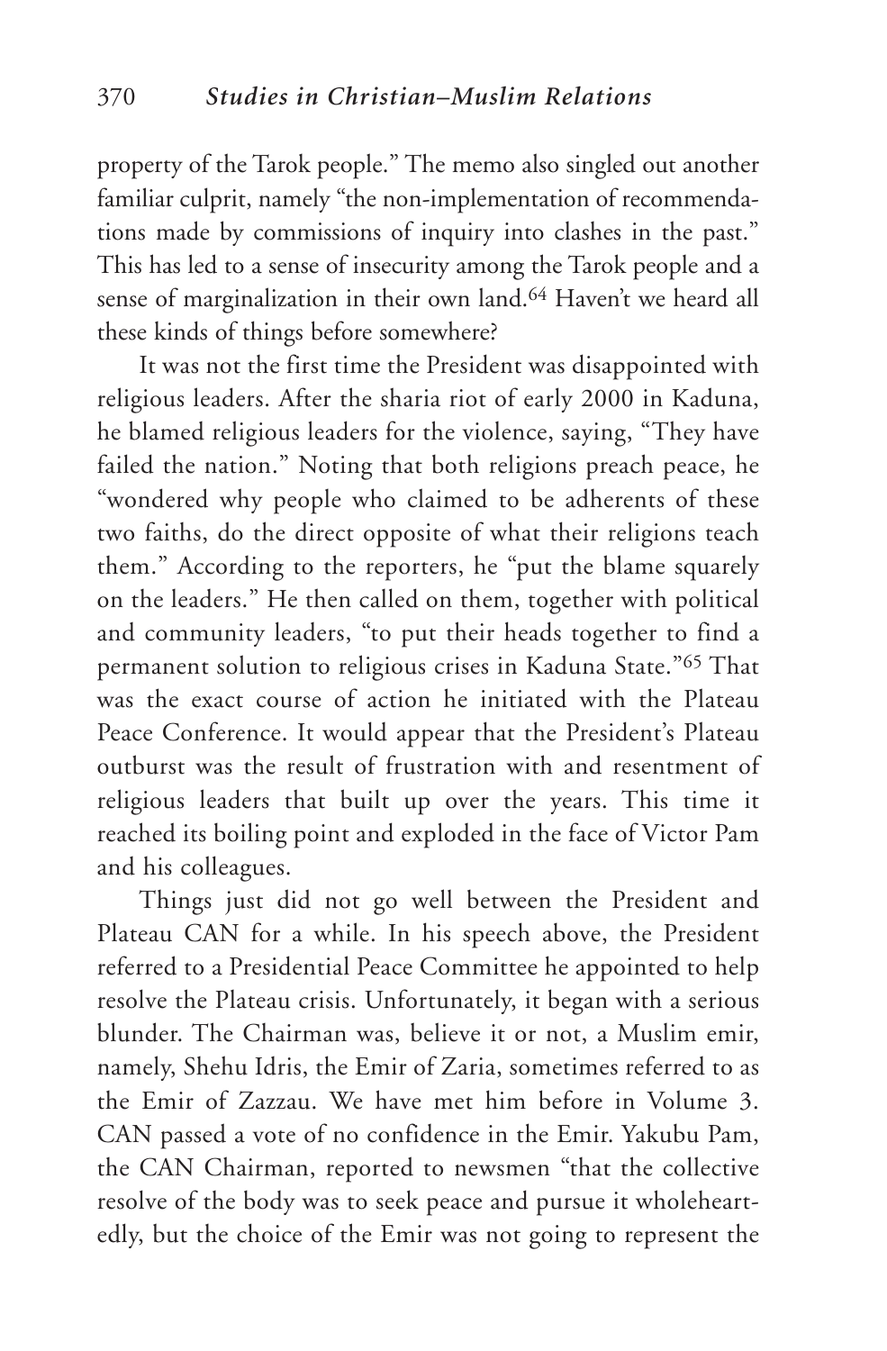property of the Tarok people." The memo also singled out another familiar culprit, namely "the non-implementation of recommendations made by commissions of inquiry into clashes in the past." This has led to a sense of insecurity among the Tarok people and a sense of marginalization in their own land.[64] Haven't we heard all these kinds of things before somewhere?

It was not the first time the President was disappointed with religious leaders. After the sharia riot of early 2000 in Kaduna, he blamed religious leaders for the violence, saying, "They have failed the nation." Noting that both religions preach peace, he "wondered why people who claimed to be adherents of these two faiths, do the direct opposite of what their religions teach them." According to the reporters, he "put the blame squarely on the leaders." He then called on them, together with political and community leaders, "to put their heads together to find a permanent solution to religious crises in Kaduna State."[65] That was the exact course of action he initiated with the Plateau Peace Conference. It would appear that the President's Plateau outburst was the result of frustration with and resentment of religious leaders that built up over the years. This time it reached its boiling point and exploded in the face of Victor Pam and his colleagues.

Things just did not go well between the President and Plateau CAN for a while. In his speech above, the President referred to a Presidential Peace Committee he appointed to help resolve the Plateau crisis. Unfortunately, it began with a serious blunder. The Chairman was, believe it or not, a Muslim emir, namely, Shehu Idris, the Emir of Zaria, sometimes referred to as the Emir of Zazzau. We have met him before in Volume 3. CAN passed a vote of no confidence in the Emir. Yakubu Pam, the CAN Chairman, reported to newsmen "that the collective resolve of the body was to seek peace and pursue it wholeheartedly, but the choice of the Emir was not going to represent the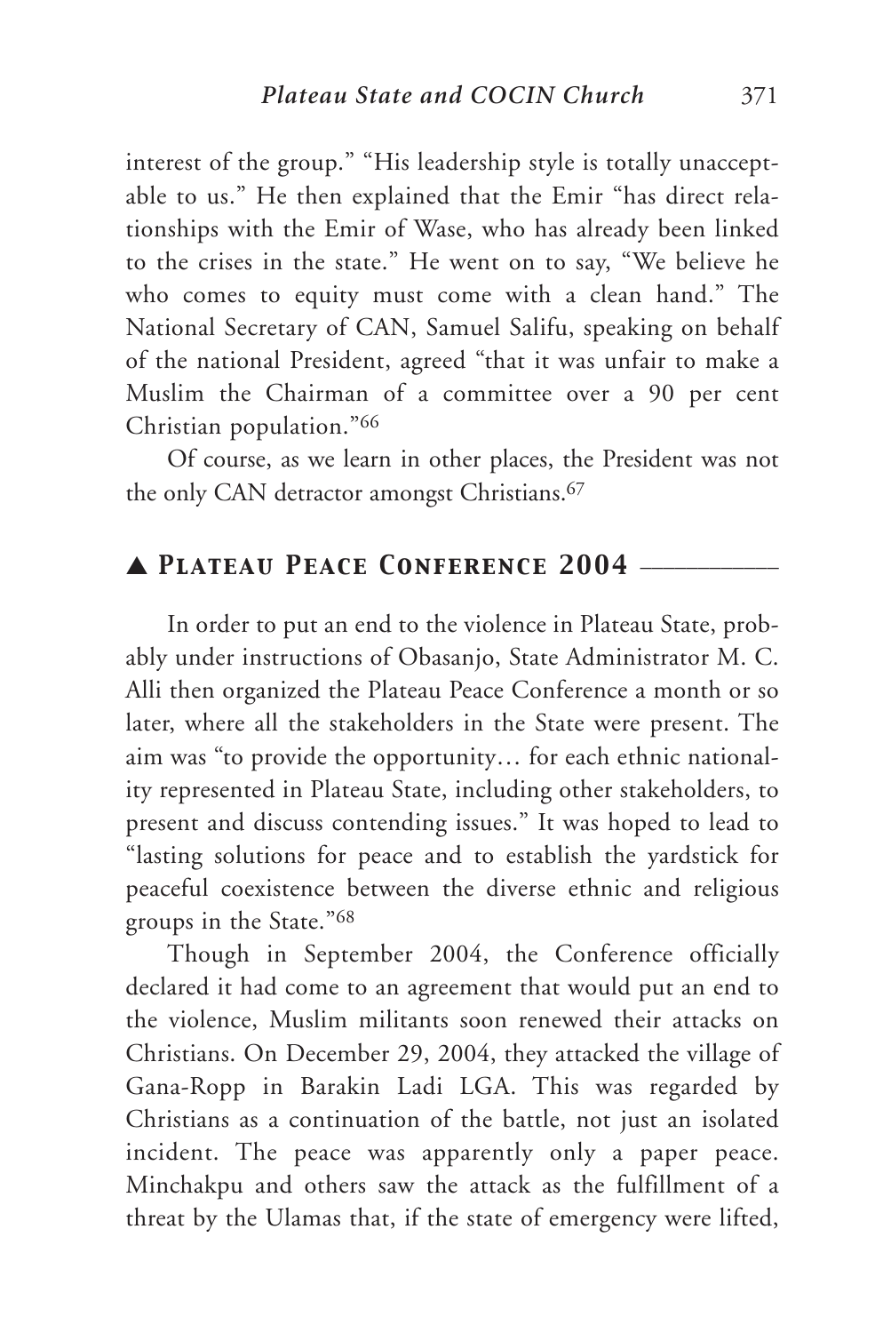interest of the group." "His leadership style is totally unacceptable to us." He then explained that the Emir "has direct relationships with the Emir of Wase, who has already been linked to the crises in the state." He went on to say, "We believe he who comes to equity must come with a clean hand." The National Secretary of CAN, Samuel Salifu, speaking on behalf of the national President, agreed "that it was unfair to make a Muslim the Chairman of a committee over a 90 per cent Christian population."[66]

Of course, as we learn in other places, the President was not the only CAN detractor amongst Christians.[67]

## ▲ Plateau Peace Conference 2004

In order to put an end to the violence in Plateau State, probably under instructions of Obasanjo, State Administrator M. C. Alli then organized the Plateau Peace Conference a month or so later, where all the stakeholders in the State were present. The aim was "to provide the opportunity… for each ethnic nationality represented in Plateau State, including other stakeholders, to present and discuss contending issues." It was hoped to lead to "lasting solutions for peace and to establish the yardstick for peaceful coexistence between the diverse ethnic and religious groups in the State."[68]

Though in September 2004, the Conference officially declared it had come to an agreement that would put an end to the violence, Muslim militants soon renewed their attacks on Christians. On December 29, 2004, they attacked the village of Gana-Ropp in Barakin Ladi LGA. This was regarded by Christians as a continuation of the battle, not just an isolated incident. The peace was apparently only a paper peace. Minchakpu and others saw the attack as the fulfillment of a threat by the Ulamas that, if the state of emergency were lifted,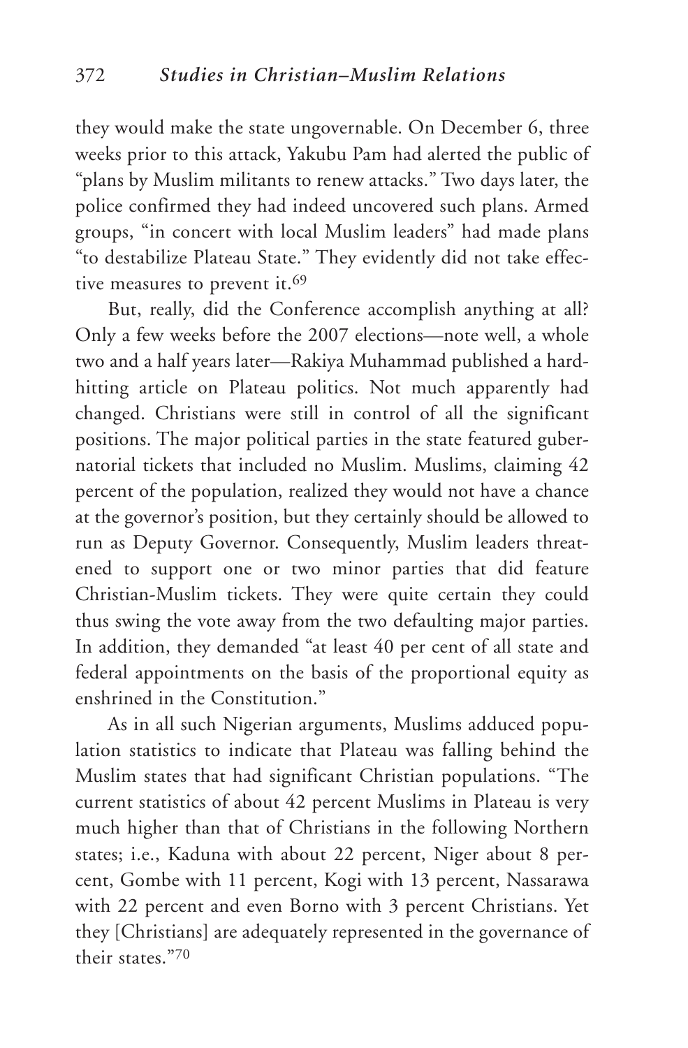they would make the state ungovernable. On December 6, three weeks prior to this attack, Yakubu Pam had alerted the public of "plans by Muslim militants to renew attacks." Two days later, the police confirmed they had indeed uncovered such plans. Armed groups, "in concert with local Muslim leaders" had made plans "to destabilize Plateau State." They evidently did not take effective measures to prevent it.[69]

But, really, did the Conference accomplish anything at all? Only a few weeks before the 2007 elections—note well, a whole two and a half years later—Rakiya Muhammad published a hard-hitting article on Plateau politics. Not much apparently had changed. Christians were still in control of all the significant positions. The major political parties in the state featured gubernatorial tickets that included no Muslim. Muslims, claiming 42 percent of the population, realized they would not have a chance at the governor's position, but they certainly should be allowed to run as Deputy Governor. Consequently, Muslim leaders threatened to support one or two minor parties that did feature Christian-Muslim tickets. They were quite certain they could thus swing the vote away from the two defaulting major parties. In addition, they demanded "at least 40 per cent of all state and federal appointments on the basis of the proportional equity as enshrined in the Constitution."

As in all such Nigerian arguments, Muslims adduced population statistics to indicate that Plateau was falling behind the Muslim states that had significant Christian populations. "The current statistics of about 42 percent Muslims in Plateau is very much higher than that of Christians in the following Northern states; i.e., Kaduna with about 22 percent, Niger about 8 percent, Gombe with 11 percent, Kogi with 13 percent, Nassarawa with 22 percent and even Borno with 3 percent Christians. Yet they [Christians] are adequately represented in the governance of their states."[70]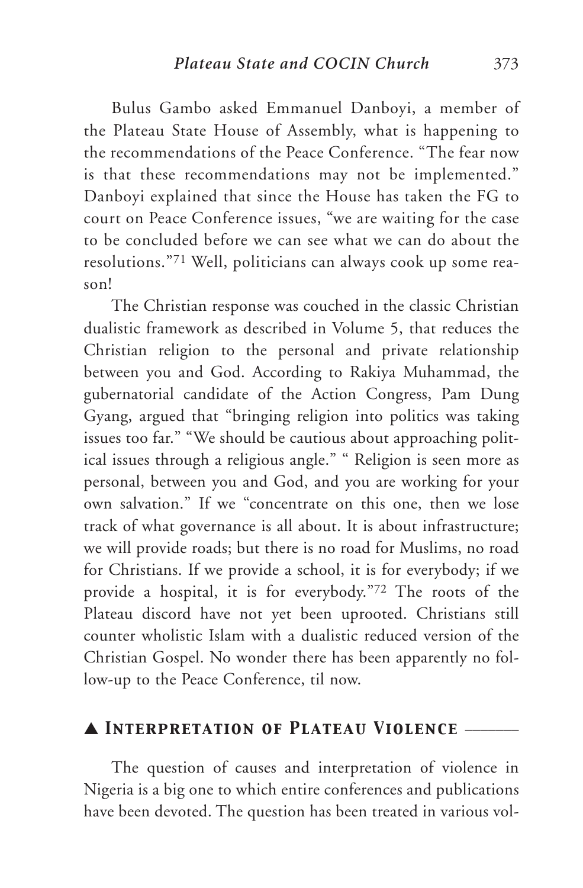Bulus Gambo asked Emmanuel Danboyi, a member of the Plateau State House of Assembly, what is happening to the recommendations of the Peace Conference. "The fear now is that these recommendations may not be implemented." Danboyi explained that since the House has taken the FG to court on Peace Conference issues, "we are waiting for the case to be concluded before we can see what we can do about the resolutions."[71] Well, politicians can always cook up some reason!

The Christian response was couched in the classic Christian dualistic framework as described in Volume 5, that reduces the Christian religion to the personal and private relationship between you and God. According to Rakiya Muhammad, the gubernatorial candidate of the Action Congress, Pam Dung Gyang, argued that "bringing religion into politics was taking issues too far." "We should be cautious about approaching political issues through a religious angle." " Religion is seen more as personal, between you and God, and you are working for your own salvation." If we "concentrate on this one, then we lose track of what governance is all about. It is about infrastructure; we will provide roads; but there is no road for Muslims, no road for Christians. If we provide a school, it is for everybody; if we provide a hospital, it is for everybody."[72] The roots of the Plateau discord have not yet been uprooted. Christians still counter wholistic Islam with a dualistic reduced version of the Christian Gospel. No wonder there has been apparently no follow-up to the Peace Conference, til now.

## ▲ *Interpretation of Plateau Violence*

The question of causes and interpretation of violence in Nigeria is a big one to which entire conferences and publications have been devoted. The question has been treated in various vol-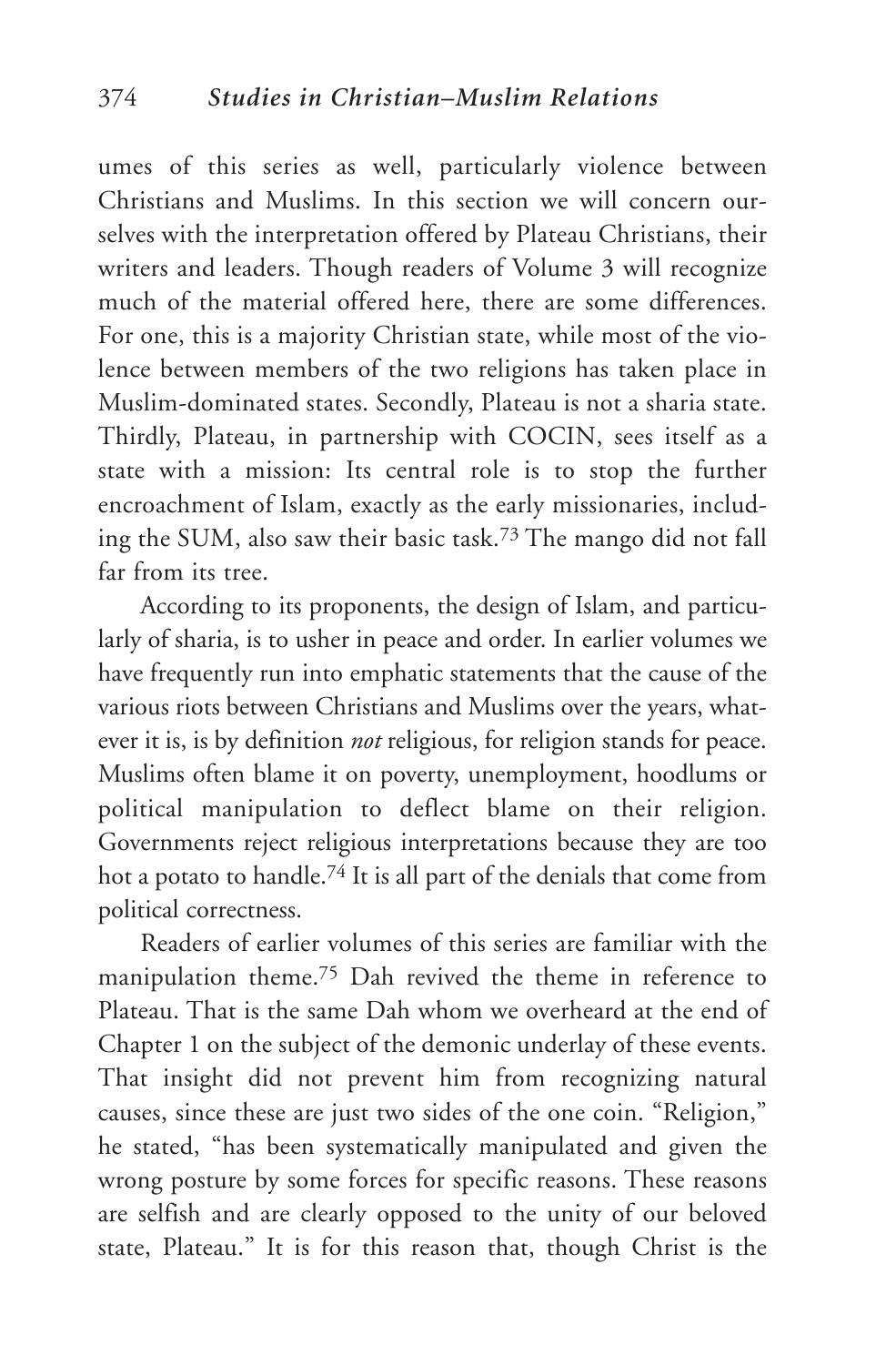umes of this series as well, particularly violence between Christians and Muslims. In this section we will concern ourselves with the interpretation offered by Plateau Christians, their writers and leaders. Though readers of Volume 3 will recognize much of the material offered here, there are some differences. For one, this is a majority Christian state, while most of the violence between members of the two religions has taken place in Muslim-dominated states. Secondly, Plateau is not a sharia state. Thirdly, Plateau, in partnership with COCIN, sees itself as a state with a mission: Its central role is to stop the further encroachment of Islam, exactly as the early missionaries, including the SUM, also saw their basic task.[73] The mango did not fall far from its tree.

According to its proponents, the design of Islam, and particularly of sharia, is to usher in peace and order. In earlier volumes we have frequently run into emphatic statements that the cause of the various riots between Christians and Muslims over the years, whatever it is, is by definition *not* religious, for religion stands for peace. Muslims often blame it on poverty, unemployment, hoodlums or political manipulation to deflect blame on their religion. Governments reject religious interpretations because they are too hot a potato to handle.[74] It is all part of the denials that come from political correctness.

Readers of earlier volumes of this series are familiar with the manipulation theme.[75] Dah revived the theme in reference to Plateau. That is the same Dah whom we overheard at the end of Chapter 1 on the subject of the demonic underlay of these events. That insight did not prevent him from recognizing natural causes, since these are just two sides of the one coin. "Religion," he stated, "has been systematically manipulated and given the wrong posture by some forces for specific reasons. These reasons are selfish and are clearly opposed to the unity of our beloved state, Plateau." It is for this reason that, though Christ is the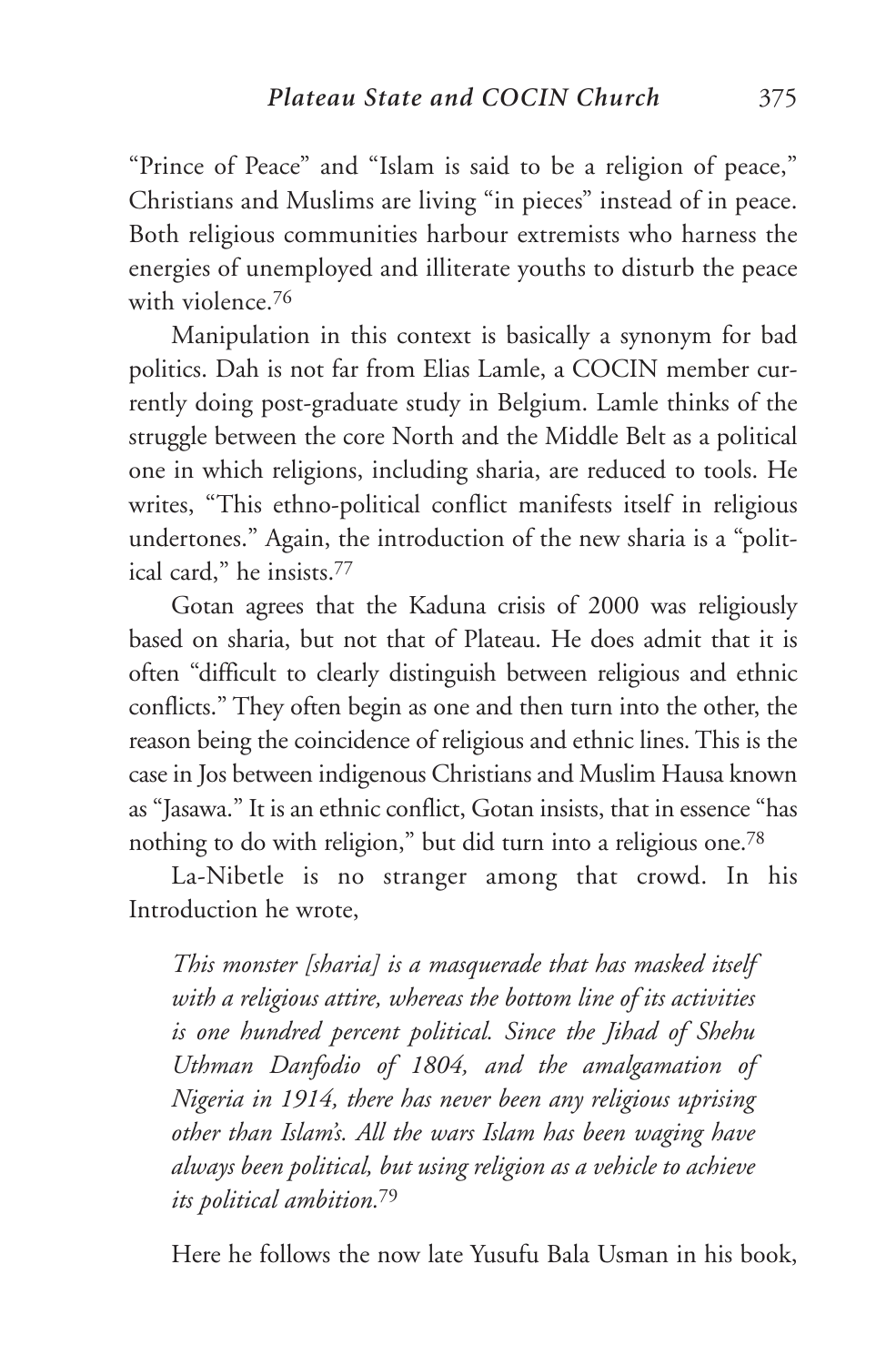"Prince of Peace" and "Islam is said to be a religion of peace," Christians and Muslims are living "in pieces" instead of in peace. Both religious communities harbour extremists who harness the energies of unemployed and illiterate youths to disturb the peace with violence.[76]

Manipulation in this context is basically a synonym for bad politics. Dah is not far from Elias Lamle, a COCIN member currently doing post-graduate study in Belgium. Lamle thinks of the struggle between the core North and the Middle Belt as a political one in which religions, including sharia, are reduced to tools. He writes, "This ethno-political conflict manifests itself in religious undertones." Again, the introduction of the new sharia is a "political card," he insists.[77]

Gotan agrees that the Kaduna crisis of 2000 was religiously based on sharia, but not that of Plateau. He does admit that it is often "difficult to clearly distinguish between religious and ethnic conflicts." They often begin as one and then turn into the other, the reason being the coincidence of religious and ethnic lines. This is the case in Jos between indigenous Christians and Muslim Hausa known as "Jasawa." It is an ethnic conflict, Gotan insists, that in essence "has nothing to do with religion," but did turn into a religious one.[78]

La-Nibetle is no stranger among that crowd. In his Introduction he wrote,

> *This monster [sharia] is a masquerade that has masked itself with a religious attire, whereas the bottom line of its activities is one hundred percent political. Since the Jihad of Shehu Uthman Danfodio of 1804, and the amalgamation of Nigeria in 1914, there has never been any religious uprising other than Islam's. All the wars Islam has been waging have always been political, but using religion as a vehicle to achieve its political ambition.*[79]

Here he follows the now late Yusufu Bala Usman in his book,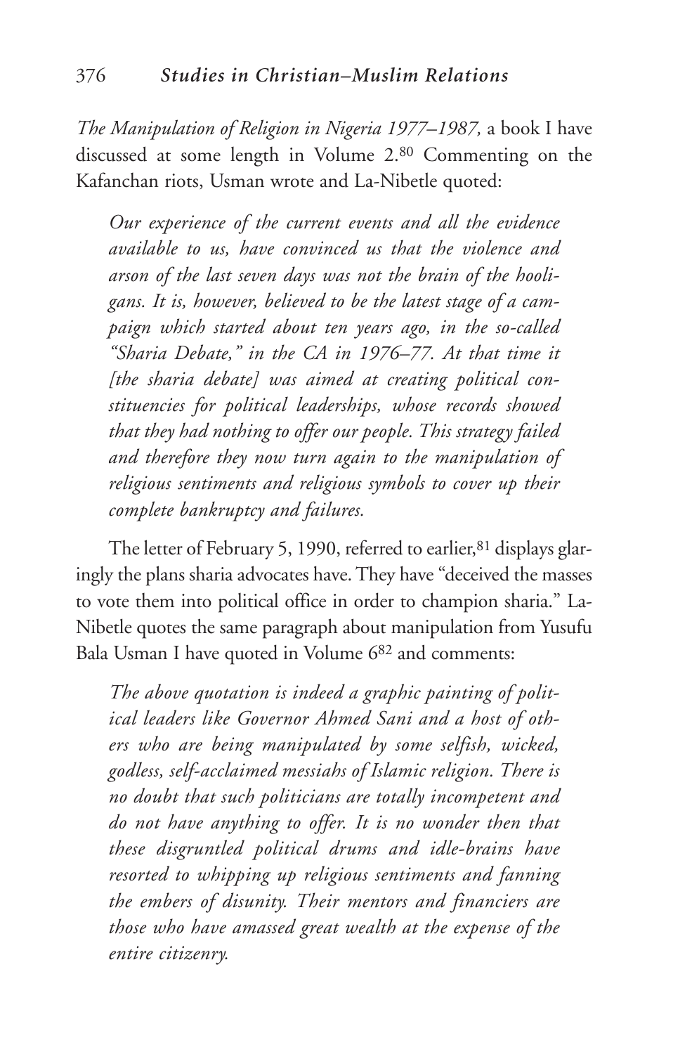*The Manipulation of Religion in Nigeria 1977–1987,* a book I have discussed at some length in Volume 2.[80] Commenting on the Kafanchan riots, Usman wrote and La-Nibetle quoted:

> *Our experience of the current events and all the evidence available to us, have convinced us that the violence and arson of the last seven days was not the brain of the hooligans. It is, however, believed to be the latest stage of a campaign which started about ten years ago, in the so-called "Sharia Debate," in the CA in 1976–77. At that time it [the sharia debate] was aimed at creating political constituencies for political leaderships, whose records showed that they had nothing to offer our people. This strategy failed and therefore they now turn again to the manipulation of religious sentiments and religious symbols to cover up their complete bankruptcy and failures.*

The letter of February 5, 1990, referred to earlier,[81] displays glaringly the plans sharia advocates have. They have "deceived the masses to vote them into political office in order to champion sharia." La-Nibetle quotes the same paragraph about manipulation from Yusufu Bala Usman I have quoted in Volume 6[82] and comments:

> *The above quotation is indeed a graphic painting of political leaders like Governor Ahmed Sani and a host of others who are being manipulated by some selfish, wicked, godless, self-acclaimed messiahs of Islamic religion. There is no doubt that such politicians are totally incompetent and do not have anything to offer. It is no wonder then that these disgruntled political drums and idle-brains have resorted to whipping up religious sentiments and fanning the embers of disunity. Their mentors and financiers are those who have amassed great wealth at the expense of the entire citizenry.*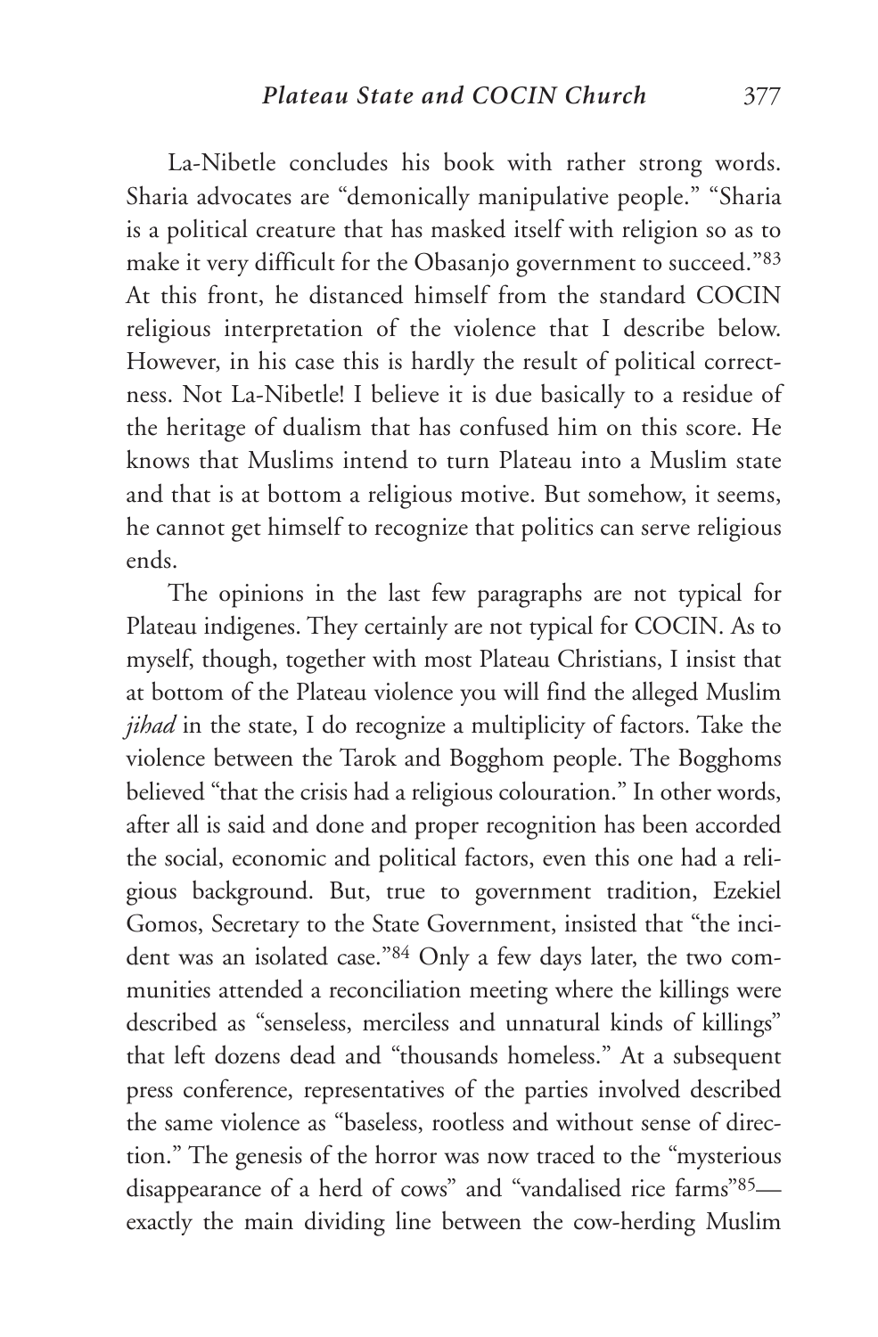La-Nibetle concludes his book with rather strong words. Sharia advocates are "demonically manipulative people." "Sharia is a political creature that has masked itself with religion so as to make it very difficult for the Obasanjo government to succeed."[83] At this front, he distanced himself from the standard COCIN religious interpretation of the violence that I describe below. However, in his case this is hardly the result of political correctness. Not La-Nibetle! I believe it is due basically to a residue of the heritage of dualism that has confused him on this score. He knows that Muslims intend to turn Plateau into a Muslim state and that is at bottom a religious motive. But somehow, it seems, he cannot get himself to recognize that politics can serve religious ends.

The opinions in the last few paragraphs are not typical for Plateau indigenes. They certainly are not typical for COCIN. As to myself, though, together with most Plateau Christians, I insist that at bottom of the Plateau violence you will find the alleged Muslim *jihad* in the state, I do recognize a multiplicity of factors. Take the violence between the Tarok and Bogghom people. The Bogghoms believed "that the crisis had a religious colouration." In other words, after all is said and done and proper recognition has been accorded the social, economic and political factors, even this one had a religious background. But, true to government tradition, Ezekiel Gomos, Secretary to the State Government, insisted that "the incident was an isolated case."[84] Only a few days later, the two communities attended a reconciliation meeting where the killings were described as "senseless, merciless and unnatural kinds of killings" that left dozens dead and "thousands homeless." At a subsequent press conference, representatives of the parties involved described the same violence as "baseless, rootless and without sense of direction." The genesis of the horror was now traced to the "mysterious disappearance of a herd of cows" and "vandalised rice farms"[85]—exactly the main dividing line between the cow-herding Muslim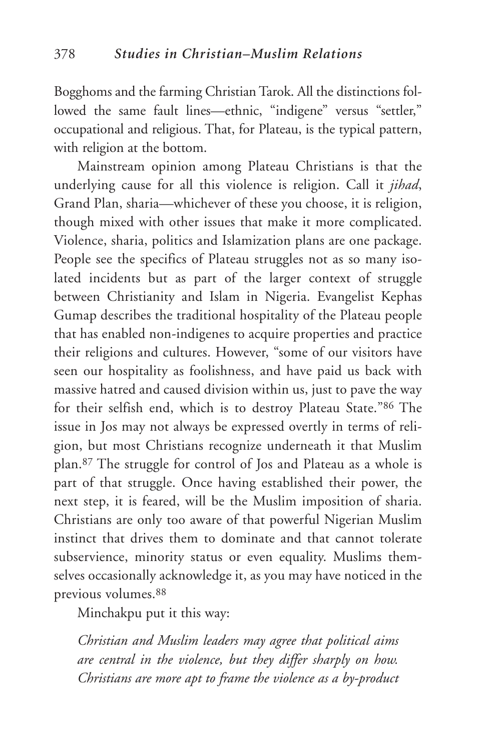Bogghoms and the farming Christian Tarok. All the distinctions followed the same fault lines—ethnic, "indigene" versus "settler," occupational and religious. That, for Plateau, is the typical pattern, with religion at the bottom.

Mainstream opinion among Plateau Christians is that the underlying cause for all this violence is religion. Call it *jihad*, Grand Plan, sharia—whichever of these you choose, it is religion, though mixed with other issues that make it more complicated. Violence, sharia, politics and Islamization plans are one package. People see the specifics of Plateau struggles not as so many isolated incidents but as part of the larger context of struggle between Christianity and Islam in Nigeria. Evangelist Kephas Gumap describes the traditional hospitality of the Plateau people that has enabled non-indigenes to acquire properties and practice their religions and cultures. However, "some of our visitors have seen our hospitality as foolishness, and have paid us back with massive hatred and caused division within us, just to pave the way for their selfish end, which is to destroy Plateau State."[86] The issue in Jos may not always be expressed overtly in terms of religion, but most Christians recognize underneath it that Muslim plan.[87] The struggle for control of Jos and Plateau as a whole is part of that struggle. Once having established their power, the next step, it is feared, will be the Muslim imposition of sharia. Christians are only too aware of that powerful Nigerian Muslim instinct that drives them to dominate and that cannot tolerate subservience, minority status or even equality. Muslims themselves occasionally acknowledge it, as you may have noticed in the previous volumes.[88]

Minchakpu put it this way:

> *Christian and Muslim leaders may agree that political aims are central in the violence, but they differ sharply on how. Christians are more apt to frame the violence as a by-product*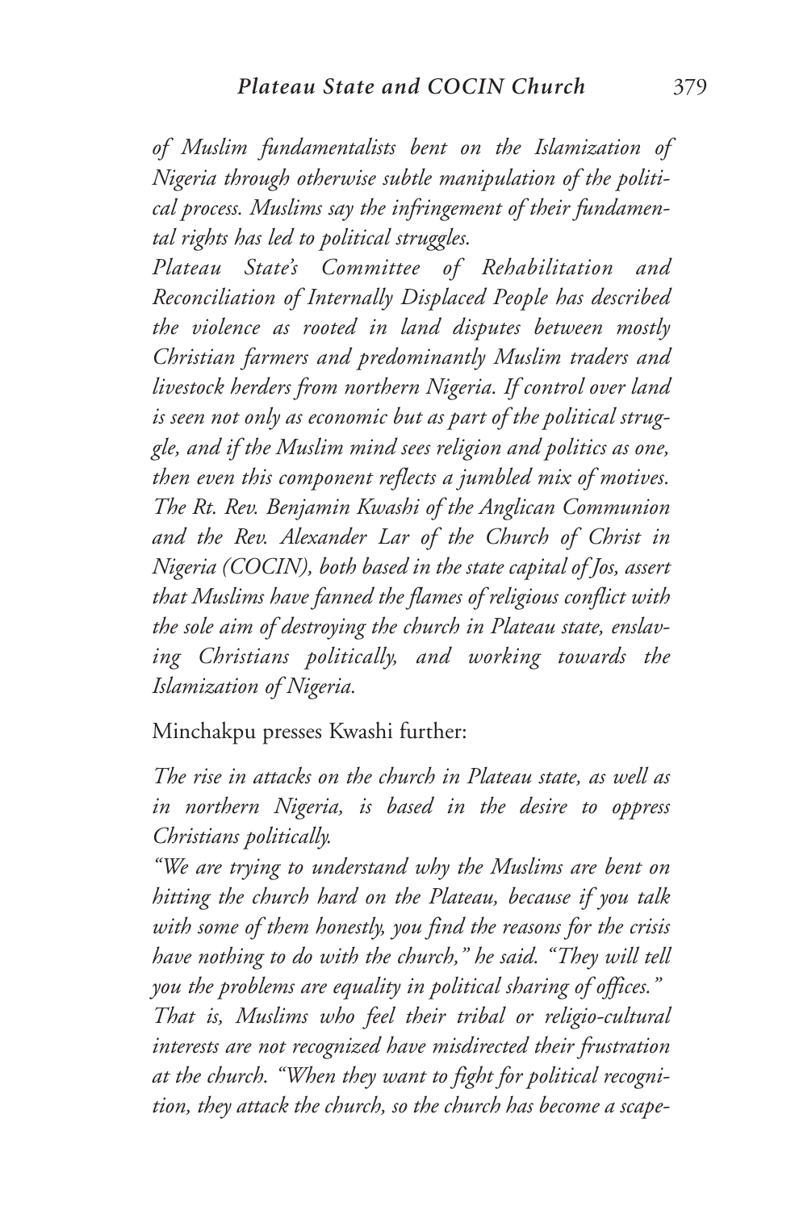*of Muslim fundamentalists bent on the Islamization of Nigeria through otherwise subtle manipulation of the political process. Muslims say the infringement of their fundamental rights has led to political struggles.*

*Plateau State's Committee of Rehabilitation and Reconciliation of Internally Displaced People has described the violence as rooted in land disputes between mostly Christian farmers and predominantly Muslim traders and livestock herders from northern Nigeria. If control over land is seen not only as economic but as part of the political struggle, and if the Muslim mind sees religion and politics as one, then even this component reflects a jumbled mix of motives.*

*The Rt. Rev. Benjamin Kwashi of the Anglican Communion and the Rev. Alexander Lar of the Church of Christ in Nigeria (COCIN), both based in the state capital of Jos, assert that Muslims have fanned the flames of religious conflict with the sole aim of destroying the church in Plateau state, enslaving Christians politically, and working towards the Islamization of Nigeria.*

Minchakpu presses Kwashi further:

*The rise in attacks on the church in Plateau state, as well as in northern Nigeria, is based in the desire to oppress Christians politically.*

*"We are trying to understand why the Muslims are bent on hitting the church hard on the Plateau, because if you talk with some of them honestly, you find the reasons for the crisis have nothing to do with the church," he said. "They will tell you the problems are equality in political sharing of offices."*

*That is, Muslims who feel their tribal or religio-cultural interests are not recognized have misdirected their frustration at the church. "When they want to fight for political recognition, they attack the church, so the church has become a scape-*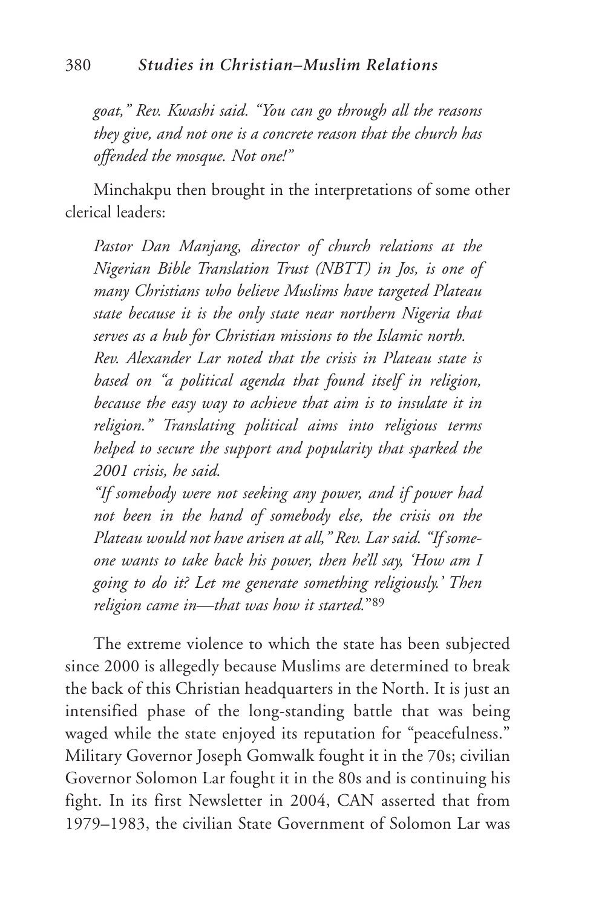*goat," Rev. Kwashi said. "You can go through all the reasons they give, and not one is a concrete reason that the church has offended the mosque. Not one!"*

Minchakpu then brought in the interpretations of some other clerical leaders:

*Pastor Dan Manjang, director of church relations at the Nigerian Bible Translation Trust (NBTT) in Jos, is one of many Christians who believe Muslims have targeted Plateau state because it is the only state near northern Nigeria that serves as a hub for Christian missions to the Islamic north.*

*Rev. Alexander Lar noted that the crisis in Plateau state is based on "a political agenda that found itself in religion, because the easy way to achieve that aim is to insulate it in religion." Translating political aims into religious terms helped to secure the support and popularity that sparked the 2001 crisis, he said.*

*"If somebody were not seeking any power, and if power had not been in the hand of somebody else, the crisis on the Plateau would not have arisen at all," Rev. Lar said. "If someone wants to take back his power, then he'll say, 'How am I going to do it? Let me generate something religiously.' Then religion came in—that was how it started."*[89]

The extreme violence to which the state has been subjected since 2000 is allegedly because Muslims are determined to break the back of this Christian headquarters in the North. It is just an intensified phase of the long-standing battle that was being waged while the state enjoyed its reputation for "peacefulness." Military Governor Joseph Gomwalk fought it in the 70s; civilian Governor Solomon Lar fought it in the 80s and is continuing his fight. In its first Newsletter in 2004, CAN asserted that from 1979–1983, the civilian State Government of Solomon Lar was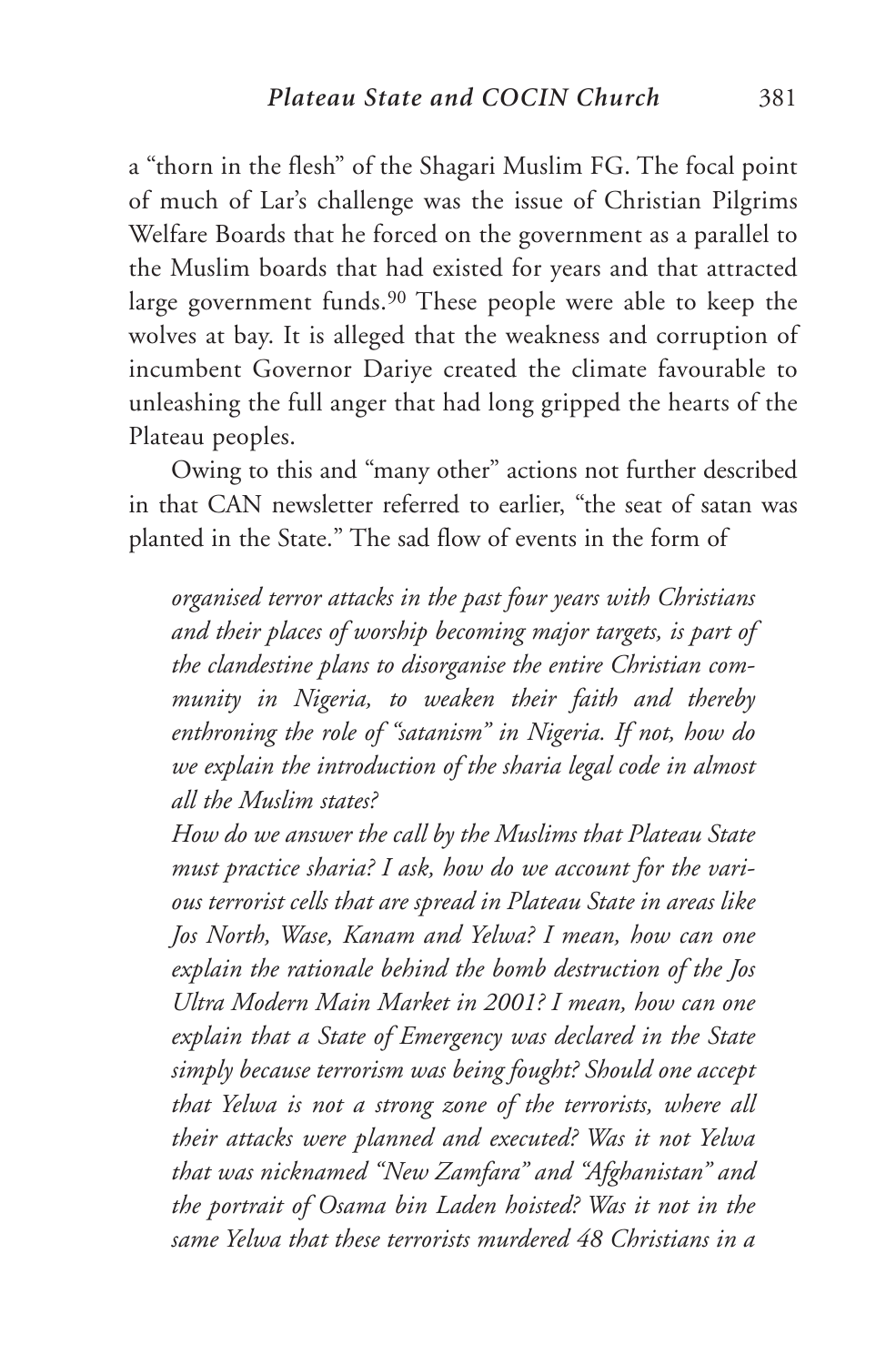a "thorn in the flesh" of the Shagari Muslim FG. The focal point of much of Lar's challenge was the issue of Christian Pilgrims Welfare Boards that he forced on the government as a parallel to the Muslim boards that had existed for years and that attracted large government funds.[90] These people were able to keep the wolves at bay. It is alleged that the weakness and corruption of incumbent Governor Dariye created the climate favourable to unleashing the full anger that had long gripped the hearts of the Plateau peoples.

Owing to this and "many other" actions not further described in that CAN newsletter referred to earlier, "the seat of satan was planted in the State." The sad flow of events in the form of

> *organised terror attacks in the past four years with Christians and their places of worship becoming major targets, is part of the clandestine plans to disorganise the entire Christian community in Nigeria, to weaken their faith and thereby enthroning the role of "satanism" in Nigeria. If not, how do we explain the introduction of the sharia legal code in almost all the Muslim states?*
>
> *How do we answer the call by the Muslims that Plateau State must practice sharia? I ask, how do we account for the various terrorist cells that are spread in Plateau State in areas like Jos North, Wase, Kanam and Yelwa? I mean, how can one explain the rationale behind the bomb destruction of the Jos Ultra Modern Main Market in 2001? I mean, how can one explain that a State of Emergency was declared in the State simply because terrorism was being fought? Should one accept that Yelwa is not a strong zone of the terrorists, where all their attacks were planned and executed? Was it not Yelwa that was nicknamed "New Zamfara" and "Afghanistan" and the portrait of Osama bin Laden hoisted? Was it not in the same Yelwa that these terrorists murdered 48 Christians in a*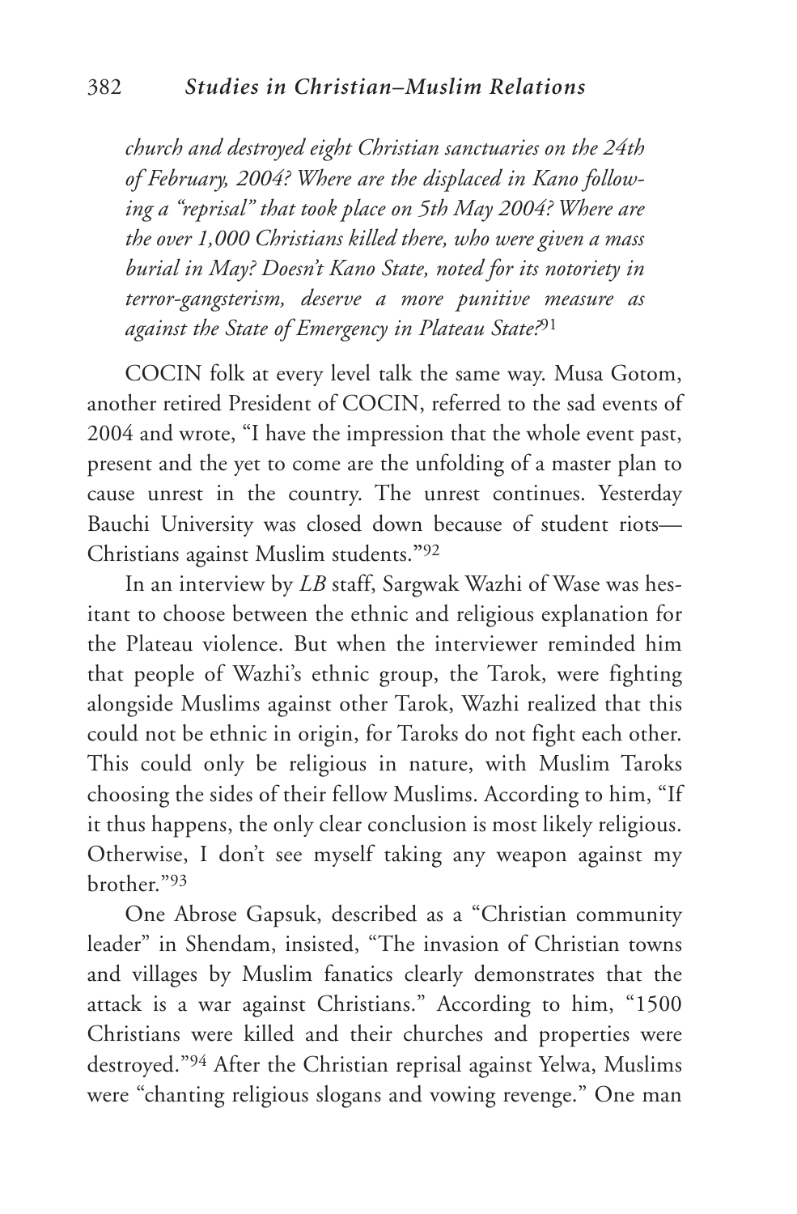*church and destroyed eight Christian sanctuaries on the 24th of February, 2004? Where are the displaced in Kano following a "reprisal" that took place on 5th May 2004? Where are the over 1,000 Christians killed there, who were given a mass burial in May? Doesn't Kano State, noted for its notoriety in terror-gangsterism, deserve a more punitive measure as against the State of Emergency in Plateau State?*[91]

COCIN folk at every level talk the same way. Musa Gotom, another retired President of COCIN, referred to the sad events of 2004 and wrote, "I have the impression that the whole event past, present and the yet to come are the unfolding of a master plan to cause unrest in the country. The unrest continues. Yesterday Bauchi University was closed down because of student riots—Christians against Muslim students."[92]

In an interview by *LB* staff, Sargwak Wazhi of Wase was hesitant to choose between the ethnic and religious explanation for the Plateau violence. But when the interviewer reminded him that people of Wazhi's ethnic group, the Tarok, were fighting alongside Muslims against other Tarok, Wazhi realized that this could not be ethnic in origin, for Taroks do not fight each other. This could only be religious in nature, with Muslim Taroks choosing the sides of their fellow Muslims. According to him, "If it thus happens, the only clear conclusion is most likely religious. Otherwise, I don't see myself taking any weapon against my brother."[93]

One Abrose Gapsuk, described as a "Christian community leader" in Shendam, insisted, "The invasion of Christian towns and villages by Muslim fanatics clearly demonstrates that the attack is a war against Christians." According to him, "1500 Christians were killed and their churches and properties were destroyed."[94] After the Christian reprisal against Yelwa, Muslims were "chanting religious slogans and vowing revenge." One man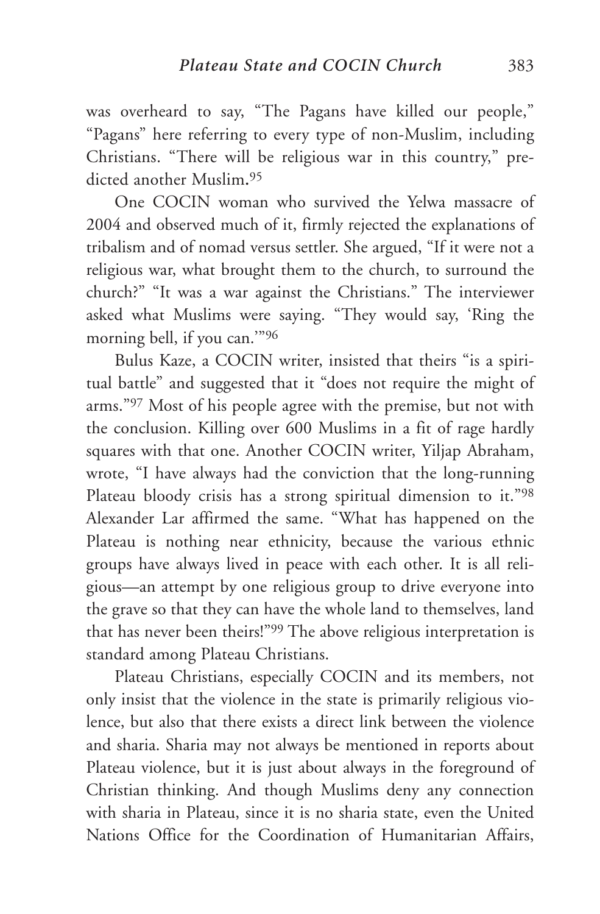was overheard to say, "The Pagans have killed our people," "Pagans" here referring to every type of non-Muslim, including Christians. "There will be religious war in this country," predicted another Muslim.[95]

One COCIN woman who survived the Yelwa massacre of 2004 and observed much of it, firmly rejected the explanations of tribalism and of nomad versus settler. She argued, "If it were not a religious war, what brought them to the church, to surround the church?" "It was a war against the Christians." The interviewer asked what Muslims were saying. "They would say, 'Ring the morning bell, if you can.'"[96]

Bulus Kaze, a COCIN writer, insisted that theirs "is a spiritual battle" and suggested that it "does not require the might of arms."[97] Most of his people agree with the premise, but not with the conclusion. Killing over 600 Muslims in a fit of rage hardly squares with that one. Another COCIN writer, Yiljap Abraham, wrote, "I have always had the conviction that the long-running Plateau bloody crisis has a strong spiritual dimension to it."[98] Alexander Lar affirmed the same. "What has happened on the Plateau is nothing near ethnicity, because the various ethnic groups have always lived in peace with each other. It is all religious—an attempt by one religious group to drive everyone into the grave so that they can have the whole land to themselves, land that has never been theirs!"[99] The above religious interpretation is standard among Plateau Christians.

Plateau Christians, especially COCIN and its members, not only insist that the violence in the state is primarily religious violence, but also that there exists a direct link between the violence and sharia. Sharia may not always be mentioned in reports about Plateau violence, but it is just about always in the foreground of Christian thinking. And though Muslims deny any connection with sharia in Plateau, since it is no sharia state, even the United Nations Office for the Coordination of Humanitarian Affairs,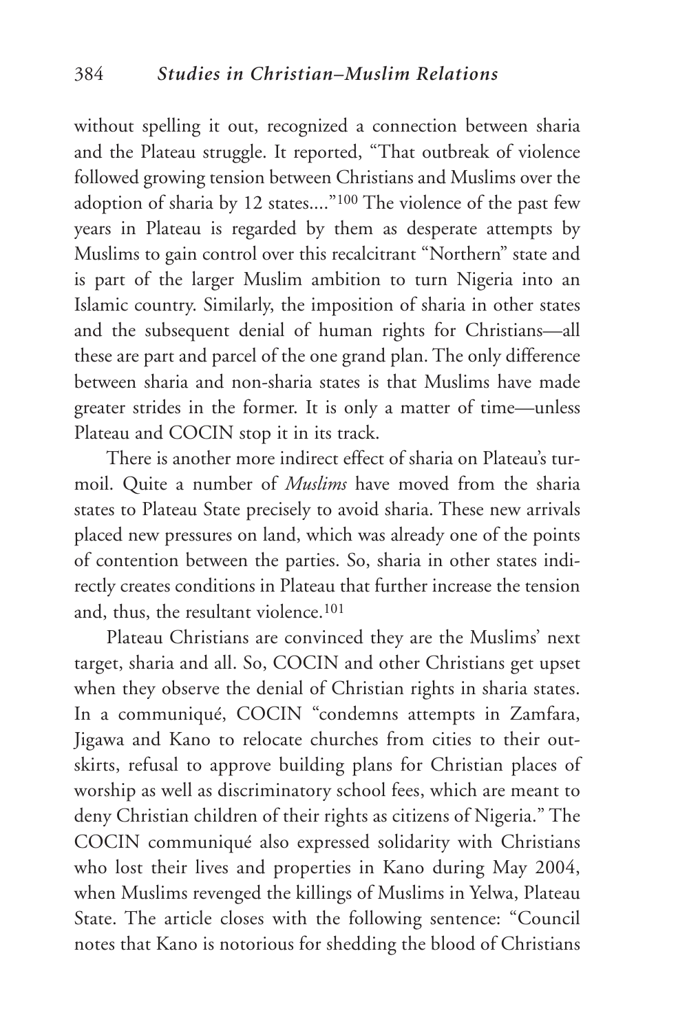without spelling it out, recognized a connection between sharia and the Plateau struggle. It reported, "That outbreak of violence followed growing tension between Christians and Muslims over the adoption of sharia by 12 states...."[100] The violence of the past few years in Plateau is regarded by them as desperate attempts by Muslims to gain control over this recalcitrant "Northern" state and is part of the larger Muslim ambition to turn Nigeria into an Islamic country. Similarly, the imposition of sharia in other states and the subsequent denial of human rights for Christians—all these are part and parcel of the one grand plan. The only difference between sharia and non-sharia states is that Muslims have made greater strides in the former. It is only a matter of time—unless Plateau and COCIN stop it in its track.

There is another more indirect effect of sharia on Plateau's turmoil. Quite a number of *Muslims* have moved from the sharia states to Plateau State precisely to avoid sharia. These new arrivals placed new pressures on land, which was already one of the points of contention between the parties. So, sharia in other states indirectly creates conditions in Plateau that further increase the tension and, thus, the resultant violence.[101]

Plateau Christians are convinced they are the Muslims' next target, sharia and all. So, COCIN and other Christians get upset when they observe the denial of Christian rights in sharia states. In a communiqué, COCIN "condemns attempts in Zamfara, Jigawa and Kano to relocate churches from cities to their outskirts, refusal to approve building plans for Christian places of worship as well as discriminatory school fees, which are meant to deny Christian children of their rights as citizens of Nigeria." The COCIN communiqué also expressed solidarity with Christians who lost their lives and properties in Kano during May 2004, when Muslims revenged the killings of Muslims in Yelwa, Plateau State. The article closes with the following sentence: "Council notes that Kano is notorious for shedding the blood of Christians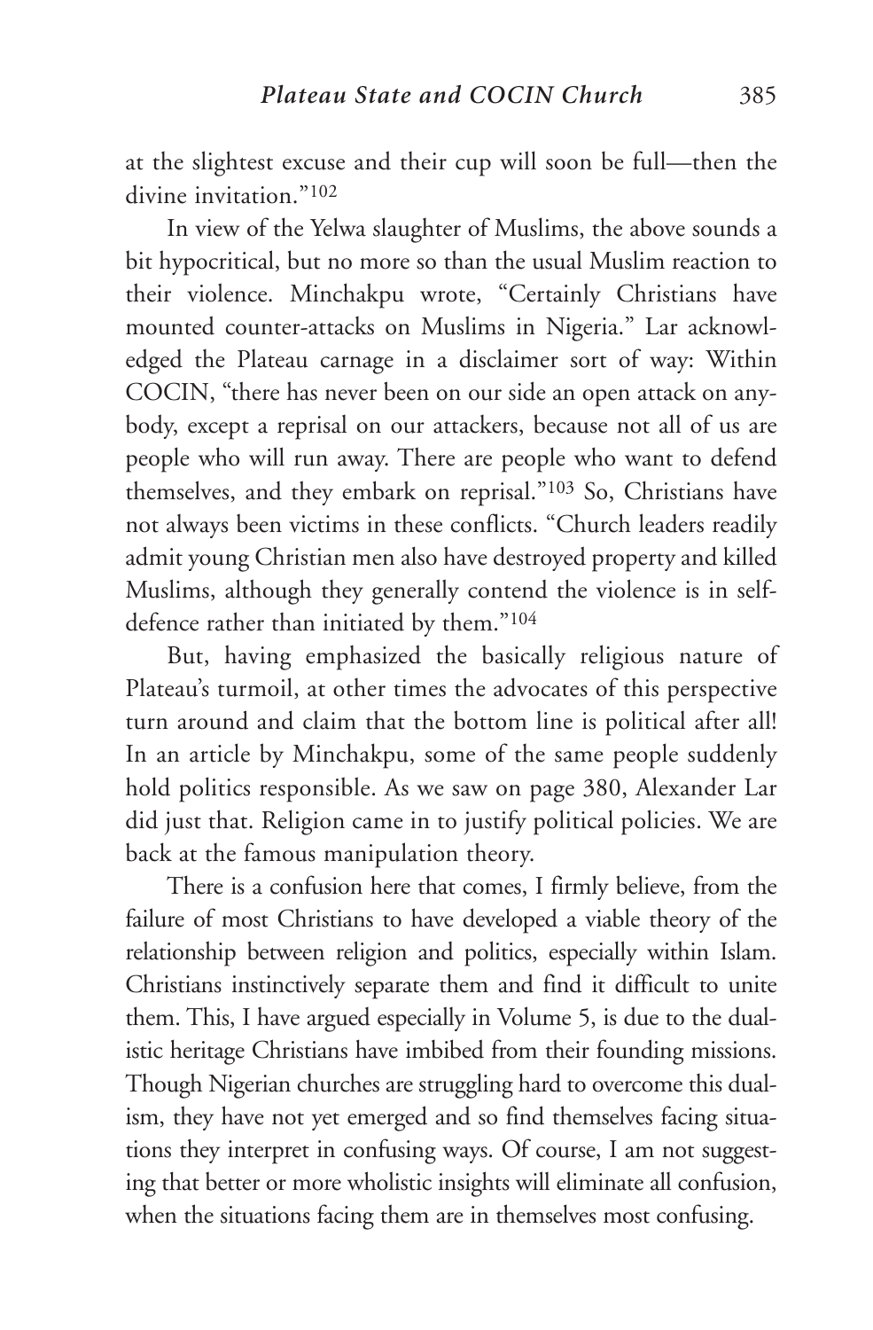at the slightest excuse and their cup will soon be full—then the divine invitation."[102]

In view of the Yelwa slaughter of Muslims, the above sounds a bit hypocritical, but no more so than the usual Muslim reaction to their violence. Minchakpu wrote, "Certainly Christians have mounted counter-attacks on Muslims in Nigeria." Lar acknowledged the Plateau carnage in a disclaimer sort of way: Within COCIN, "there has never been on our side an open attack on anybody, except a reprisal on our attackers, because not all of us are people who will run away. There are people who want to defend themselves, and they embark on reprisal."[103] So, Christians have not always been victims in these conflicts. "Church leaders readily admit young Christian men also have destroyed property and killed Muslims, although they generally contend the violence is in self-defence rather than initiated by them."[104]

But, having emphasized the basically religious nature of Plateau's turmoil, at other times the advocates of this perspective turn around and claim that the bottom line is political after all! In an article by Minchakpu, some of the same people suddenly hold politics responsible. As we saw on page 380, Alexander Lar did just that. Religion came in to justify political policies. We are back at the famous manipulation theory.

There is a confusion here that comes, I firmly believe, from the failure of most Christians to have developed a viable theory of the relationship between religion and politics, especially within Islam. Christians instinctively separate them and find it difficult to unite them. This, I have argued especially in Volume 5, is due to the dualistic heritage Christians have imbibed from their founding missions. Though Nigerian churches are struggling hard to overcome this dualism, they have not yet emerged and so find themselves facing situations they interpret in confusing ways. Of course, I am not suggesting that better or more wholistic insights will eliminate all confusion, when the situations facing them are in themselves most confusing.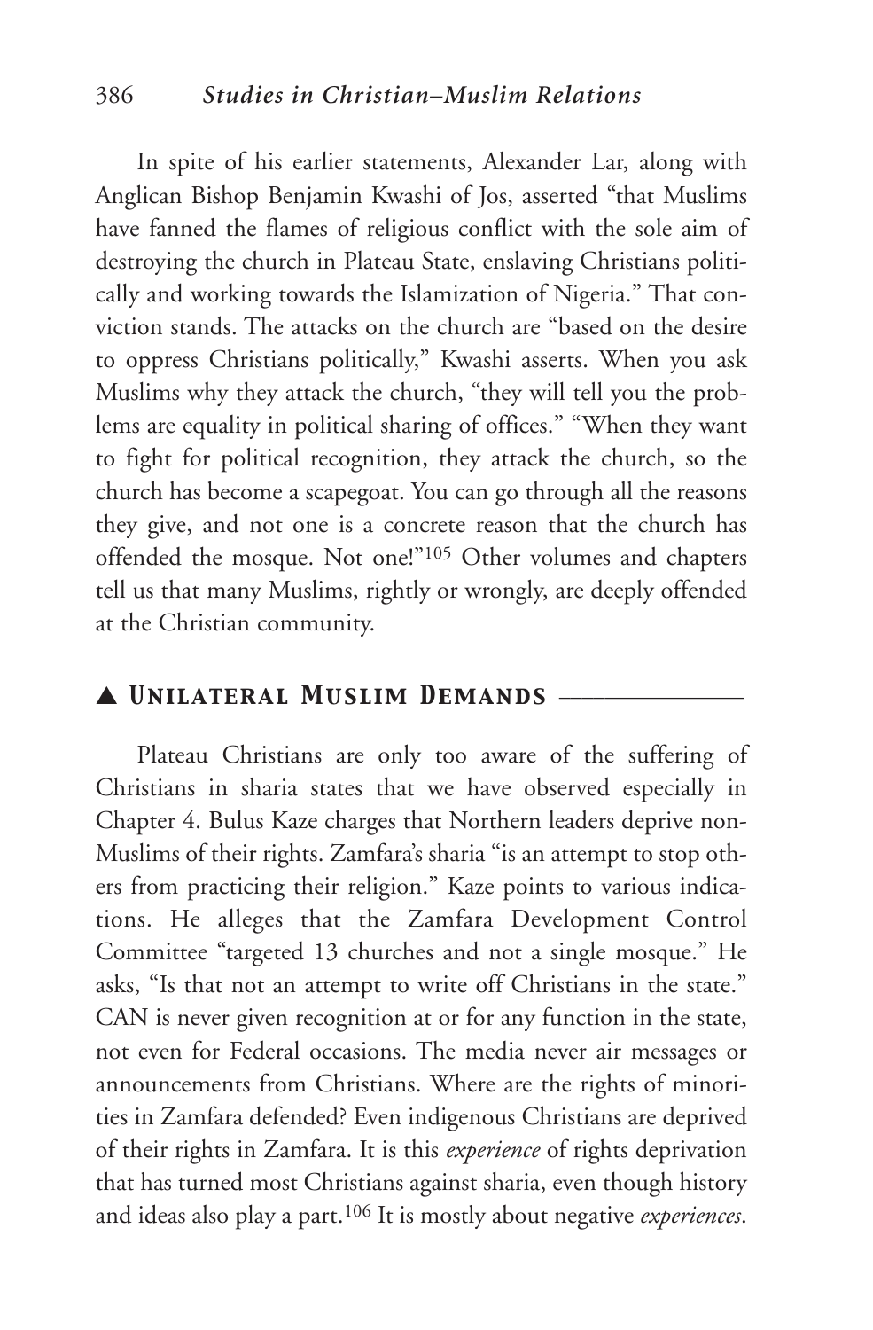In spite of his earlier statements, Alexander Lar, along with Anglican Bishop Benjamin Kwashi of Jos, asserted "that Muslims have fanned the flames of religious conflict with the sole aim of destroying the church in Plateau State, enslaving Christians politically and working towards the Islamization of Nigeria." That conviction stands. The attacks on the church are "based on the desire to oppress Christians politically," Kwashi asserts. When you ask Muslims why they attack the church, "they will tell you the problems are equality in political sharing of offices." "When they want to fight for political recognition, they attack the church, so the church has become a scapegoat. You can go through all the reasons they give, and not one is a concrete reason that the church has offended the mosque. Not one!"[105] Other volumes and chapters tell us that many Muslims, rightly or wrongly, are deeply offended at the Christian community.

## ▲ *Unilateral Muslim Demands*

Plateau Christians are only too aware of the suffering of Christians in sharia states that we have observed especially in Chapter 4. Bulus Kaze charges that Northern leaders deprive non-Muslims of their rights. Zamfara's sharia "is an attempt to stop others from practicing their religion." Kaze points to various indications. He alleges that the Zamfara Development Control Committee "targeted 13 churches and not a single mosque." He asks, "Is that not an attempt to write off Christians in the state." CAN is never given recognition at or for any function in the state, not even for Federal occasions. The media never air messages or announcements from Christians. Where are the rights of minorities in Zamfara defended? Even indigenous Christians are deprived of their rights in Zamfara. It is this *experience* of rights deprivation that has turned most Christians against sharia, even though history and ideas also play a part.[106] It is mostly about negative *experiences*.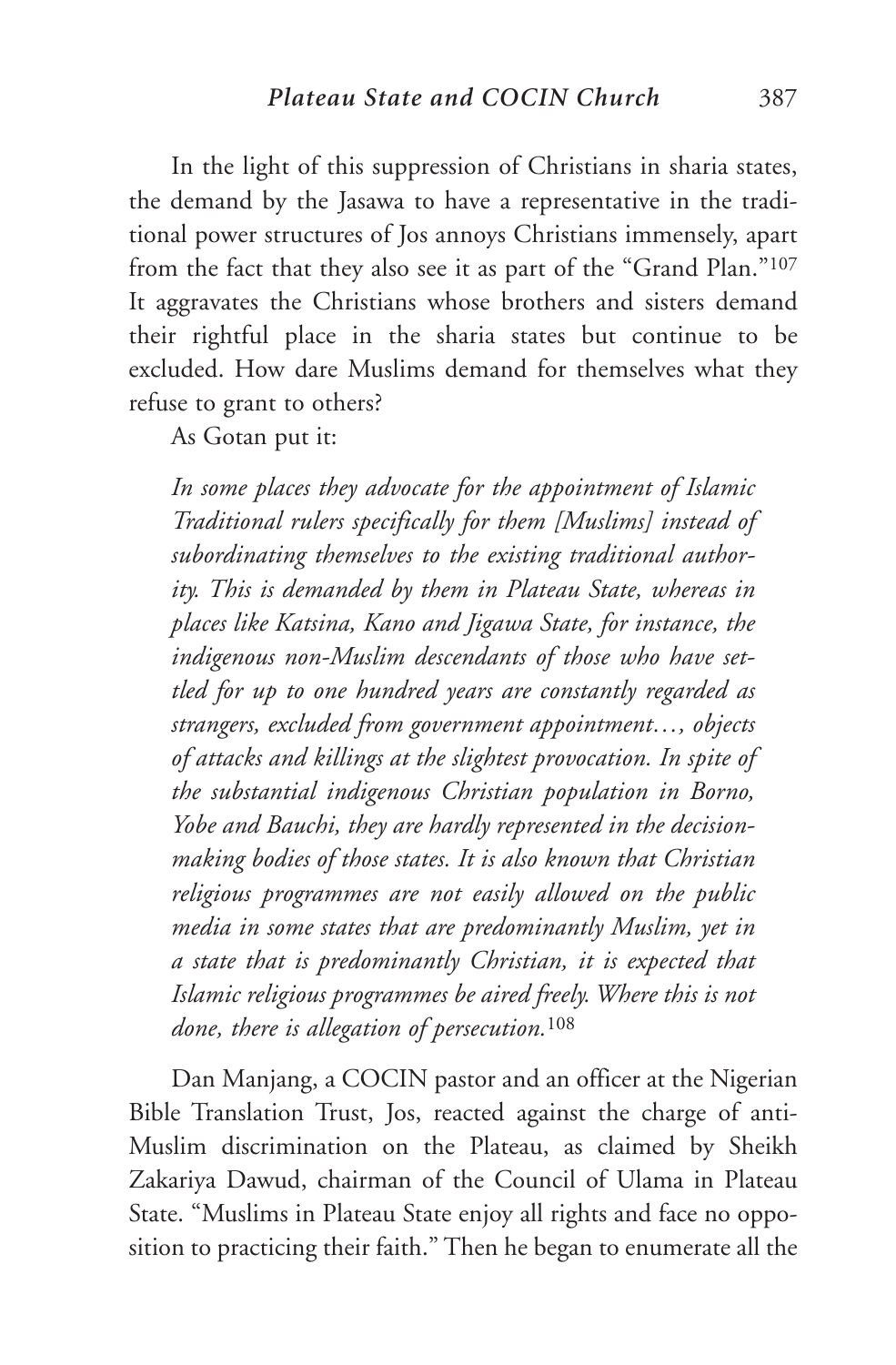In the light of this suppression of Christians in sharia states, the demand by the Jasawa to have a representative in the traditional power structures of Jos annoys Christians immensely, apart from the fact that they also see it as part of the "Grand Plan."[107] It aggravates the Christians whose brothers and sisters demand their rightful place in the sharia states but continue to be excluded. How dare Muslims demand for themselves what they refuse to grant to others?

As Gotan put it:

> *In some places they advocate for the appointment of Islamic Traditional rulers specifically for them [Muslims] instead of subordinating themselves to the existing traditional authority. This is demanded by them in Plateau State, whereas in places like Katsina, Kano and Jigawa State, for instance, the indigenous non-Muslim descendants of those who have settled for up to one hundred years are constantly regarded as strangers, excluded from government appointment…, objects of attacks and killings at the slightest provocation. In spite of the substantial indigenous Christian population in Borno, Yobe and Bauchi, they are hardly represented in the decision-making bodies of those states. It is also known that Christian religious programmes are not easily allowed on the public media in some states that are predominantly Muslim, yet in a state that is predominantly Christian, it is expected that Islamic religious programmes be aired freely. Where this is not done, there is allegation of persecution.*[108]

Dan Manjang, a COCIN pastor and an officer at the Nigerian Bible Translation Trust, Jos, reacted against the charge of anti-Muslim discrimination on the Plateau, as claimed by Sheikh Zakariya Dawud, chairman of the Council of Ulama in Plateau State. "Muslims in Plateau State enjoy all rights and face no opposition to practicing their faith." Then he began to enumerate all the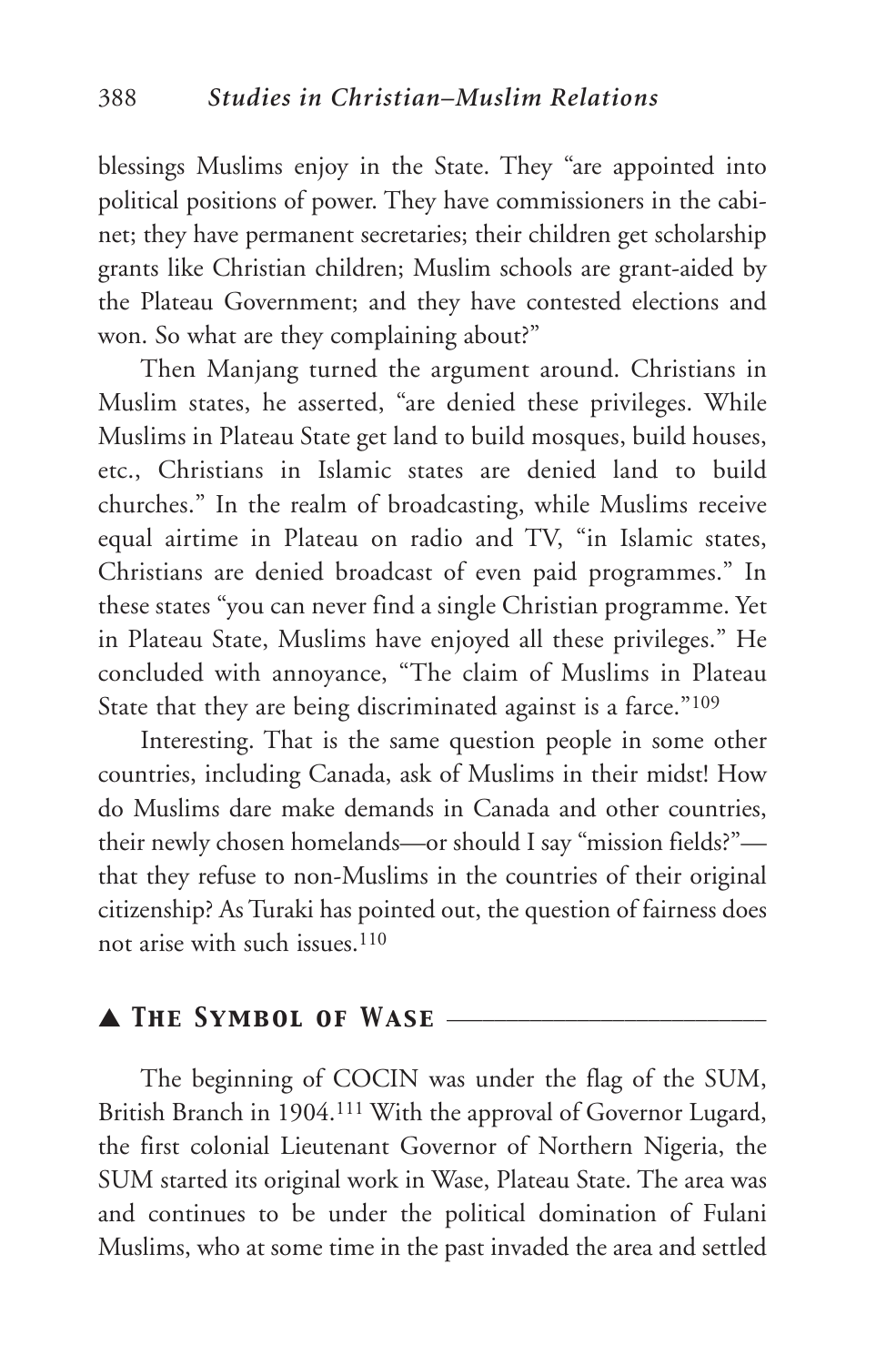blessings Muslims enjoy in the State. They "are appointed into political positions of power. They have commissioners in the cabinet; they have permanent secretaries; their children get scholarship grants like Christian children; Muslim schools are grant-aided by the Plateau Government; and they have contested elections and won. So what are they complaining about?"

Then Manjang turned the argument around. Christians in Muslim states, he asserted, "are denied these privileges. While Muslims in Plateau State get land to build mosques, build houses, etc., Christians in Islamic states are denied land to build churches." In the realm of broadcasting, while Muslims receive equal airtime in Plateau on radio and TV, "in Islamic states, Christians are denied broadcast of even paid programmes." In these states "you can never find a single Christian programme. Yet in Plateau State, Muslims have enjoyed all these privileges." He concluded with annoyance, "The claim of Muslims in Plateau State that they are being discriminated against is a farce."[109]

Interesting. That is the same question people in some other countries, including Canada, ask of Muslims in their midst! How do Muslims dare make demands in Canada and other countries, their newly chosen homelands—or should I say "mission fields?"—that they refuse to non-Muslims in the countries of their original citizenship? As Turaki has pointed out, the question of fairness does not arise with such issues.[110]

## ▲ *The Symbol of Wase*

The beginning of COCIN was under the flag of the SUM, British Branch in 1904.[111] With the approval of Governor Lugard, the first colonial Lieutenant Governor of Northern Nigeria, the SUM started its original work in Wase, Plateau State. The area was and continues to be under the political domination of Fulani Muslims, who at some time in the past invaded the area and settled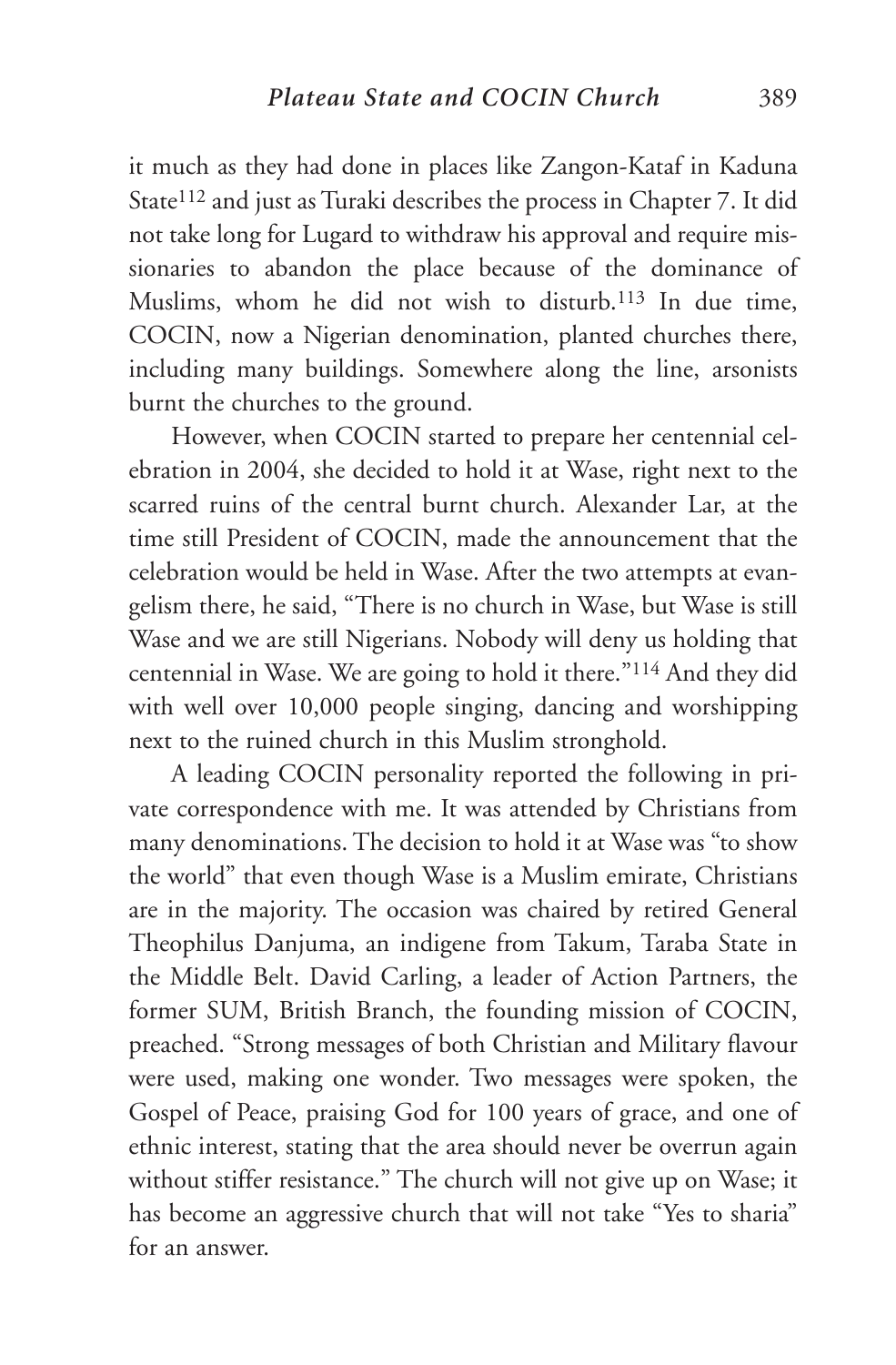it much as they had done in places like Zangon-Kataf in Kaduna State[112] and just as Turaki describes the process in Chapter 7. It did not take long for Lugard to withdraw his approval and require missionaries to abandon the place because of the dominance of Muslims, whom he did not wish to disturb.[113] In due time, COCIN, now a Nigerian denomination, planted churches there, including many buildings. Somewhere along the line, arsonists burnt the churches to the ground.

However, when COCIN started to prepare her centennial celebration in 2004, she decided to hold it at Wase, right next to the scarred ruins of the central burnt church. Alexander Lar, at the time still President of COCIN, made the announcement that the celebration would be held in Wase. After the two attempts at evangelism there, he said, "There is no church in Wase, but Wase is still Wase and we are still Nigerians. Nobody will deny us holding that centennial in Wase. We are going to hold it there."[114] And they did with well over 10,000 people singing, dancing and worshipping next to the ruined church in this Muslim stronghold.

A leading COCIN personality reported the following in private correspondence with me. It was attended by Christians from many denominations. The decision to hold it at Wase was "to show the world" that even though Wase is a Muslim emirate, Christians are in the majority. The occasion was chaired by retired General Theophilus Danjuma, an indigene from Takum, Taraba State in the Middle Belt. David Carling, a leader of Action Partners, the former SUM, British Branch, the founding mission of COCIN, preached. "Strong messages of both Christian and Military flavour were used, making one wonder. Two messages were spoken, the Gospel of Peace, praising God for 100 years of grace, and one of ethnic interest, stating that the area should never be overrun again without stiffer resistance." The church will not give up on Wase; it has become an aggressive church that will not take "Yes to sharia" for an answer.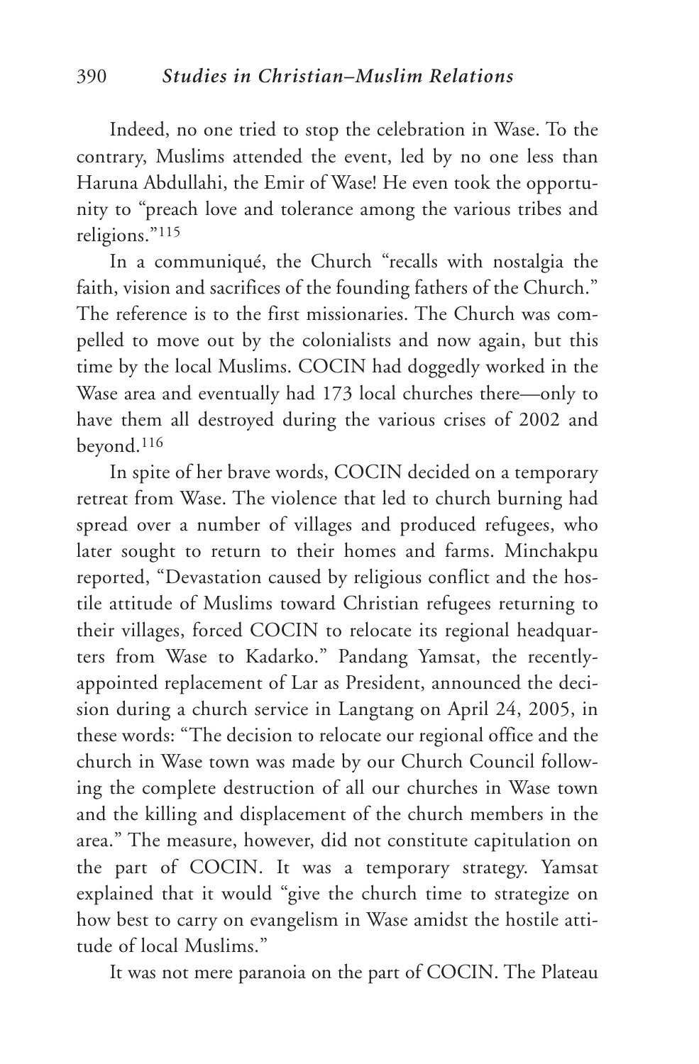Indeed, no one tried to stop the celebration in Wase. To the contrary, Muslims attended the event, led by no one less than Haruna Abdullahi, the Emir of Wase! He even took the opportunity to "preach love and tolerance among the various tribes and religions."[115]

In a communiqué, the Church "recalls with nostalgia the faith, vision and sacrifices of the founding fathers of the Church." The reference is to the first missionaries. The Church was compelled to move out by the colonialists and now again, but this time by the local Muslims. COCIN had doggedly worked in the Wase area and eventually had 173 local churches there—only to have them all destroyed during the various crises of 2002 and beyond.[116]

In spite of her brave words, COCIN decided on a temporary retreat from Wase. The violence that led to church burning had spread over a number of villages and produced refugees, who later sought to return to their homes and farms. Minchakpu reported, "Devastation caused by religious conflict and the hostile attitude of Muslims toward Christian refugees returning to their villages, forced COCIN to relocate its regional headquarters from Wase to Kadarko." Pandang Yamsat, the recently-appointed replacement of Lar as President, announced the decision during a church service in Langtang on April 24, 2005, in these words: "The decision to relocate our regional office and the church in Wase town was made by our Church Council following the complete destruction of all our churches in Wase town and the killing and displacement of the church members in the area." The measure, however, did not constitute capitulation on the part of COCIN. It was a temporary strategy. Yamsat explained that it would "give the church time to strategize on how best to carry on evangelism in Wase amidst the hostile attitude of local Muslims."

It was not mere paranoia on the part of COCIN. The Plateau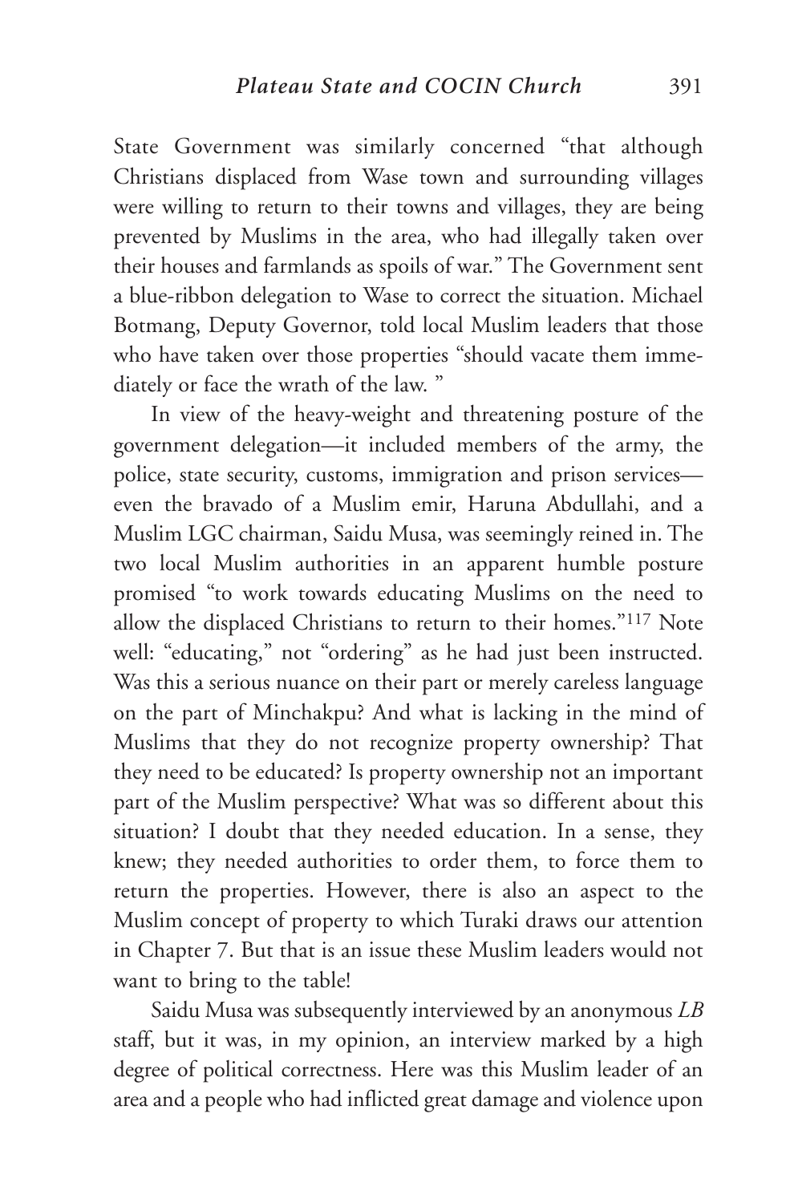State Government was similarly concerned "that although Christians displaced from Wase town and surrounding villages were willing to return to their towns and villages, they are being prevented by Muslims in the area, who had illegally taken over their houses and farmlands as spoils of war." The Government sent a blue-ribbon delegation to Wase to correct the situation. Michael Botmang, Deputy Governor, told local Muslim leaders that those who have taken over those properties "should vacate them immediately or face the wrath of the law. "

In view of the heavy-weight and threatening posture of the government delegation—it included members of the army, the police, state security, customs, immigration and prison services—even the bravado of a Muslim emir, Haruna Abdullahi, and a Muslim LGC chairman, Saidu Musa, was seemingly reined in. The two local Muslim authorities in an apparent humble posture promised "to work towards educating Muslims on the need to allow the displaced Christians to return to their homes."[117] Note well: "educating," not "ordering" as he had just been instructed. Was this a serious nuance on their part or merely careless language on the part of Minchakpu? And what is lacking in the mind of Muslims that they do not recognize property ownership? That they need to be educated? Is property ownership not an important part of the Muslim perspective? What was so different about this situation? I doubt that they needed education. In a sense, they knew; they needed authorities to order them, to force them to return the properties. However, there is also an aspect to the Muslim concept of property to which Turaki draws our attention in Chapter 7. But that is an issue these Muslim leaders would not want to bring to the table!

Saidu Musa was subsequently interviewed by an anonymous *LB* staff, but it was, in my opinion, an interview marked by a high degree of political correctness. Here was this Muslim leader of an area and a people who had inflicted great damage and violence upon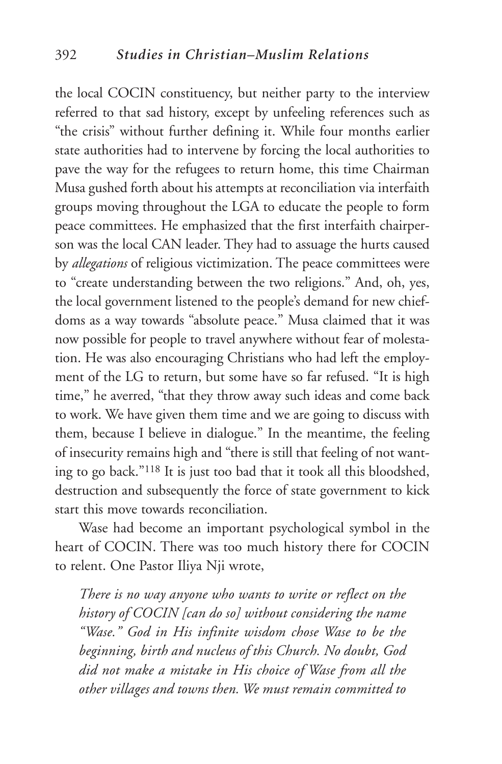the local COCIN constituency, but neither party to the interview referred to that sad history, except by unfeeling references such as "the crisis" without further defining it. While four months earlier state authorities had to intervene by forcing the local authorities to pave the way for the refugees to return home, this time Chairman Musa gushed forth about his attempts at reconciliation via interfaith groups moving throughout the LGA to educate the people to form peace committees. He emphasized that the first interfaith chairperson was the local CAN leader. They had to assuage the hurts caused by *allegations* of religious victimization. The peace committees were to "create understanding between the two religions." And, oh, yes, the local government listened to the people's demand for new chiefdoms as a way towards "absolute peace." Musa claimed that it was now possible for people to travel anywhere without fear of molestation. He was also encouraging Christians who had left the employment of the LG to return, but some have so far refused. "It is high time," he averred, "that they throw away such ideas and come back to work. We have given them time and we are going to discuss with them, because I believe in dialogue." In the meantime, the feeling of insecurity remains high and "there is still that feeling of not wanting to go back."[118] It is just too bad that it took all this bloodshed, destruction and subsequently the force of state government to kick start this move towards reconciliation.

Wase had become an important psychological symbol in the heart of COCIN. There was too much history there for COCIN to relent. One Pastor Iliya Nji wrote,

> *There is no way anyone who wants to write or reflect on the history of COCIN [can do so] without considering the name "Wase." God in His infinite wisdom chose Wase to be the beginning, birth and nucleus of this Church. No doubt, God did not make a mistake in His choice of Wase from all the other villages and towns then. We must remain committed to*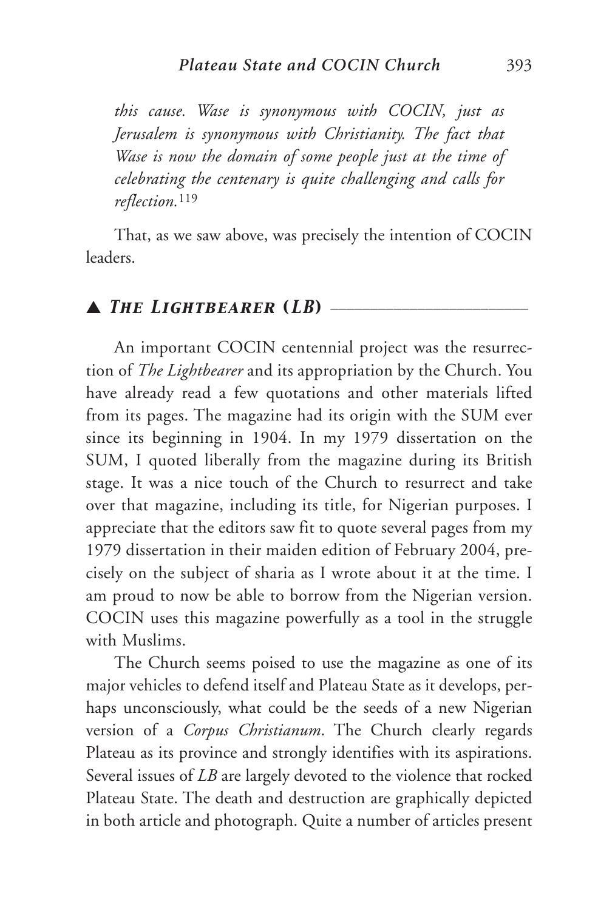*this cause. Wase is synonymous with COCIN, just as Jerusalem is synonymous with Christianity. The fact that Wase is now the domain of some people just at the time of celebrating the centenary is quite challenging and calls for reflection.*[119]

That, as we saw above, was precisely the intention of COCIN leaders.

## ▲ *The Lightbearer (LB)*

An important COCIN centennial project was the resurrection of *The Lightbearer* and its appropriation by the Church. You have already read a few quotations and other materials lifted from its pages. The magazine had its origin with the SUM ever since its beginning in 1904. In my 1979 dissertation on the SUM, I quoted liberally from the magazine during its British stage. It was a nice touch of the Church to resurrect and take over that magazine, including its title, for Nigerian purposes. I appreciate that the editors saw fit to quote several pages from my 1979 dissertation in their maiden edition of February 2004, precisely on the subject of sharia as I wrote about it at the time. I am proud to now be able to borrow from the Nigerian version. COCIN uses this magazine powerfully as a tool in the struggle with Muslims.

The Church seems poised to use the magazine as one of its major vehicles to defend itself and Plateau State as it develops, perhaps unconsciously, what could be the seeds of a new Nigerian version of a *Corpus Christianum*. The Church clearly regards Plateau as its province and strongly identifies with its aspirations. Several issues of *LB* are largely devoted to the violence that rocked Plateau State. The death and destruction are graphically depicted in both article and photograph. Quite a number of articles present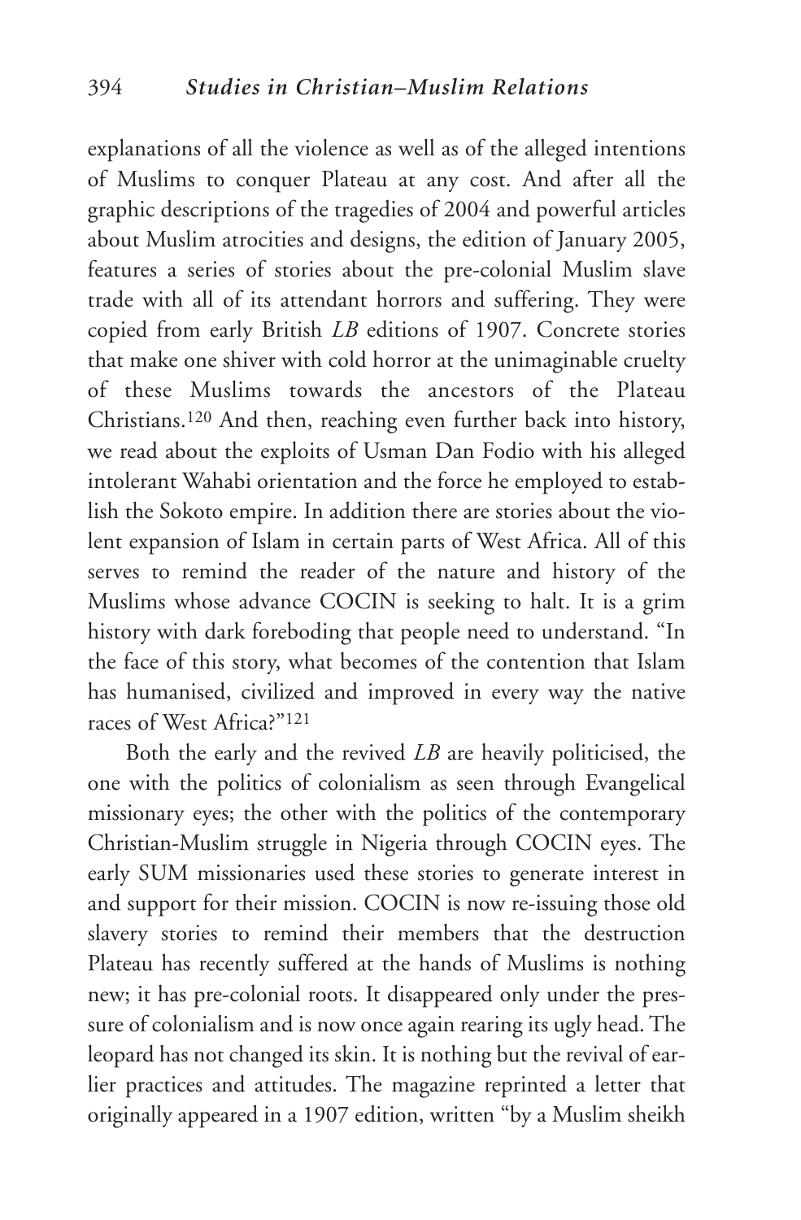explanations of all the violence as well as of the alleged intentions of Muslims to conquer Plateau at any cost. And after all the graphic descriptions of the tragedies of 2004 and powerful articles about Muslim atrocities and designs, the edition of January 2005, features a series of stories about the pre-colonial Muslim slave trade with all of its attendant horrors and suffering. They were copied from early British *LB* editions of 1907. Concrete stories that make one shiver with cold horror at the unimaginable cruelty of these Muslims towards the ancestors of the Plateau Christians.[120] And then, reaching even further back into history, we read about the exploits of Usman Dan Fodio with his alleged intolerant Wahabi orientation and the force he employed to establish the Sokoto empire. In addition there are stories about the violent expansion of Islam in certain parts of West Africa. All of this serves to remind the reader of the nature and history of the Muslims whose advance COCIN is seeking to halt. It is a grim history with dark foreboding that people need to understand. "In the face of this story, what becomes of the contention that Islam has humanised, civilized and improved in every way the native races of West Africa?"[121]

Both the early and the revived *LB* are heavily politicised, the one with the politics of colonialism as seen through Evangelical missionary eyes; the other with the politics of the contemporary Christian-Muslim struggle in Nigeria through COCIN eyes. The early SUM missionaries used these stories to generate interest in and support for their mission. COCIN is now re-issuing those old slavery stories to remind their members that the destruction Plateau has recently suffered at the hands of Muslims is nothing new; it has pre-colonial roots. It disappeared only under the pressure of colonialism and is now once again rearing its ugly head. The leopard has not changed its skin. It is nothing but the revival of earlier practices and attitudes. The magazine reprinted a letter that originally appeared in a 1907 edition, written "by a Muslim sheikh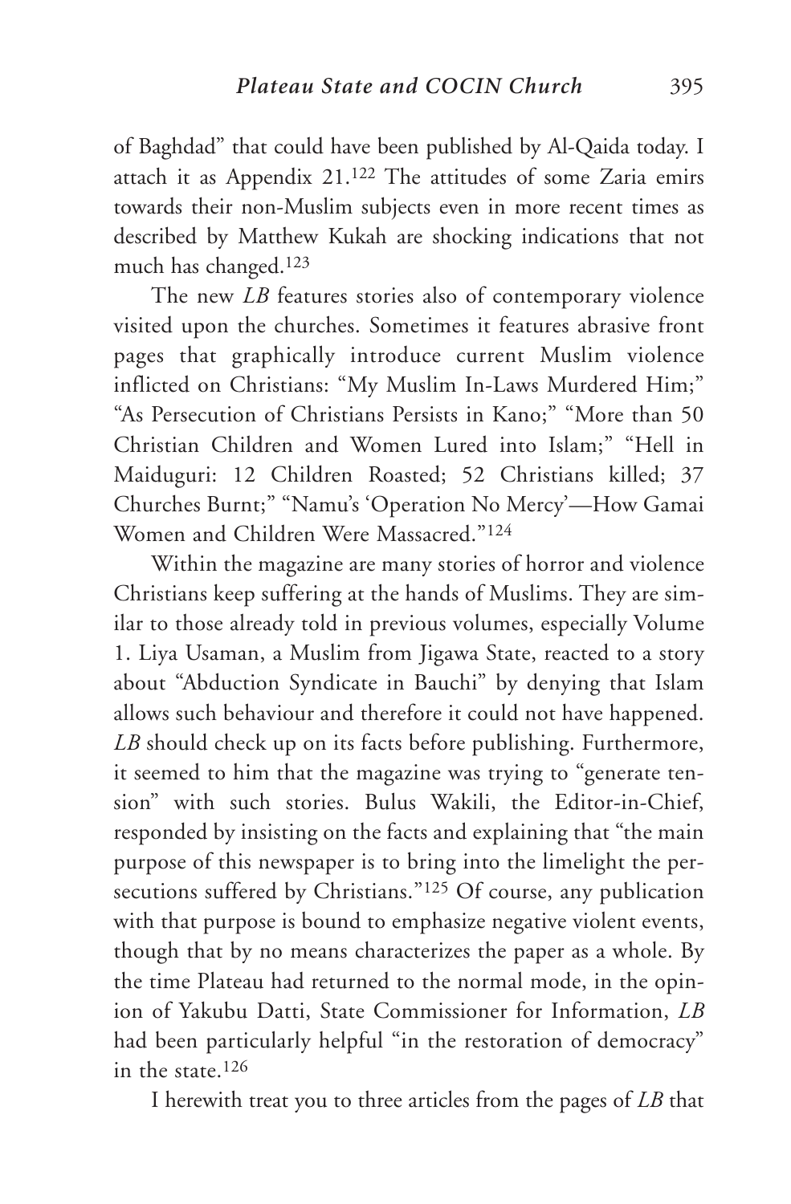of Baghdad" that could have been published by Al-Qaida today. I attach it as Appendix 21.[122] The attitudes of some Zaria emirs towards their non-Muslim subjects even in more recent times as described by Matthew Kukah are shocking indications that not much has changed.[123]

The new *LB* features stories also of contemporary violence visited upon the churches. Sometimes it features abrasive front pages that graphically introduce current Muslim violence inflicted on Christians: "My Muslim In-Laws Murdered Him;" "As Persecution of Christians Persists in Kano;" "More than 50 Christian Children and Women Lured into Islam;" "Hell in Maiduguri: 12 Children Roasted; 52 Christians killed; 37 Churches Burnt;" "Namu's 'Operation No Mercy'—How Gamai Women and Children Were Massacred."[124]

Within the magazine are many stories of horror and violence Christians keep suffering at the hands of Muslims. They are similar to those already told in previous volumes, especially Volume 1. Liya Usaman, a Muslim from Jigawa State, reacted to a story about "Abduction Syndicate in Bauchi" by denying that Islam allows such behaviour and therefore it could not have happened. *LB* should check up on its facts before publishing. Furthermore, it seemed to him that the magazine was trying to "generate tension" with such stories. Bulus Wakili, the Editor-in-Chief, responded by insisting on the facts and explaining that "the main purpose of this newspaper is to bring into the limelight the persecutions suffered by Christians."[125] Of course, any publication with that purpose is bound to emphasize negative violent events, though that by no means characterizes the paper as a whole. By the time Plateau had returned to the normal mode, in the opinion of Yakubu Datti, State Commissioner for Information, *LB* had been particularly helpful "in the restoration of democracy" in the state.[126]

I herewith treat you to three articles from the pages of *LB* that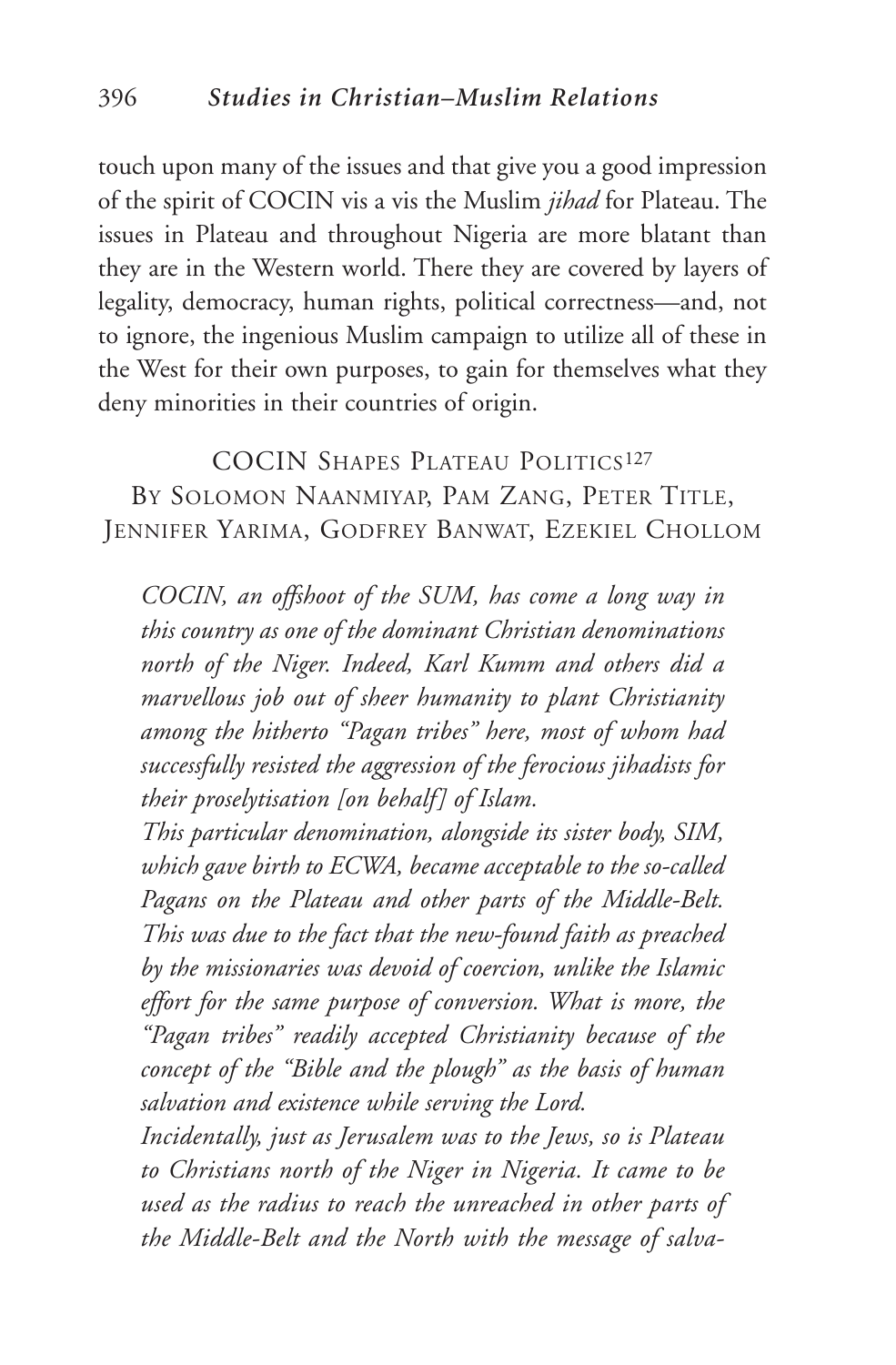touch upon many of the issues and that give you a good impression of the spirit of COCIN vis a vis the Muslim *jihad* for Plateau. The issues in Plateau and throughout Nigeria are more blatant than they are in the Western world. There they are covered by layers of legality, democracy, human rights, political correctness—and, not to ignore, the ingenious Muslim campaign to utilize all of these in the West for their own purposes, to gain for themselves what they deny minorities in their countries of origin.

## COCIN Shapes Plateau Politics[127]

### By Solomon Naanmiyap, Pam Zang, Peter Title, Jennifer Yarima, Godfrey Banwat, Ezekiel Chollom

> *COCIN, an offshoot of the SUM, has come a long way in this country as one of the dominant Christian denominations north of the Niger. Indeed, Karl Kumm and others did a marvellous job out of sheer humanity to plant Christianity among the hitherto "Pagan tribes" here, most of whom had successfully resisted the aggression of the ferocious jihadists for their proselytisation [on behalf] of Islam.*
>
> *This particular denomination, alongside its sister body, SIM, which gave birth to ECWA, became acceptable to the so-called Pagans on the Plateau and other parts of the Middle-Belt. This was due to the fact that the new-found faith as preached by the missionaries was devoid of coercion, unlike the Islamic effort for the same purpose of conversion. What is more, the "Pagan tribes" readily accepted Christianity because of the concept of the "Bible and the plough" as the basis of human salvation and existence while serving the Lord.*
>
> *Incidentally, just as Jerusalem was to the Jews, so is Plateau to Christians north of the Niger in Nigeria. It came to be used as the radius to reach the unreached in other parts of the Middle-Belt and the North with the message of salva-*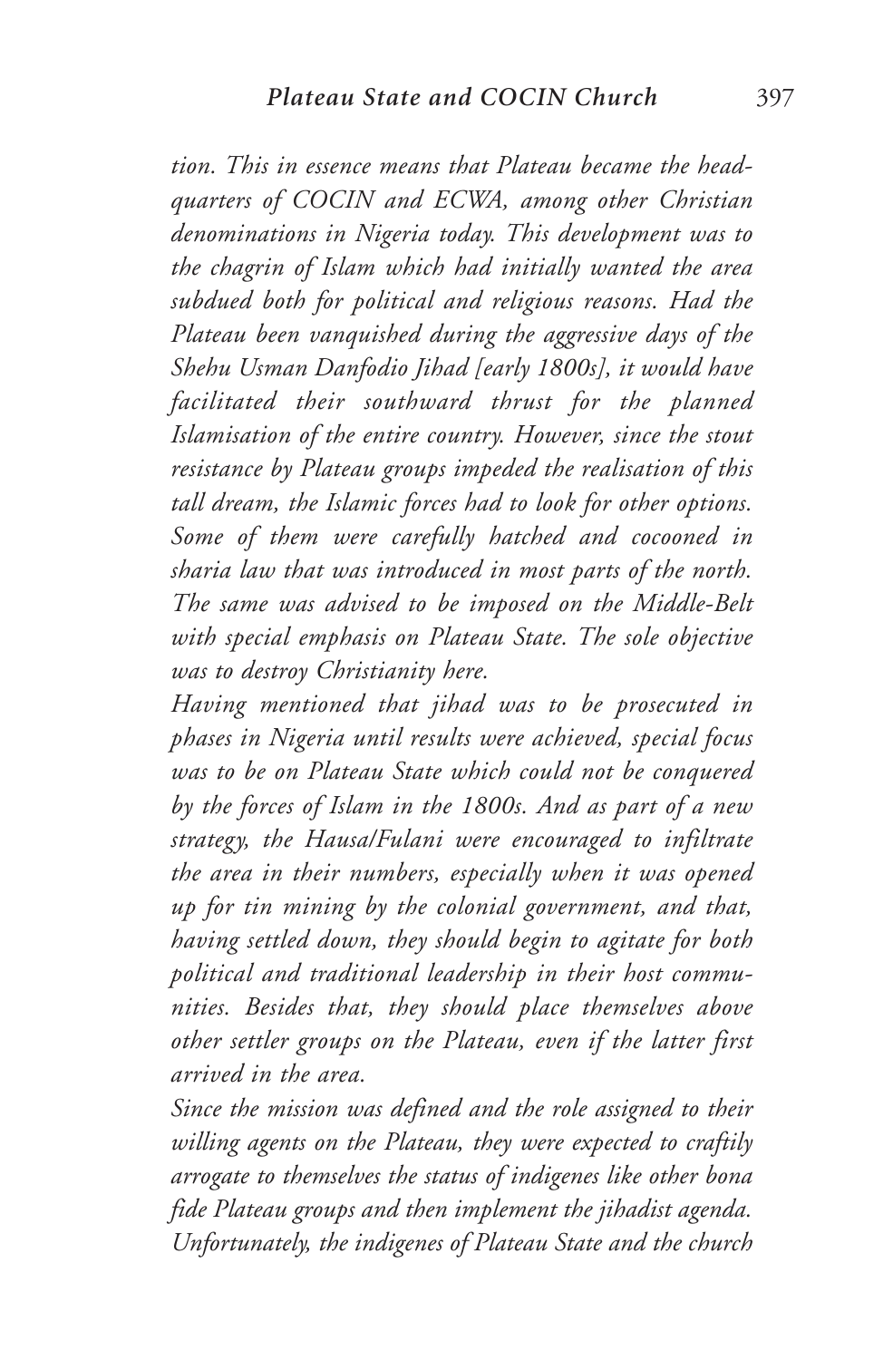*tion. This in essence means that Plateau became the headquarters of COCIN and ECWA, among other Christian denominations in Nigeria today. This development was to the chagrin of Islam which had initially wanted the area subdued both for political and religious reasons. Had the Plateau been vanquished during the aggressive days of the Shehu Usman Danfodio Jihad [early 1800s], it would have facilitated their southward thrust for the planned Islamisation of the entire country. However, since the stout resistance by Plateau groups impeded the realisation of this tall dream, the Islamic forces had to look for other options. Some of them were carefully hatched and cocooned in sharia law that was introduced in most parts of the north. The same was advised to be imposed on the Middle-Belt with special emphasis on Plateau State. The sole objective was to destroy Christianity here.*

*Having mentioned that jihad was to be prosecuted in phases in Nigeria until results were achieved, special focus was to be on Plateau State which could not be conquered by the forces of Islam in the 1800s. And as part of a new strategy, the Hausa/Fulani were encouraged to infiltrate the area in their numbers, especially when it was opened up for tin mining by the colonial government, and that, having settled down, they should begin to agitate for both political and traditional leadership in their host communities. Besides that, they should place themselves above other settler groups on the Plateau, even if the latter first arrived in the area.*

*Since the mission was defined and the role assigned to their willing agents on the Plateau, they were expected to craftily arrogate to themselves the status of indigenes like other bona fide Plateau groups and then implement the jihadist agenda. Unfortunately, the indigenes of Plateau State and the church*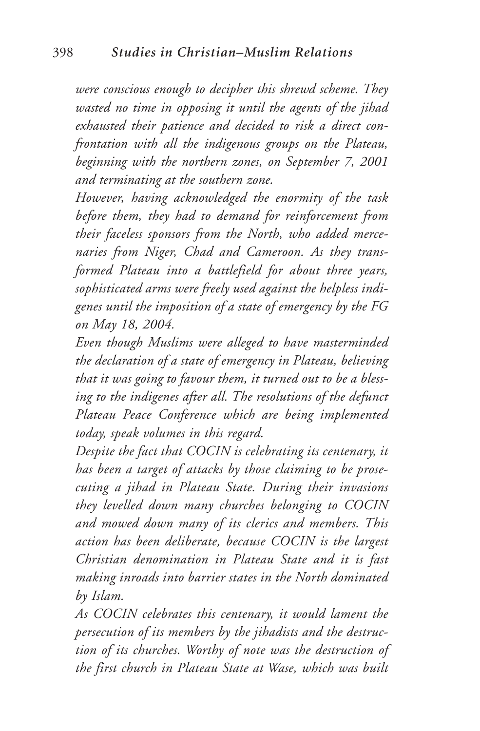*were conscious enough to decipher this shrewd scheme. They wasted no time in opposing it until the agents of the jihad exhausted their patience and decided to risk a direct confrontation with all the indigenous groups on the Plateau, beginning with the northern zones, on September 7, 2001 and terminating at the southern zone.*

*However, having acknowledged the enormity of the task before them, they had to demand for reinforcement from their faceless sponsors from the North, who added mercenaries from Niger, Chad and Cameroon. As they transformed Plateau into a battlefield for about three years, sophisticated arms were freely used against the helpless indigenes until the imposition of a state of emergency by the FG on May 18, 2004.*

*Even though Muslims were alleged to have masterminded the declaration of a state of emergency in Plateau, believing that it was going to favour them, it turned out to be a blessing to the indigenes after all. The resolutions of the defunct Plateau Peace Conference which are being implemented today, speak volumes in this regard.*

*Despite the fact that COCIN is celebrating its centenary, it has been a target of attacks by those claiming to be prosecuting a jihad in Plateau State. During their invasions they levelled down many churches belonging to COCIN and mowed down many of its clerics and members. This action has been deliberate, because COCIN is the largest Christian denomination in Plateau State and it is fast making inroads into barrier states in the North dominated by Islam.*

*As COCIN celebrates this centenary, it would lament the persecution of its members by the jihadists and the destruction of its churches. Worthy of note was the destruction of the first church in Plateau State at Wase, which was built*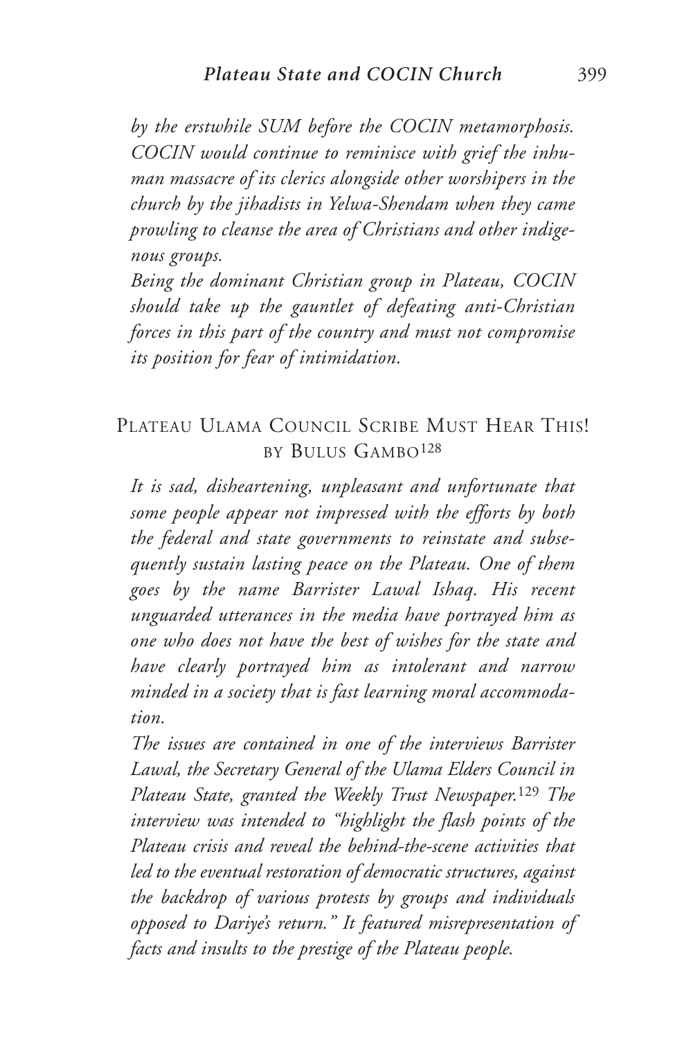*by the erstwhile SUM before the COCIN metamorphosis. COCIN would continue to reminisce with grief the inhuman massacre of its clerics alongside other worshipers in the church by the jihadists in Yelwa-Shendam when they came prowling to cleanse the area of Christians and other indigenous groups.*

*Being the dominant Christian group in Plateau, COCIN should take up the gauntlet of defeating anti-Christian forces in this part of the country and must not compromise its position for fear of intimidation.*

## Plateau Ulama Council Scribe Must Hear This! by Bulus Gambo[128]

*It is sad, disheartening, unpleasant and unfortunate that some people appear not impressed with the efforts by both the federal and state governments to reinstate and subsequently sustain lasting peace on the Plateau. One of them goes by the name Barrister Lawal Ishaq. His recent unguarded utterances in the media have portrayed him as one who does not have the best of wishes for the state and have clearly portrayed him as intolerant and narrow minded in a society that is fast learning moral accommodation.*

*The issues are contained in one of the interviews Barrister Lawal, the Secretary General of the Ulama Elders Council in Plateau State, granted the Weekly Trust Newspaper.*[129] *The interview was intended to "highlight the flash points of the Plateau crisis and reveal the behind-the-scene activities that led to the eventual restoration of democratic structures, against the backdrop of various protests by groups and individuals opposed to Dariye's return." It featured misrepresentation of facts and insults to the prestige of the Plateau people.*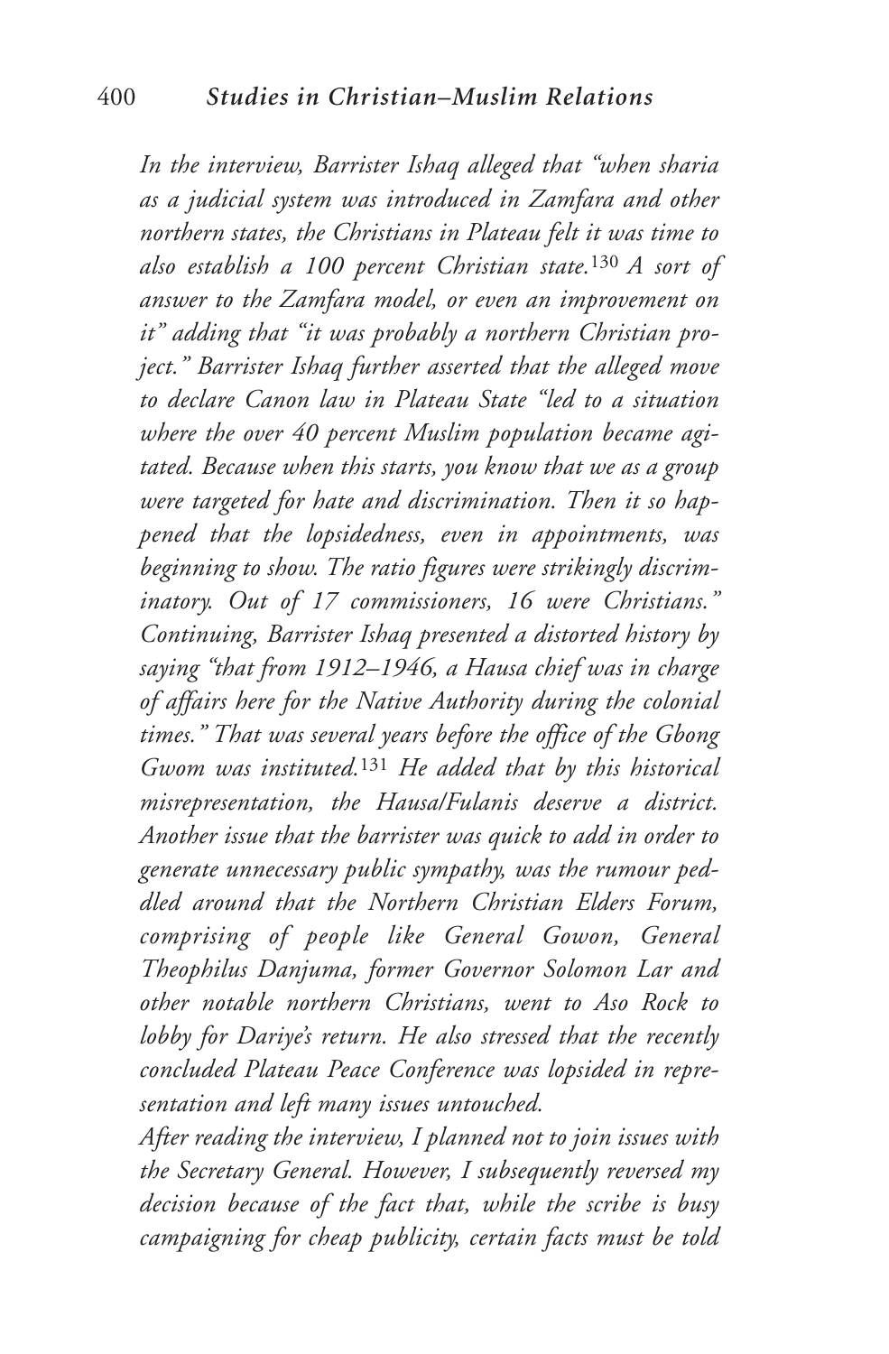*In the interview, Barrister Ishaq alleged that "when sharia as a judicial system was introduced in Zamfara and other northern states, the Christians in Plateau felt it was time to also establish a 100 percent Christian state.*[130] *A sort of answer to the Zamfara model, or even an improvement on it" adding that "it was probably a northern Christian project." Barrister Ishaq further asserted that the alleged move to declare Canon law in Plateau State "led to a situation where the over 40 percent Muslim population became agitated. Because when this starts, you know that we as a group were targeted for hate and discrimination. Then it so happened that the lopsidedness, even in appointments, was beginning to show. The ratio figures were strikingly discriminatory. Out of 17 commissioners, 16 were Christians." Continuing, Barrister Ishaq presented a distorted history by saying "that from 1912–1946, a Hausa chief was in charge of affairs here for the Native Authority during the colonial times." That was several years before the office of the Gbong Gwom was instituted.*[131] *He added that by this historical misrepresentation, the Hausa/Fulanis deserve a district. Another issue that the barrister was quick to add in order to generate unnecessary public sympathy, was the rumour peddled around that the Northern Christian Elders Forum, comprising of people like General Gowon, General Theophilus Danjuma, former Governor Solomon Lar and other notable northern Christians, went to Aso Rock to lobby for Dariye's return. He also stressed that the recently concluded Plateau Peace Conference was lopsided in representation and left many issues untouched.*

*After reading the interview, I planned not to join issues with the Secretary General. However, I subsequently reversed my decision because of the fact that, while the scribe is busy campaigning for cheap publicity, certain facts must be told*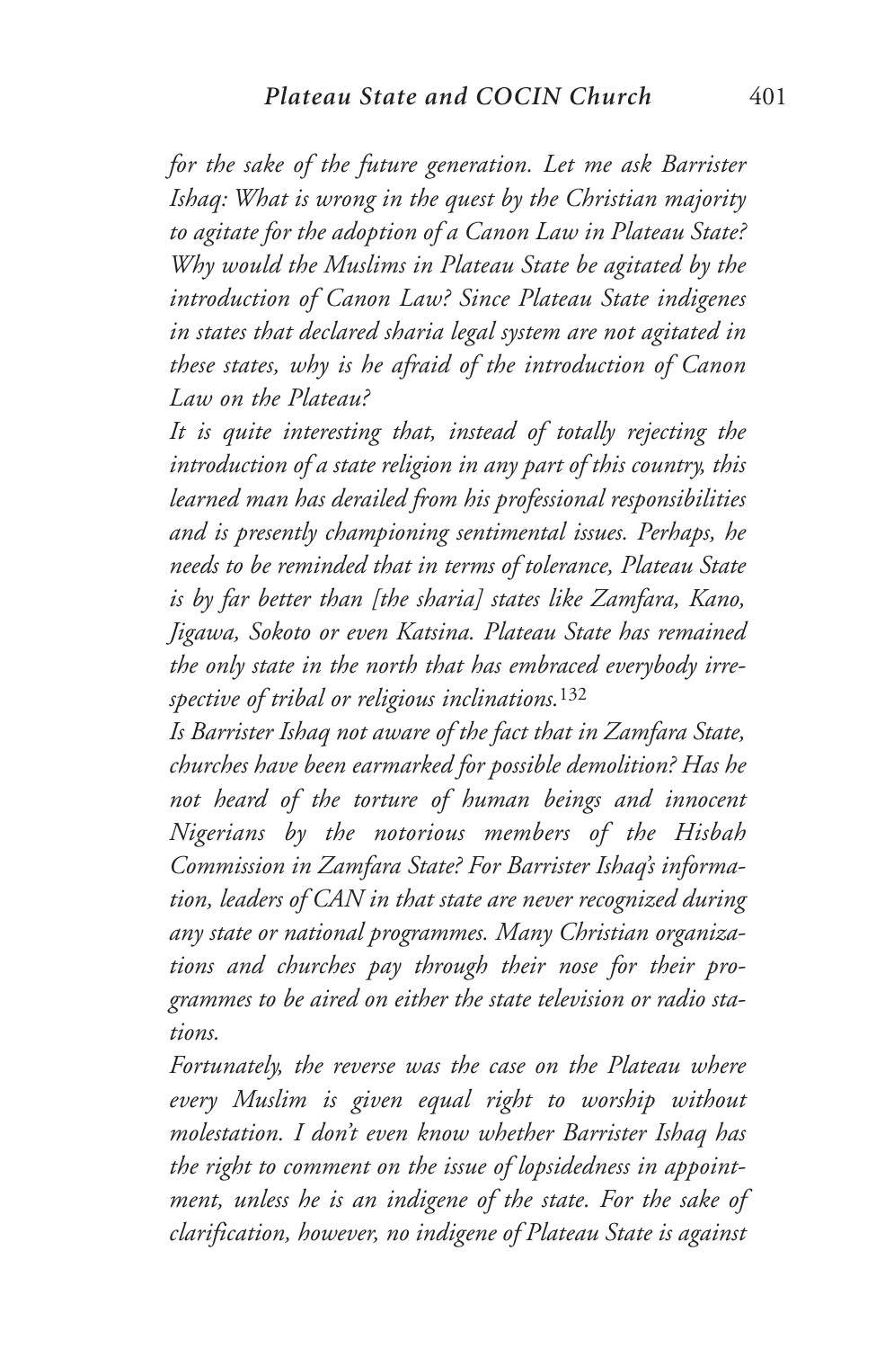*for the sake of the future generation. Let me ask Barrister Ishaq: What is wrong in the quest by the Christian majority to agitate for the adoption of a Canon Law in Plateau State? Why would the Muslims in Plateau State be agitated by the introduction of Canon Law? Since Plateau State indigenes in states that declared sharia legal system are not agitated in these states, why is he afraid of the introduction of Canon Law on the Plateau?*

*It is quite interesting that, instead of totally rejecting the introduction of a state religion in any part of this country, this learned man has derailed from his professional responsibilities and is presently championing sentimental issues. Perhaps, he needs to be reminded that in terms of tolerance, Plateau State is by far better than [the sharia] states like Zamfara, Kano, Jigawa, Sokoto or even Katsina. Plateau State has remained the only state in the north that has embraced everybody irrespective of tribal or religious inclinations.*[132]

*Is Barrister Ishaq not aware of the fact that in Zamfara State, churches have been earmarked for possible demolition? Has he not heard of the torture of human beings and innocent Nigerians by the notorious members of the Hisbah Commission in Zamfara State? For Barrister Ishaq's information, leaders of CAN in that state are never recognized during any state or national programmes. Many Christian organizations and churches pay through their nose for their programmes to be aired on either the state television or radio stations.*

*Fortunately, the reverse was the case on the Plateau where every Muslim is given equal right to worship without molestation. I don't even know whether Barrister Ishaq has the right to comment on the issue of lopsidedness in appointment, unless he is an indigene of the state. For the sake of clarification, however, no indigene of Plateau State is against*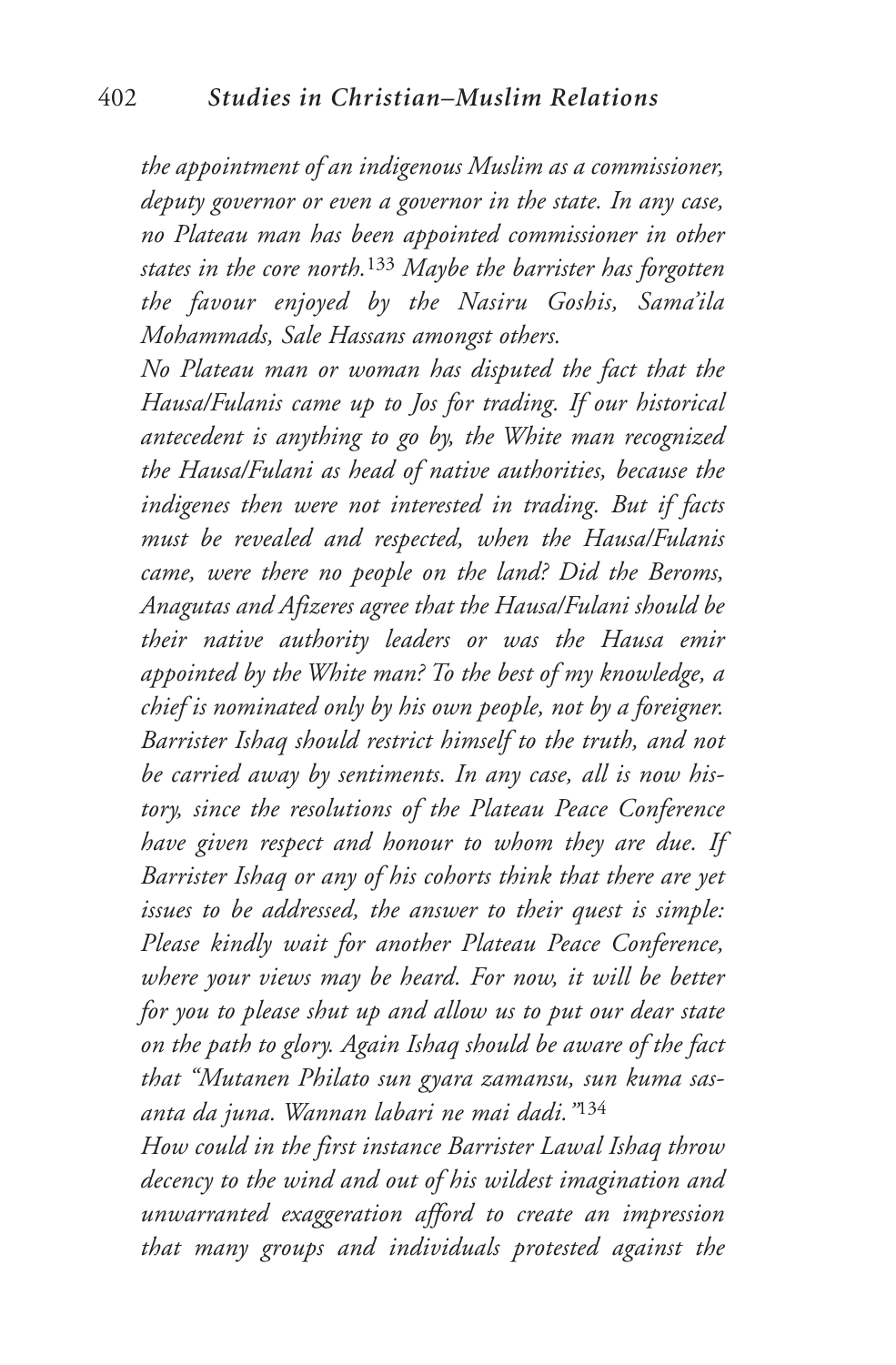*the appointment of an indigenous Muslim as a commissioner, deputy governor or even a governor in the state. In any case, no Plateau man has been appointed commissioner in other states in the core north.*[133] *Maybe the barrister has forgotten the favour enjoyed by the Nasiru Goshis, Sama'ila Mohammads, Sale Hassans amongst others.*

*No Plateau man or woman has disputed the fact that the Hausa/Fulanis came up to Jos for trading. If our historical antecedent is anything to go by, the White man recognized the Hausa/Fulani as head of native authorities, because the indigenes then were not interested in trading. But if facts must be revealed and respected, when the Hausa/Fulanis came, were there no people on the land? Did the Beroms, Anagutas and Afizeres agree that the Hausa/Fulani should be their native authority leaders or was the Hausa emir appointed by the White man? To the best of my knowledge, a chief is nominated only by his own people, not by a foreigner. Barrister Ishaq should restrict himself to the truth, and not be carried away by sentiments. In any case, all is now history, since the resolutions of the Plateau Peace Conference have given respect and honour to whom they are due. If Barrister Ishaq or any of his cohorts think that there are yet issues to be addressed, the answer to their quest is simple: Please kindly wait for another Plateau Peace Conference, where your views may be heard. For now, it will be better for you to please shut up and allow us to put our dear state on the path to glory. Again Ishaq should be aware of the fact that "Mutanen Philato sun gyara zamansu, sun kuma sasanta da juna. Wannan labari ne mai dadi."*[134]

*How could in the first instance Barrister Lawal Ishaq throw decency to the wind and out of his wildest imagination and unwarranted exaggeration afford to create an impression that many groups and individuals protested against the*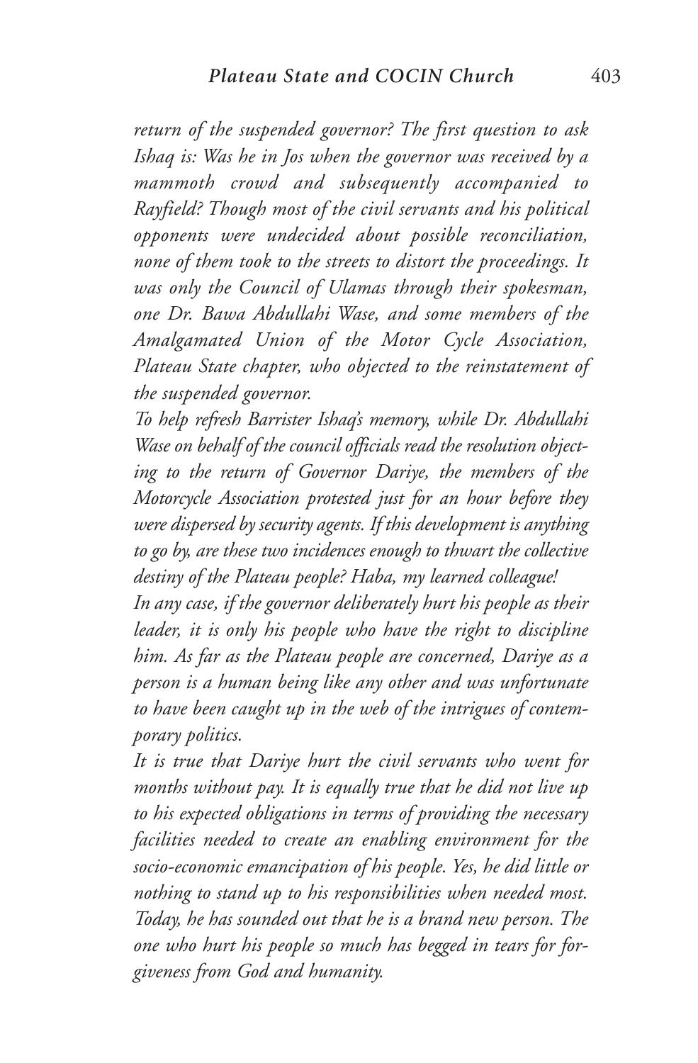*return of the suspended governor? The first question to ask Ishaq is: Was he in Jos when the governor was received by a mammoth crowd and subsequently accompanied to Rayfield? Though most of the civil servants and his political opponents were undecided about possible reconciliation, none of them took to the streets to distort the proceedings. It was only the Council of Ulamas through their spokesman, one Dr. Bawa Abdullahi Wase, and some members of the Amalgamated Union of the Motor Cycle Association, Plateau State chapter, who objected to the reinstatement of the suspended governor.*

*To help refresh Barrister Ishaq's memory, while Dr. Abdullahi Wase on behalf of the council officials read the resolution objecting to the return of Governor Dariye, the members of the Motorcycle Association protested just for an hour before they were dispersed by security agents. If this development is anything to go by, are these two incidences enough to thwart the collective destiny of the Plateau people? Haba, my learned colleague!*

*In any case, if the governor deliberately hurt his people as their leader, it is only his people who have the right to discipline him. As far as the Plateau people are concerned, Dariye as a person is a human being like any other and was unfortunate to have been caught up in the web of the intrigues of contemporary politics.*

*It is true that Dariye hurt the civil servants who went for months without pay. It is equally true that he did not live up to his expected obligations in terms of providing the necessary facilities needed to create an enabling environment for the socio-economic emancipation of his people. Yes, he did little or nothing to stand up to his responsibilities when needed most. Today, he has sounded out that he is a brand new person. The one who hurt his people so much has begged in tears for forgiveness from God and humanity.*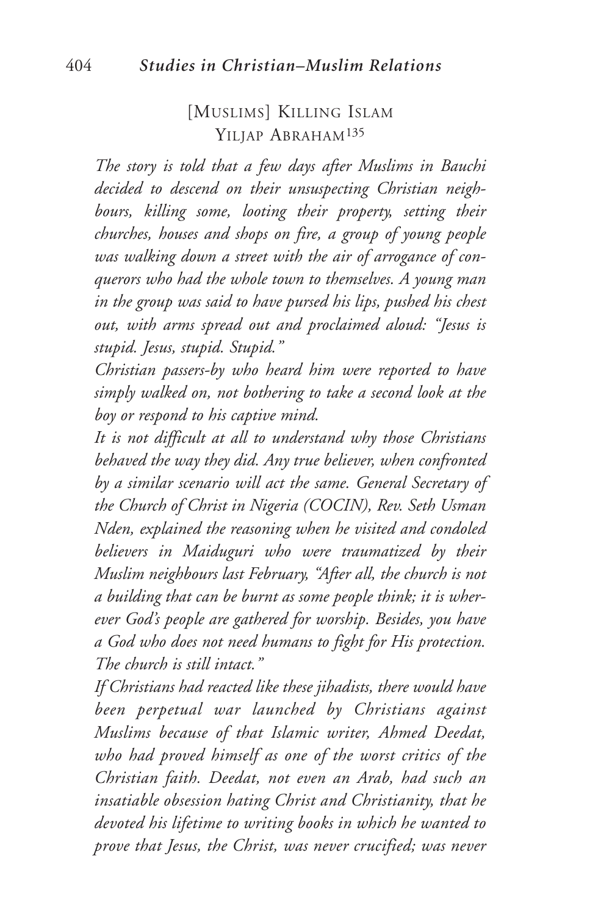## [Muslims] Killing Islam

### Yiljap Abraham[135]

*The story is told that a few days after Muslims in Bauchi decided to descend on their unsuspecting Christian neighbours, killing some, looting their property, setting their churches, houses and shops on fire, a group of young people was walking down a street with the air of arrogance of conquerors who had the whole town to themselves. A young man in the group was said to have pursed his lips, pushed his chest out, with arms spread out and proclaimed aloud: "Jesus is stupid. Jesus, stupid. Stupid."*

*Christian passers-by who heard him were reported to have simply walked on, not bothering to take a second look at the boy or respond to his captive mind.*

*It is not difficult at all to understand why those Christians behaved the way they did. Any true believer, when confronted by a similar scenario will act the same. General Secretary of the Church of Christ in Nigeria (COCIN), Rev. Seth Usman Nden, explained the reasoning when he visited and condoled believers in Maiduguri who were traumatized by their Muslim neighbours last February, "After all, the church is not a building that can be burnt as some people think; it is wherever God's people are gathered for worship. Besides, you have a God who does not need humans to fight for His protection. The church is still intact."*

*If Christians had reacted like these jihadists, there would have been perpetual war launched by Christians against Muslims because of that Islamic writer, Ahmed Deedat, who had proved himself as one of the worst critics of the Christian faith. Deedat, not even an Arab, had such an insatiable obsession hating Christ and Christianity, that he devoted his lifetime to writing books in which he wanted to prove that Jesus, the Christ, was never crucified; was never*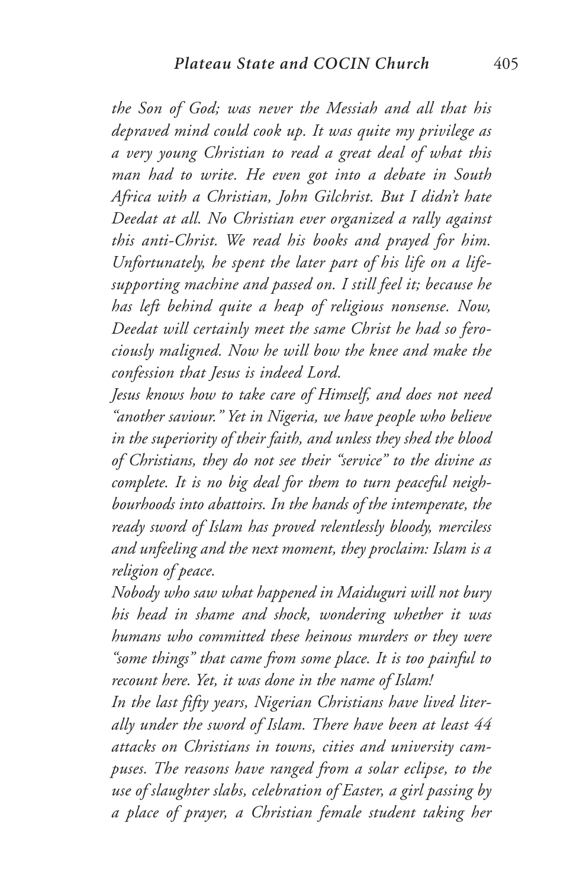*the Son of God; was never the Messiah and all that his depraved mind could cook up. It was quite my privilege as a very young Christian to read a great deal of what this man had to write. He even got into a debate in South Africa with a Christian, John Gilchrist. But I didn't hate Deedat at all. No Christian ever organized a rally against this anti-Christ. We read his books and prayed for him. Unfortunately, he spent the later part of his life on a life-supporting machine and passed on. I still feel it; because he has left behind quite a heap of religious nonsense. Now, Deedat will certainly meet the same Christ he had so ferociously maligned. Now he will bow the knee and make the confession that Jesus is indeed Lord.*

*Jesus knows how to take care of Himself, and does not need "another saviour." Yet in Nigeria, we have people who believe in the superiority of their faith, and unless they shed the blood of Christians, they do not see their "service" to the divine as complete. It is no big deal for them to turn peaceful neighbourhoods into abattoirs. In the hands of the intemperate, the ready sword of Islam has proved relentlessly bloody, merciless and unfeeling and the next moment, they proclaim: Islam is a religion of peace.*

*Nobody who saw what happened in Maiduguri will not bury his head in shame and shock, wondering whether it was humans who committed these heinous murders or they were "some things" that came from some place. It is too painful to recount here. Yet, it was done in the name of Islam!*

*In the last fifty years, Nigerian Christians have lived literally under the sword of Islam. There have been at least 44 attacks on Christians in towns, cities and university campuses. The reasons have ranged from a solar eclipse, to the use of slaughter slabs, celebration of Easter, a girl passing by a place of prayer, a Christian female student taking her*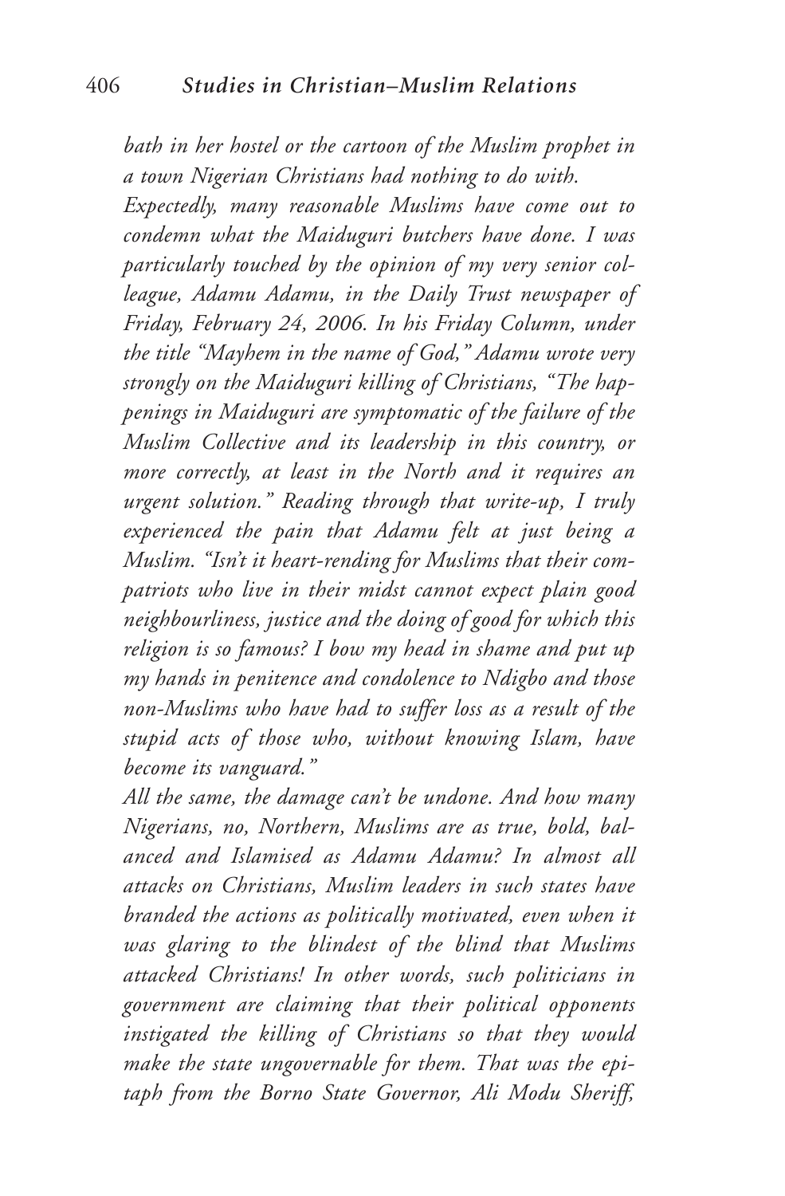*bath in her hostel or the cartoon of the Muslim prophet in a town Nigerian Christians had nothing to do with.*

*Expectedly, many reasonable Muslims have come out to condemn what the Maiduguri butchers have done. I was particularly touched by the opinion of my very senior colleague, Adamu Adamu, in the Daily Trust newspaper of Friday, February 24, 2006. In his Friday Column, under the title "Mayhem in the name of God," Adamu wrote very strongly on the Maiduguri killing of Christians, "The happenings in Maiduguri are symptomatic of the failure of the Muslim Collective and its leadership in this country, or more correctly, at least in the North and it requires an urgent solution." Reading through that write-up, I truly experienced the pain that Adamu felt at just being a Muslim. "Isn't it heart-rending for Muslims that their compatriots who live in their midst cannot expect plain good neighbourliness, justice and the doing of good for which this religion is so famous? I bow my head in shame and put up my hands in penitence and condolence to Ndigbo and those non-Muslims who have had to suffer loss as a result of the stupid acts of those who, without knowing Islam, have become its vanguard."*

*All the same, the damage can't be undone. And how many Nigerians, no, Northern, Muslims are as true, bold, balanced and Islamised as Adamu Adamu? In almost all attacks on Christians, Muslim leaders in such states have branded the actions as politically motivated, even when it was glaring to the blindest of the blind that Muslims attacked Christians! In other words, such politicians in government are claiming that their political opponents instigated the killing of Christians so that they would make the state ungovernable for them. That was the epitaph from the Borno State Governor, Ali Modu Sheriff,*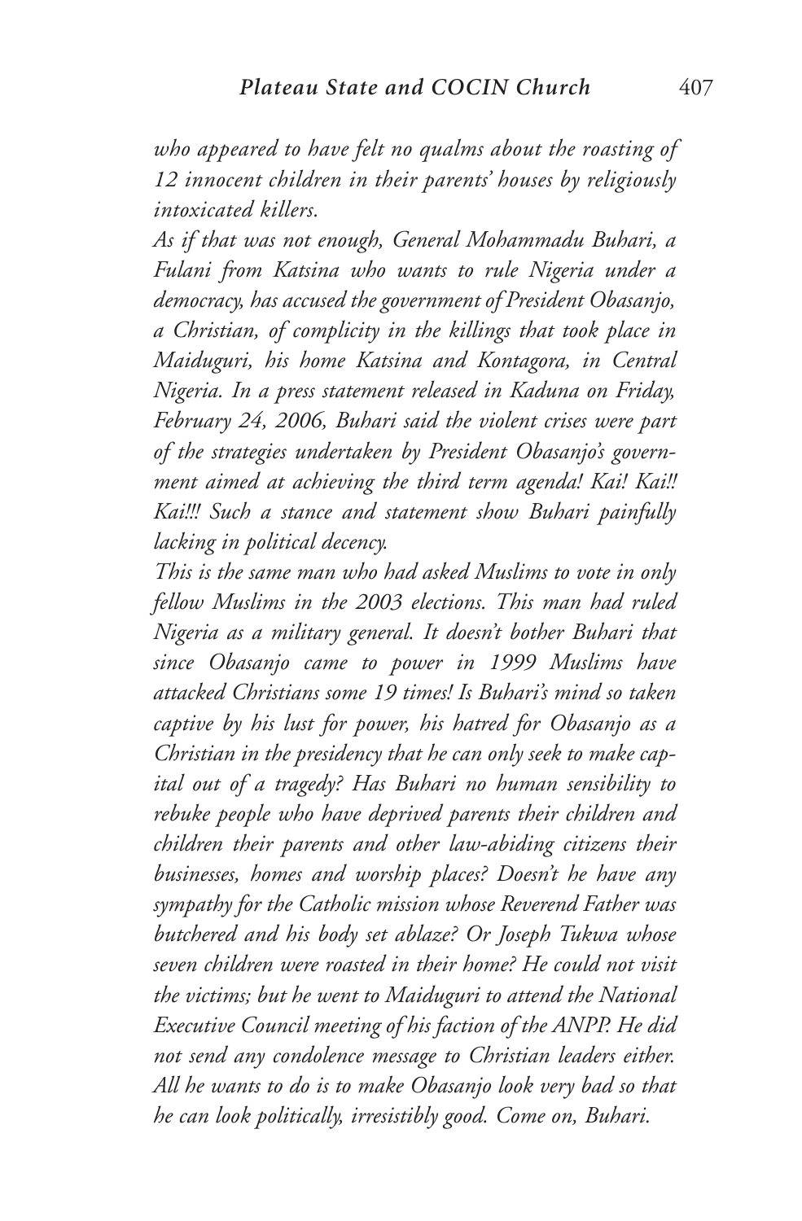*who appeared to have felt no qualms about the roasting of 12 innocent children in their parents' houses by religiously intoxicated killers.*

*As if that was not enough, General Mohammadu Buhari, a Fulani from Katsina who wants to rule Nigeria under a democracy, has accused the government of President Obasanjo, a Christian, of complicity in the killings that took place in Maiduguri, his home Katsina and Kontagora, in Central Nigeria. In a press statement released in Kaduna on Friday, February 24, 2006, Buhari said the violent crises were part of the strategies undertaken by President Obasanjo's government aimed at achieving the third term agenda! Kai! Kai!! Kai!!! Such a stance and statement show Buhari painfully lacking in political decency.*

*This is the same man who had asked Muslims to vote in only fellow Muslims in the 2003 elections. This man had ruled Nigeria as a military general. It doesn't bother Buhari that since Obasanjo came to power in 1999 Muslims have attacked Christians some 19 times! Is Buhari's mind so taken captive by his lust for power, his hatred for Obasanjo as a Christian in the presidency that he can only seek to make capital out of a tragedy? Has Buhari no human sensibility to rebuke people who have deprived parents their children and children their parents and other law-abiding citizens their businesses, homes and worship places? Doesn't he have any sympathy for the Catholic mission whose Reverend Father was butchered and his body set ablaze? Or Joseph Tukwa whose seven children were roasted in their home? He could not visit the victims; but he went to Maiduguri to attend the National Executive Council meeting of his faction of the ANPP. He did not send any condolence message to Christian leaders either. All he wants to do is to make Obasanjo look very bad so that he can look politically, irresistibly good. Come on, Buhari.*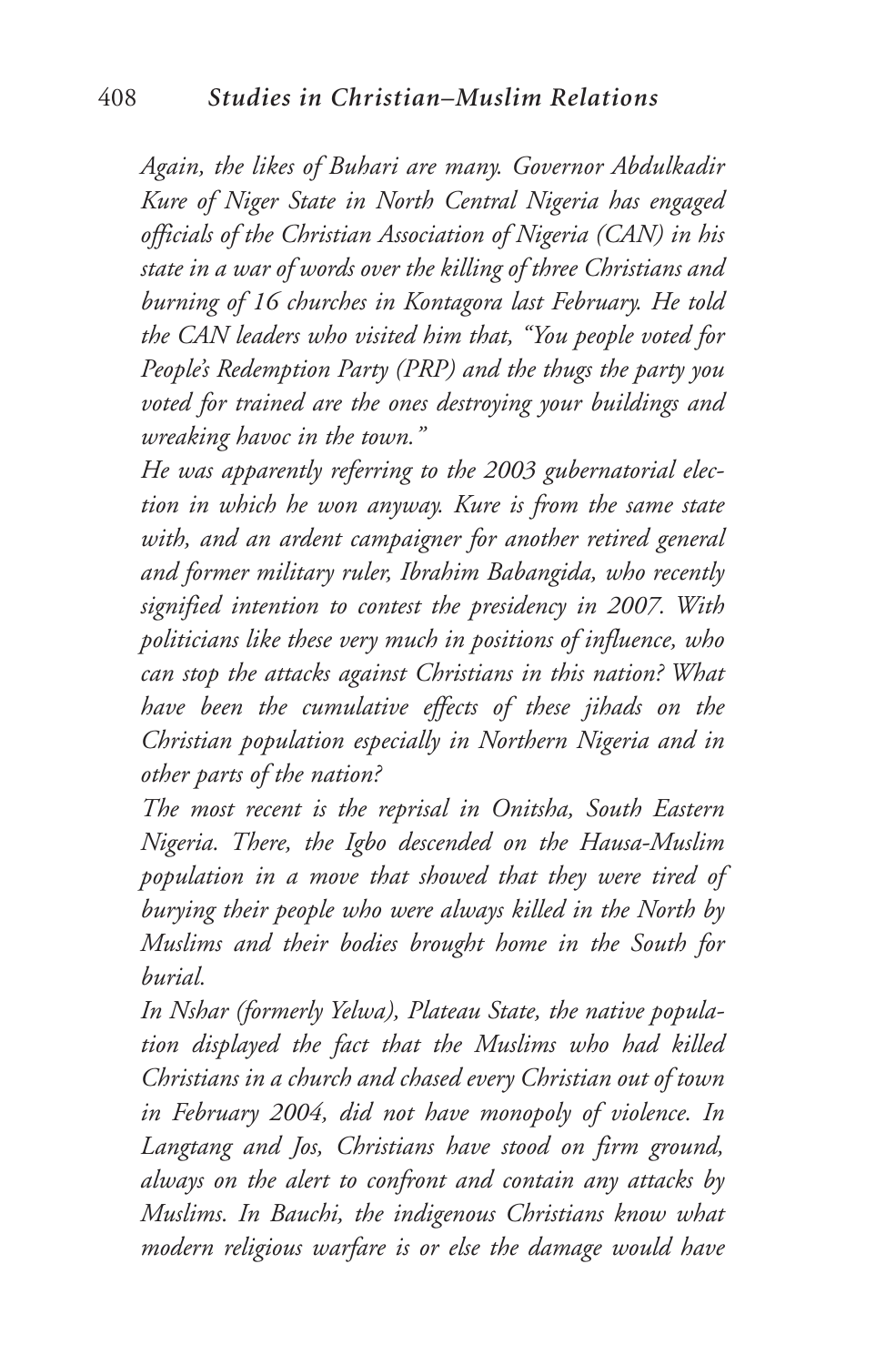*Again, the likes of Buhari are many. Governor Abdulkadir Kure of Niger State in North Central Nigeria has engaged officials of the Christian Association of Nigeria (CAN) in his state in a war of words over the killing of three Christians and burning of 16 churches in Kontagora last February. He told the CAN leaders who visited him that, "You people voted for People's Redemption Party (PRP) and the thugs the party you voted for trained are the ones destroying your buildings and wreaking havoc in the town."*

*He was apparently referring to the 2003 gubernatorial election in which he won anyway. Kure is from the same state with, and an ardent campaigner for another retired general and former military ruler, Ibrahim Babangida, who recently signified intention to contest the presidency in 2007. With politicians like these very much in positions of influence, who can stop the attacks against Christians in this nation? What have been the cumulative effects of these jihads on the Christian population especially in Northern Nigeria and in other parts of the nation?*

*The most recent is the reprisal in Onitsha, South Eastern Nigeria. There, the Igbo descended on the Hausa-Muslim population in a move that showed that they were tired of burying their people who were always killed in the North by Muslims and their bodies brought home in the South for burial.*

*In Nshar (formerly Yelwa), Plateau State, the native population displayed the fact that the Muslims who had killed Christians in a church and chased every Christian out of town in February 2004, did not have monopoly of violence. In Langtang and Jos, Christians have stood on firm ground, always on the alert to confront and contain any attacks by Muslims. In Bauchi, the indigenous Christians know what modern religious warfare is or else the damage would have*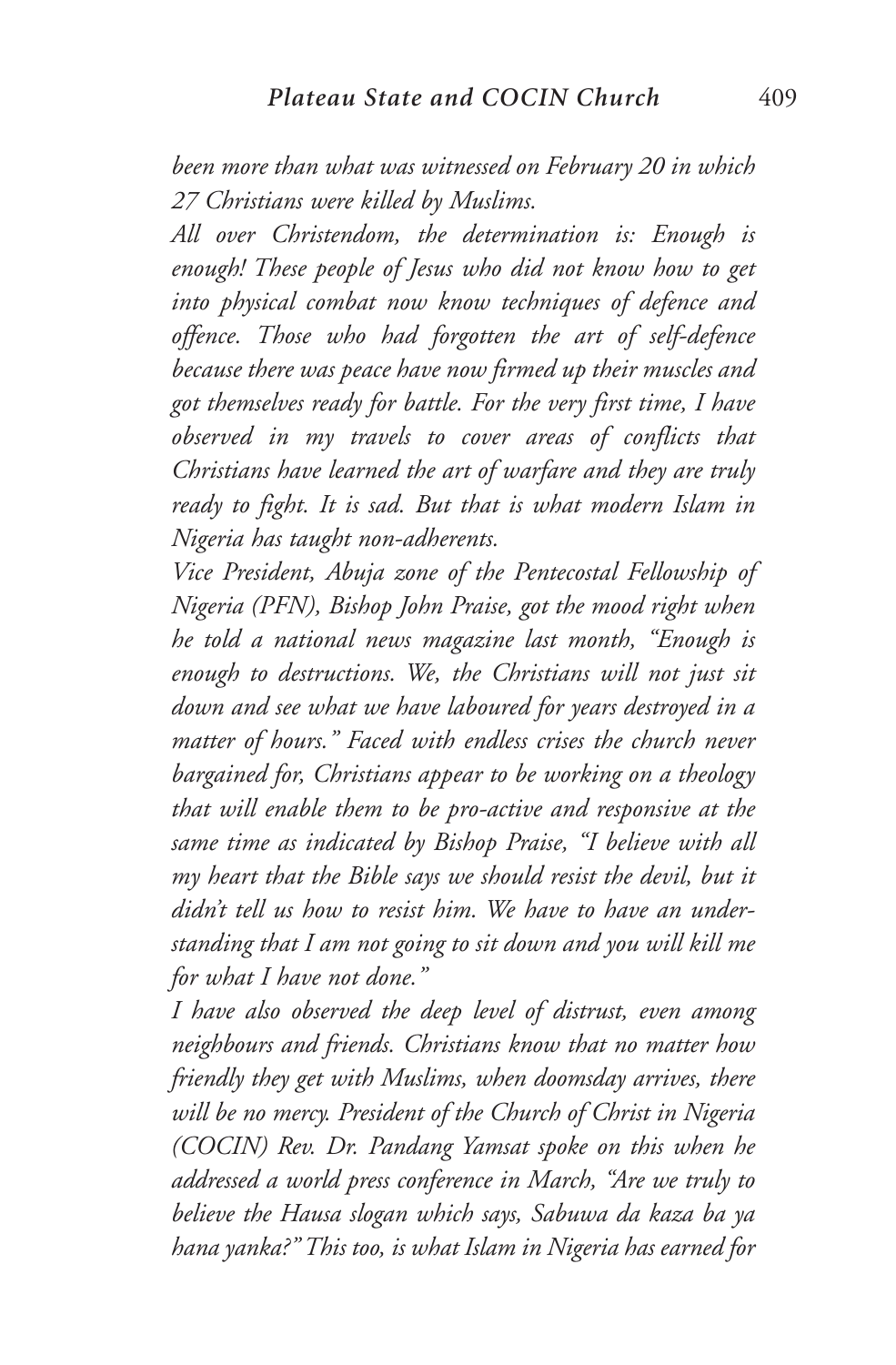*been more than what was witnessed on February 20 in which 27 Christians were killed by Muslims.*

*All over Christendom, the determination is: Enough is enough! These people of Jesus who did not know how to get into physical combat now know techniques of defence and offence. Those who had forgotten the art of self-defence because there was peace have now firmed up their muscles and got themselves ready for battle. For the very first time, I have observed in my travels to cover areas of conflicts that Christians have learned the art of warfare and they are truly ready to fight. It is sad. But that is what modern Islam in Nigeria has taught non-adherents.*

*Vice President, Abuja zone of the Pentecostal Fellowship of Nigeria (PFN), Bishop John Praise, got the mood right when he told a national news magazine last month, "Enough is enough to destructions. We, the Christians will not just sit down and see what we have laboured for years destroyed in a matter of hours." Faced with endless crises the church never bargained for, Christians appear to be working on a theology that will enable them to be pro-active and responsive at the same time as indicated by Bishop Praise, "I believe with all my heart that the Bible says we should resist the devil, but it didn't tell us how to resist him. We have to have an understanding that I am not going to sit down and you will kill me for what I have not done."*

*I have also observed the deep level of distrust, even among neighbours and friends. Christians know that no matter how friendly they get with Muslims, when doomsday arrives, there will be no mercy. President of the Church of Christ in Nigeria (COCIN) Rev. Dr. Pandang Yamsat spoke on this when he addressed a world press conference in March, "Are we truly to believe the Hausa slogan which says, Sabuwa da kaza ba ya hana yanka?" This too, is what Islam in Nigeria has earned for*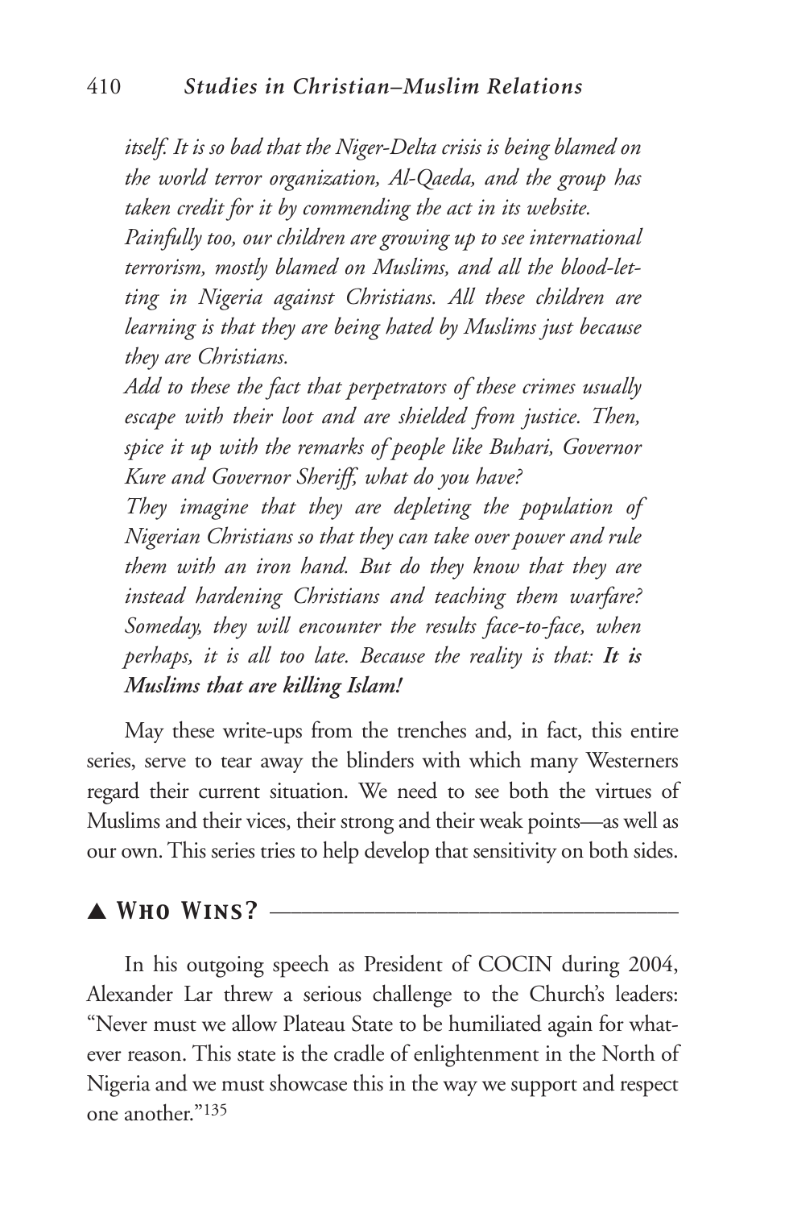*itself. It is so bad that the Niger-Delta crisis is being blamed on the world terror organization, Al-Qaeda, and the group has taken credit for it by commending the act in its website.*

*Painfully too, our children are growing up to see international terrorism, mostly blamed on Muslims, and all the blood-letting in Nigeria against Christians. All these children are learning is that they are being hated by Muslims just because they are Christians.*

*Add to these the fact that perpetrators of these crimes usually escape with their loot and are shielded from justice. Then, spice it up with the remarks of people like Buhari, Governor Kure and Governor Sheriff, what do you have?*

*They imagine that they are depleting the population of Nigerian Christians so that they can take over power and rule them with an iron hand. But do they know that they are instead hardening Christians and teaching them warfare? Someday, they will encounter the results face-to-face, when perhaps, it is all too late. Because the reality is that:* ***It is Muslims that are killing Islam!***

May these write-ups from the trenches and, in fact, this entire series, serve to tear away the blinders with which many Westerners regard their current situation. We need to see both the virtues of Muslims and their vices, their strong and their weak points—as well as our own. This series tries to help develop that sensitivity on both sides.

## ▲ Who Wins?

In his outgoing speech as President of COCIN during 2004, Alexander Lar threw a serious challenge to the Church's leaders: "Never must we allow Plateau State to be humiliated again for whatever reason. This state is the cradle of enlightenment in the North of Nigeria and we must showcase this in the way we support and respect one another."[135]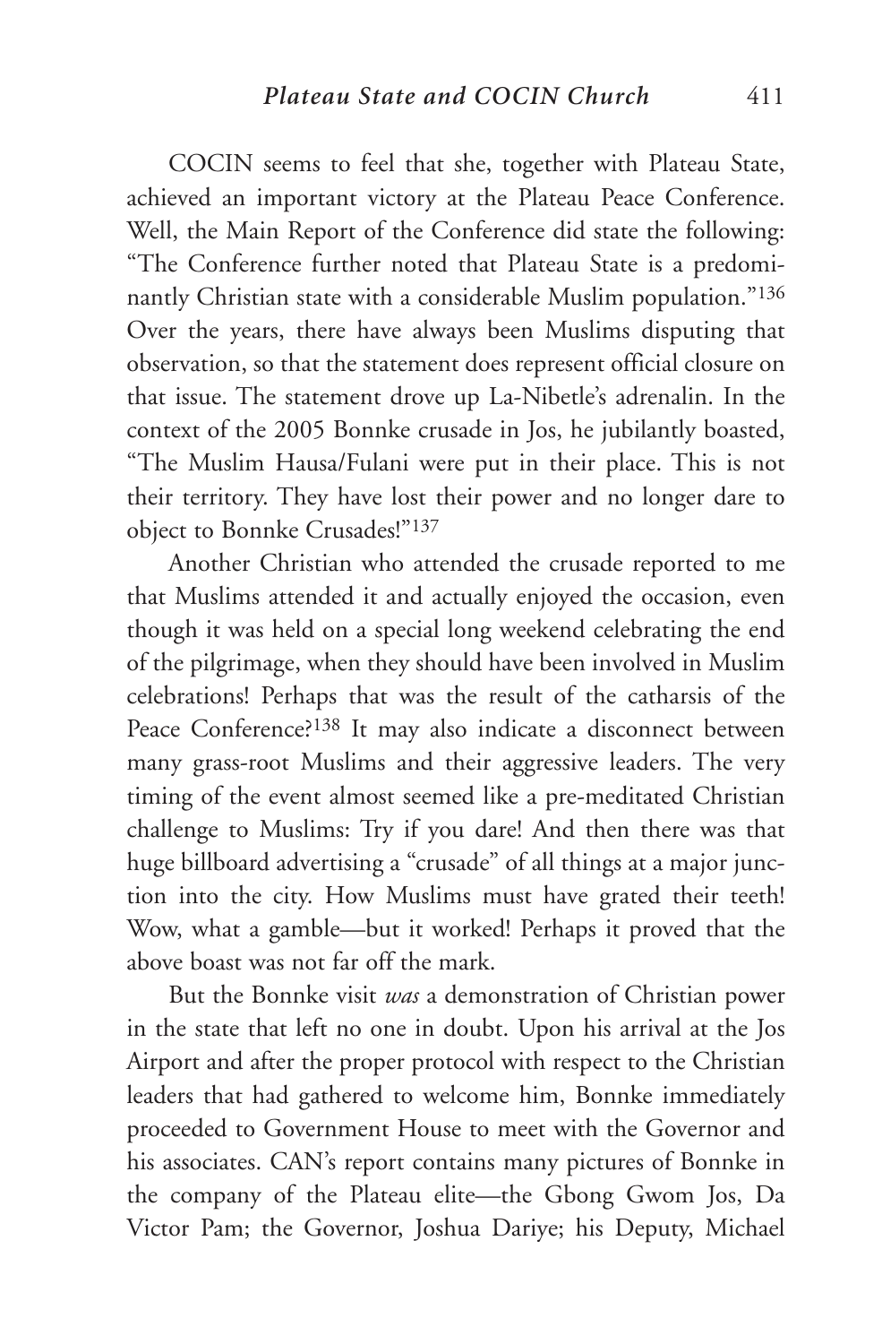COCIN seems to feel that she, together with Plateau State, achieved an important victory at the Plateau Peace Conference. Well, the Main Report of the Conference did state the following: "The Conference further noted that Plateau State is a predominantly Christian state with a considerable Muslim population."[136] Over the years, there have always been Muslims disputing that observation, so that the statement does represent official closure on that issue. The statement drove up La-Nibetle's adrenalin. In the context of the 2005 Bonnke crusade in Jos, he jubilantly boasted, "The Muslim Hausa/Fulani were put in their place. This is not their territory. They have lost their power and no longer dare to object to Bonnke Crusades!"[137]

Another Christian who attended the crusade reported to me that Muslims attended it and actually enjoyed the occasion, even though it was held on a special long weekend celebrating the end of the pilgrimage, when they should have been involved in Muslim celebrations! Perhaps that was the result of the catharsis of the Peace Conference?[138] It may also indicate a disconnect between many grass-root Muslims and their aggressive leaders. The very timing of the event almost seemed like a pre-meditated Christian challenge to Muslims: Try if you dare! And then there was that huge billboard advertising a "crusade" of all things at a major junction into the city. How Muslims must have grated their teeth! Wow, what a gamble—but it worked! Perhaps it proved that the above boast was not far off the mark.

But the Bonnke visit *was* a demonstration of Christian power in the state that left no one in doubt. Upon his arrival at the Jos Airport and after the proper protocol with respect to the Christian leaders that had gathered to welcome him, Bonnke immediately proceeded to Government House to meet with the Governor and his associates. CAN's report contains many pictures of Bonnke in the company of the Plateau elite—the Gbong Gwom Jos, Da Victor Pam; the Governor, Joshua Dariye; his Deputy, Michael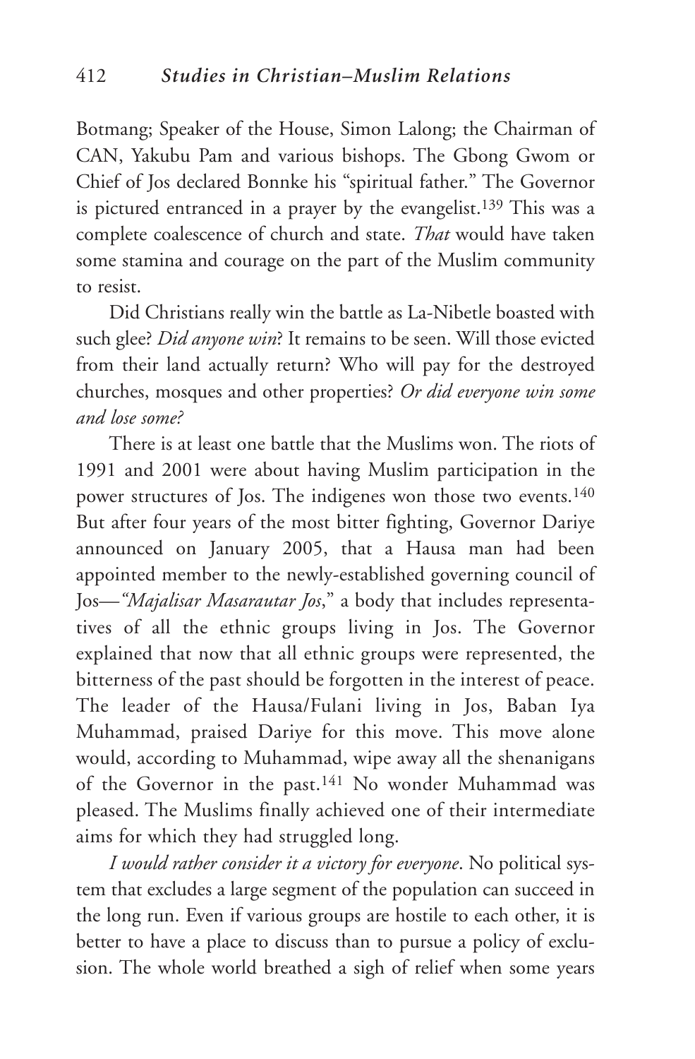Botmang; Speaker of the House, Simon Lalong; the Chairman of CAN, Yakubu Pam and various bishops. The Gbong Gwom or Chief of Jos declared Bonnke his "spiritual father." The Governor is pictured entranced in a prayer by the evangelist.[139] This was a complete coalescence of church and state. *That* would have taken some stamina and courage on the part of the Muslim community to resist.

Did Christians really win the battle as La-Nibetle boasted with such glee? *Did anyone win*? It remains to be seen. Will those evicted from their land actually return? Who will pay for the destroyed churches, mosques and other properties? *Or did everyone win some and lose some?*

There is at least one battle that the Muslims won. The riots of 1991 and 2001 were about having Muslim participation in the power structures of Jos. The indigenes won those two events.[140] But after four years of the most bitter fighting, Governor Dariye announced on January 2005, that a Hausa man had been appointed member to the newly-established governing council of Jos—*"Majalisar Masarautar Jos*," a body that includes representatives of all the ethnic groups living in Jos. The Governor explained that now that all ethnic groups were represented, the bitterness of the past should be forgotten in the interest of peace. The leader of the Hausa/Fulani living in Jos, Baban Iya Muhammad, praised Dariye for this move. This move alone would, according to Muhammad, wipe away all the shenanigans of the Governor in the past.[141] No wonder Muhammad was pleased. The Muslims finally achieved one of their intermediate aims for which they had struggled long.

*I would rather consider it a victory for everyone*. No political system that excludes a large segment of the population can succeed in the long run. Even if various groups are hostile to each other, it is better to have a place to discuss than to pursue a policy of exclusion. The whole world breathed a sigh of relief when some years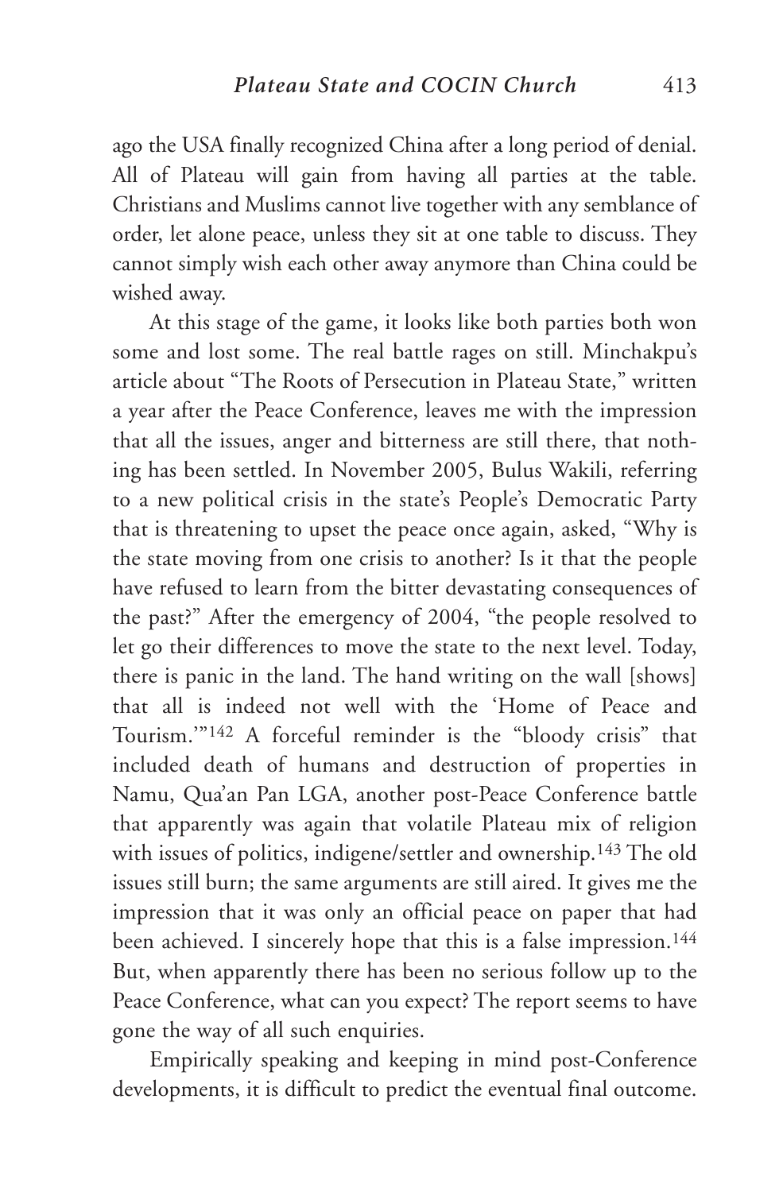ago the USA finally recognized China after a long period of denial. All of Plateau will gain from having all parties at the table. Christians and Muslims cannot live together with any semblance of order, let alone peace, unless they sit at one table to discuss. They cannot simply wish each other away anymore than China could be wished away.

At this stage of the game, it looks like both parties both won some and lost some. The real battle rages on still. Minchakpu's article about "The Roots of Persecution in Plateau State," written a year after the Peace Conference, leaves me with the impression that all the issues, anger and bitterness are still there, that nothing has been settled. In November 2005, Bulus Wakili, referring to a new political crisis in the state's People's Democratic Party that is threatening to upset the peace once again, asked, "Why is the state moving from one crisis to another? Is it that the people have refused to learn from the bitter devastating consequences of the past?" After the emergency of 2004, "the people resolved to let go their differences to move the state to the next level. Today, there is panic in the land. The hand writing on the wall [shows] that all is indeed not well with the 'Home of Peace and Tourism.'"[142] A forceful reminder is the "bloody crisis" that included death of humans and destruction of properties in Namu, Qua'an Pan LGA, another post-Peace Conference battle that apparently was again that volatile Plateau mix of religion with issues of politics, indigene/settler and ownership.[143] The old issues still burn; the same arguments are still aired. It gives me the impression that it was only an official peace on paper that had been achieved. I sincerely hope that this is a false impression.[144] But, when apparently there has been no serious follow up to the Peace Conference, what can you expect? The report seems to have gone the way of all such enquiries.

Empirically speaking and keeping in mind post-Conference developments, it is difficult to predict the eventual final outcome.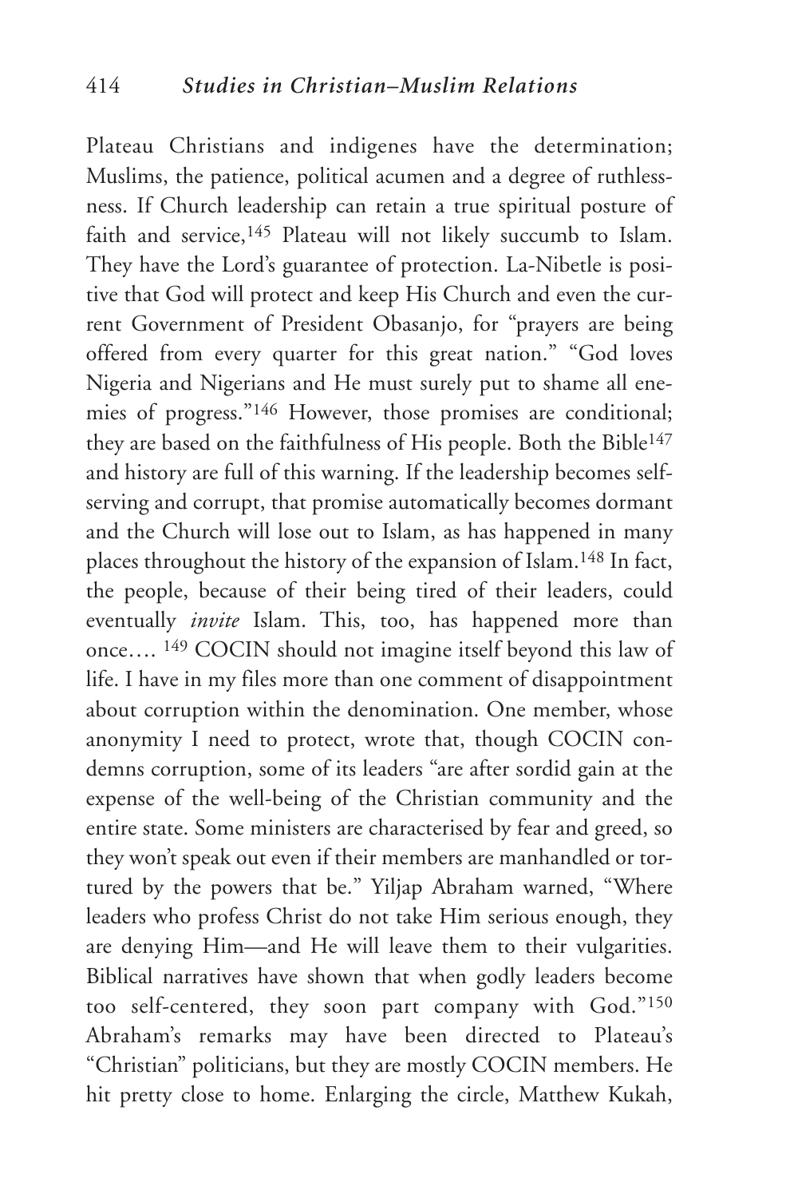Plateau Christians and indigenes have the determination; Muslims, the patience, political acumen and a degree of ruthlessness. If Church leadership can retain a true spiritual posture of faith and service,[145] Plateau will not likely succumb to Islam. They have the Lord's guarantee of protection. La-Nibetle is positive that God will protect and keep His Church and even the current Government of President Obasanjo, for "prayers are being offered from every quarter for this great nation." "God loves Nigeria and Nigerians and He must surely put to shame all enemies of progress."[146] However, those promises are conditional; they are based on the faithfulness of His people. Both the Bible[147] and history are full of this warning. If the leadership becomes self-serving and corrupt, that promise automatically becomes dormant and the Church will lose out to Islam, as has happened in many places throughout the history of the expansion of Islam.[148] In fact, the people, because of their being tired of their leaders, could eventually *invite* Islam. This, too, has happened more than once…. [149] COCIN should not imagine itself beyond this law of life. I have in my files more than one comment of disappointment about corruption within the denomination. One member, whose anonymity I need to protect, wrote that, though COCIN condemns corruption, some of its leaders "are after sordid gain at the expense of the well-being of the Christian community and the entire state. Some ministers are characterised by fear and greed, so they won't speak out even if their members are manhandled or tortured by the powers that be." Yiljap Abraham warned, "Where leaders who profess Christ do not take Him serious enough, they are denying Him—and He will leave them to their vulgarities. Biblical narratives have shown that when godly leaders become too self-centered, they soon part company with God."[150] Abraham's remarks may have been directed to Plateau's "Christian" politicians, but they are mostly COCIN members. He hit pretty close to home. Enlarging the circle, Matthew Kukah,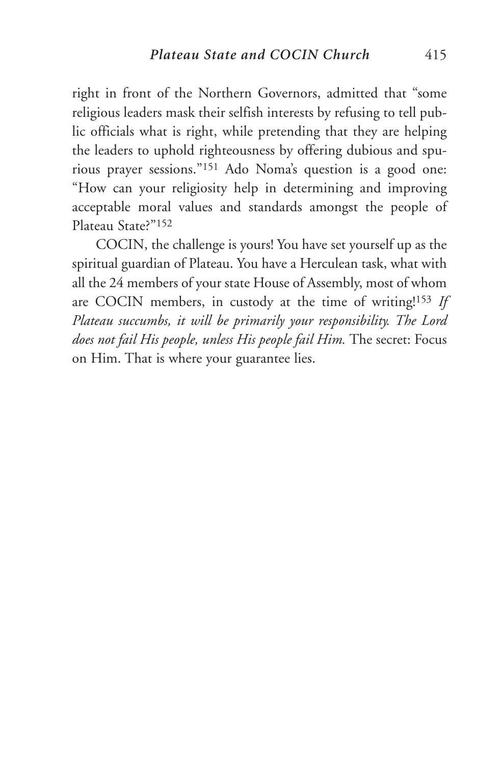right in front of the Northern Governors, admitted that "some religious leaders mask their selfish interests by refusing to tell public officials what is right, while pretending that they are helping the leaders to uphold righteousness by offering dubious and spurious prayer sessions."[151] Ado Noma's question is a good one: "How can your religiosity help in determining and improving acceptable moral values and standards amongst the people of Plateau State?"[152]

COCIN, the challenge is yours! You have set yourself up as the spiritual guardian of Plateau. You have a Herculean task, what with all the 24 members of your state House of Assembly, most of whom are COCIN members, in custody at the time of writing![153] *If Plateau succumbs, it will be primarily your responsibility. The Lord does not fail His people, unless His people fail Him.* The secret: Focus on Him. That is where your guarantee lies.